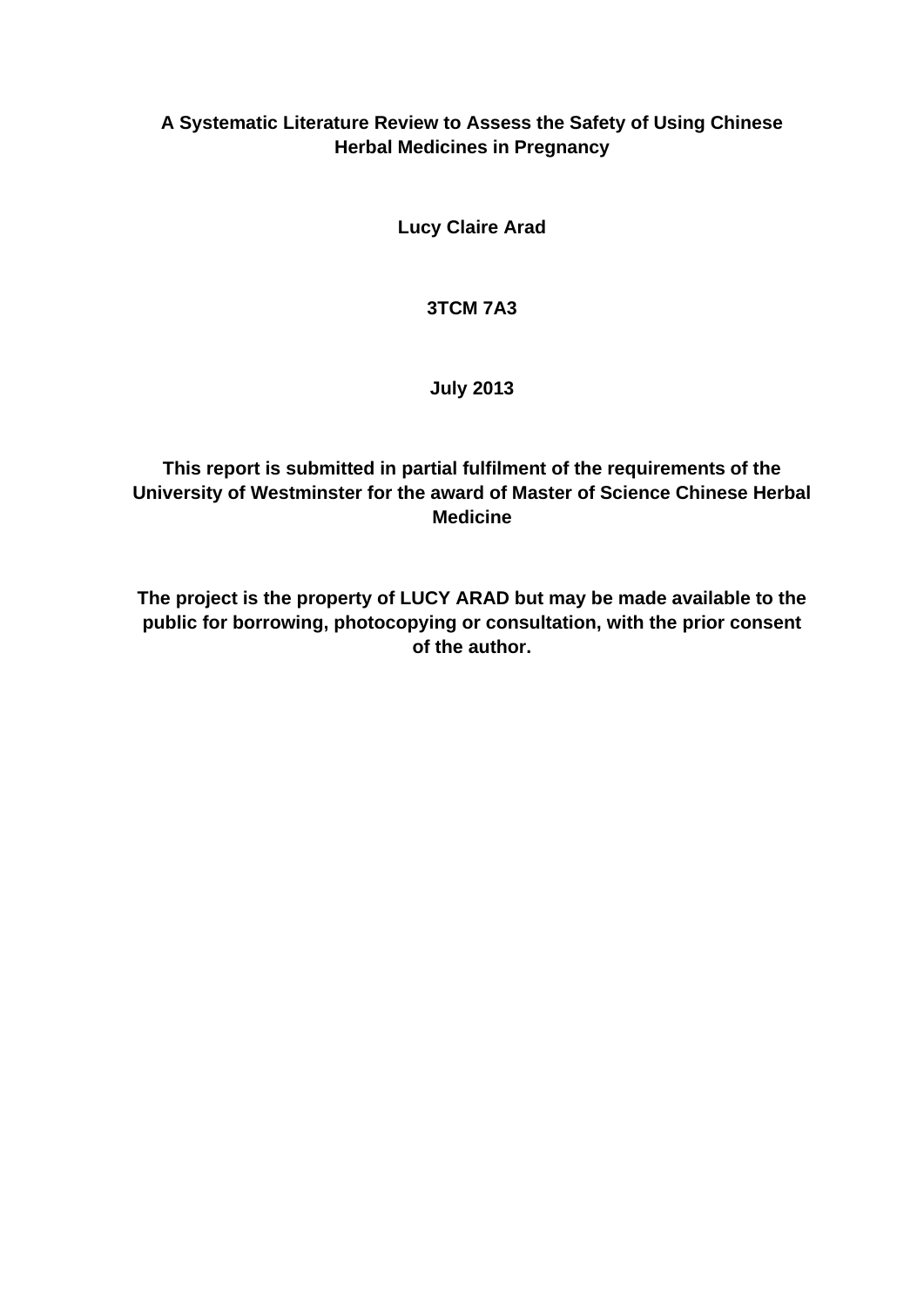# A Systematic Literature Review to Assess the Safety of Using Chinese Herbal Medicines in Pregnancy

**Lucy Claire Arad**

**3TCM 7A3**

**July 2013**

**This report is submitted in partial fulfilment of the requirements of the University of Westminster for the award of Master of Science Chinese Herbal Medicine**

**The project is the property of LUCY ARAD but may be made available to the public for borrowing, photocopying or consultation, with the prior consent of the author.**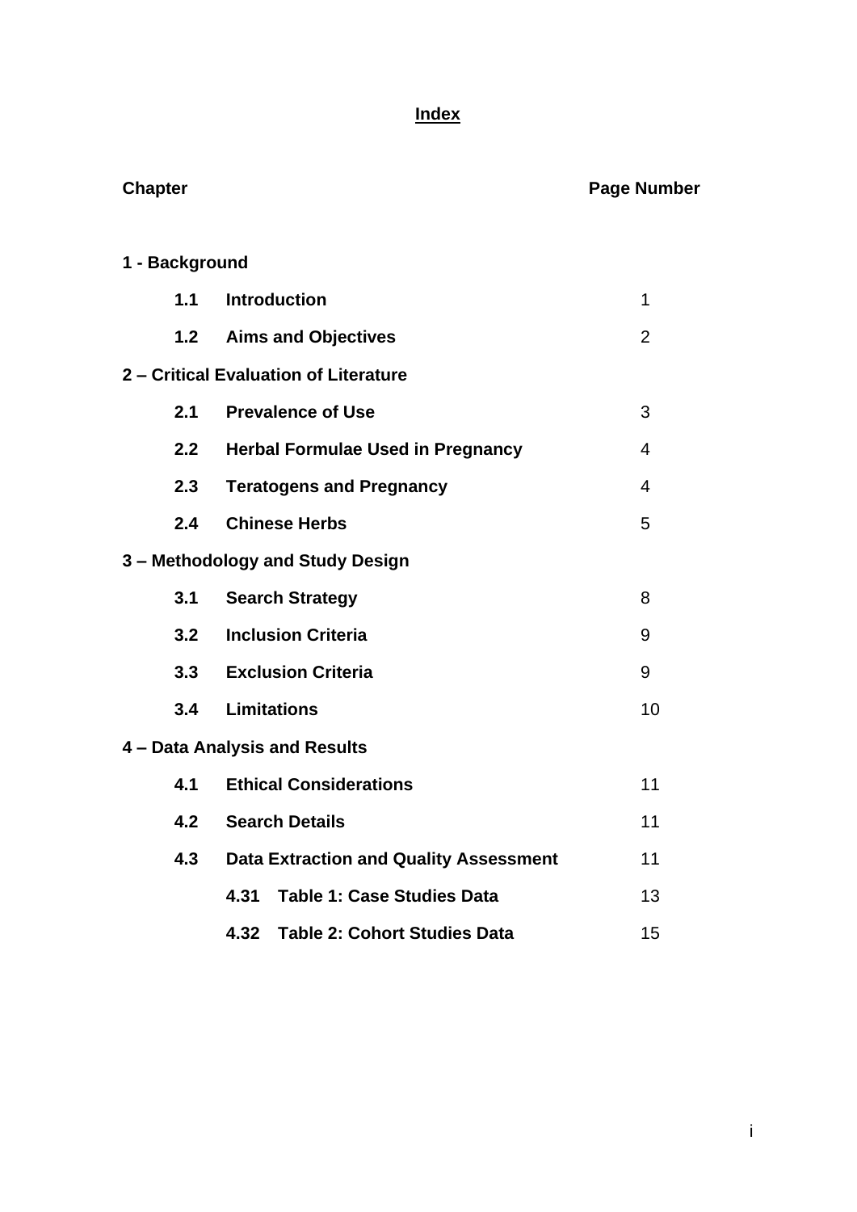# Index

| Chapter | | Page Number |
|---|---|---|
| **1 - Background** | | |
| **1.1** | **Introduction** | 1 |
| **1.2** | **Aims and Objectives** | 2 |
| **2 – Critical Evaluation of Literature** | | |
| **2.1** | **Prevalence of Use** | 3 |
| **2.2** | **Herbal Formulae Used in Pregnancy** | 4 |
| **2.3** | **Teratogens and Pregnancy** | 4 |
| **2.4** | **Chinese Herbs** | 5 |
| **3 – Methodology and Study Design** | | |
| **3.1** | **Search Strategy** | 8 |
| **3.2** | **Inclusion Criteria** | 9 |
| **3.3** | **Exclusion Criteria** | 9 |
| **3.4** | **Limitations** | 10 |
| **4 – Data Analysis and Results** | | |
| **4.1** | **Ethical Considerations** | 11 |
| **4.2** | **Search Details** | 11 |
| **4.3** | **Data Extraction and Quality Assessment** | 11 |
| | **4.31 Table 1: Case Studies Data** | 13 |
| | **4.32 Table 2: Cohort Studies Data** | 15 |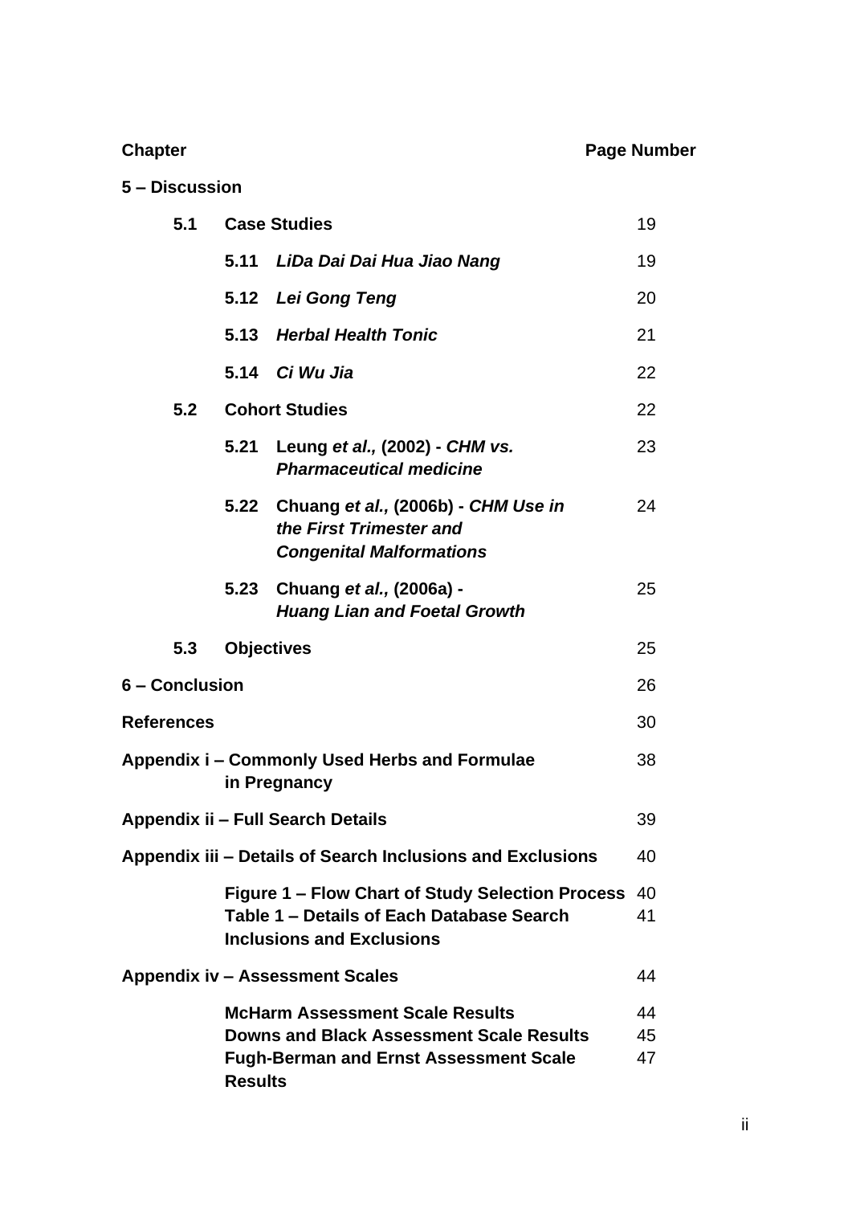| Chapter | Page Number |
|---|---|
| **5 – Discussion** | |
| **5.1 Case Studies** | 19 |
| **5.11** ***LiDa Dai Dai Hua Jiao Nang*** | 19 |
| **5.12** ***Lei Gong Teng*** | 20 |
| **5.13** ***Herbal Health Tonic*** | 21 |
| **5.14** ***Ci Wu Jia*** | 22 |
| **5.2 Cohort Studies** | 22 |
| **5.21 Leung** ***et al.*****, (2002) -** ***CHM vs. Pharmaceutical medicine*** | 23 |
| **5.22 Chuang** ***et al.*****, (2006b) -** ***CHM Use in the First Trimester and Congenital Malformations*** | 24 |
| **5.23 Chuang** ***et al.*****, (2006a) -** ***Huang Lian and Foetal Growth*** | 25 |
| **5.3 Objectives** | 25 |
| **6 – Conclusion** | 26 |
| **References** | 30 |
| **Appendix i – Commonly Used Herbs and Formulae in Pregnancy** | 38 |
| **Appendix ii – Full Search Details** | 39 |
| **Appendix iii – Details of Search Inclusions and Exclusions** | 40 |
| **Figure 1 – Flow Chart of Study Selection Process** | 40 |
| **Table 1 – Details of Each Database Search Inclusions and Exclusions** | 41 |
| **Appendix iv – Assessment Scales** | 44 |
| **McHarm Assessment Scale Results** | 44 |
| **Downs and Black Assessment Scale Results** | 45 |
| **Fugh-Berman and Ernst Assessment Scale Results** | 47 |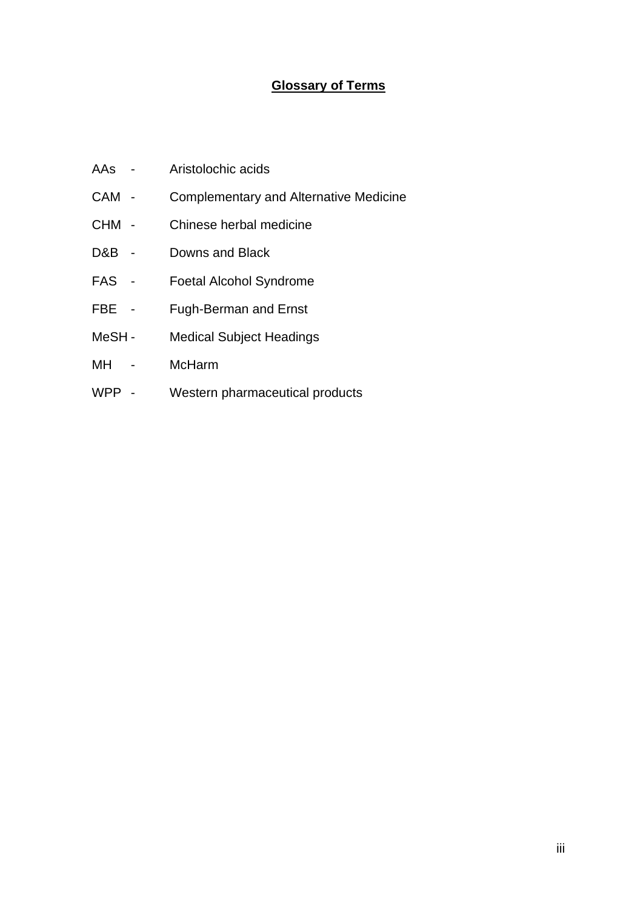## Glossary of Terms

| | |
|---|---|
| AAs - | Aristolochic acids |
| CAM - | Complementary and Alternative Medicine |
| CHM - | Chinese herbal medicine |
| D&B - | Downs and Black |
| FAS - | Foetal Alcohol Syndrome |
| FBE - | Fugh-Berman and Ernst |
| MeSH - | Medical Subject Headings |
| MH - | McHarm |
| WPP - | Western pharmaceutical products |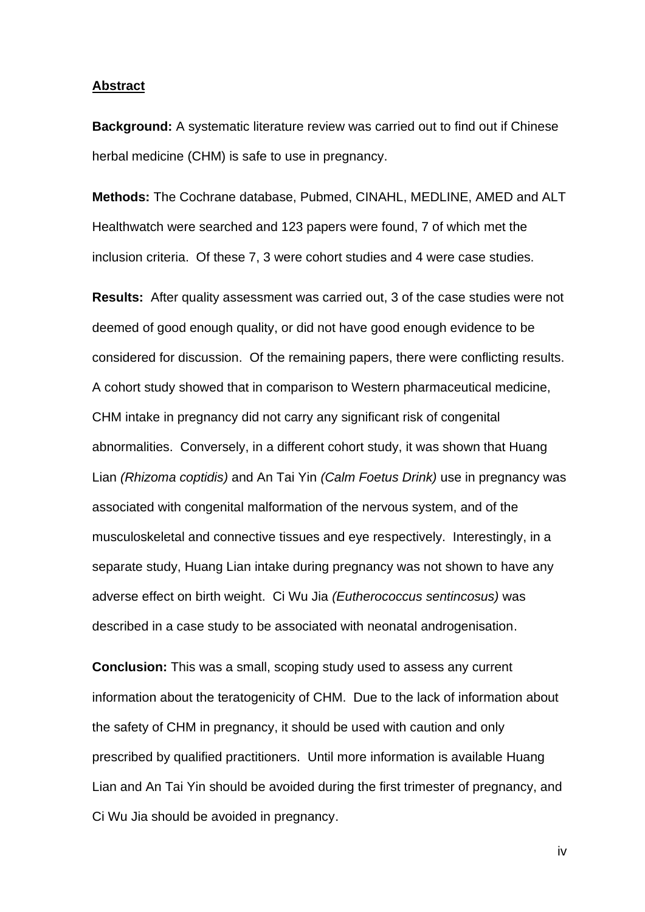## Abstract

**Background:** A systematic literature review was carried out to find out if Chinese herbal medicine (CHM) is safe to use in pregnancy.

**Methods:** The Cochrane database, Pubmed, CINAHL, MEDLINE, AMED and ALT Healthwatch were searched and 123 papers were found, 7 of which met the inclusion criteria. Of these 7, 3 were cohort studies and 4 were case studies.

**Results:** After quality assessment was carried out, 3 of the case studies were not deemed of good enough quality, or did not have good enough evidence to be considered for discussion. Of the remaining papers, there were conflicting results. A cohort study showed that in comparison to Western pharmaceutical medicine, CHM intake in pregnancy did not carry any significant risk of congenital abnormalities. Conversely, in a different cohort study, it was shown that Huang Lian *(Rhizoma coptidis)* and An Tai Yin *(Calm Foetus Drink)* use in pregnancy was associated with congenital malformation of the nervous system, and of the musculoskeletal and connective tissues and eye respectively. Interestingly, in a separate study, Huang Lian intake during pregnancy was not shown to have any adverse effect on birth weight. Ci Wu Jia *(Eutherococcus sentincosus)* was described in a case study to be associated with neonatal androgenisation.

**Conclusion:** This was a small, scoping study used to assess any current information about the teratogenicity of CHM. Due to the lack of information about the safety of CHM in pregnancy, it should be used with caution and only prescribed by qualified practitioners. Until more information is available Huang Lian and An Tai Yin should be avoided during the first trimester of pregnancy, and Ci Wu Jia should be avoided in pregnancy.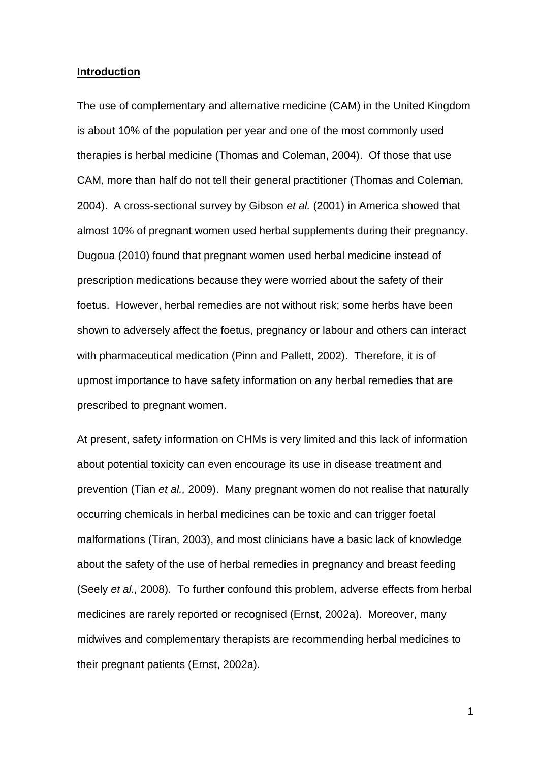**Introduction**

The use of complementary and alternative medicine (CAM) in the United Kingdom is about 10% of the population per year and one of the most commonly used therapies is herbal medicine (Thomas and Coleman, 2004). Of those that use CAM, more than half do not tell their general practitioner (Thomas and Coleman, 2004). A cross-sectional survey by Gibson *et al.* (2001) in America showed that almost 10% of pregnant women used herbal supplements during their pregnancy. Dugoua (2010) found that pregnant women used herbal medicine instead of prescription medications because they were worried about the safety of their foetus. However, herbal remedies are not without risk; some herbs have been shown to adversely affect the foetus, pregnancy or labour and others can interact with pharmaceutical medication (Pinn and Pallett, 2002). Therefore, it is of upmost importance to have safety information on any herbal remedies that are prescribed to pregnant women.

At present, safety information on CHMs is very limited and this lack of information about potential toxicity can even encourage its use in disease treatment and prevention (Tian *et al.,* 2009). Many pregnant women do not realise that naturally occurring chemicals in herbal medicines can be toxic and can trigger foetal malformations (Tiran, 2003), and most clinicians have a basic lack of knowledge about the safety of the use of herbal remedies in pregnancy and breast feeding (Seely *et al.,* 2008). To further confound this problem, adverse effects from herbal medicines are rarely reported or recognised (Ernst, 2002a). Moreover, many midwives and complementary therapists are recommending herbal medicines to their pregnant patients (Ernst, 2002a).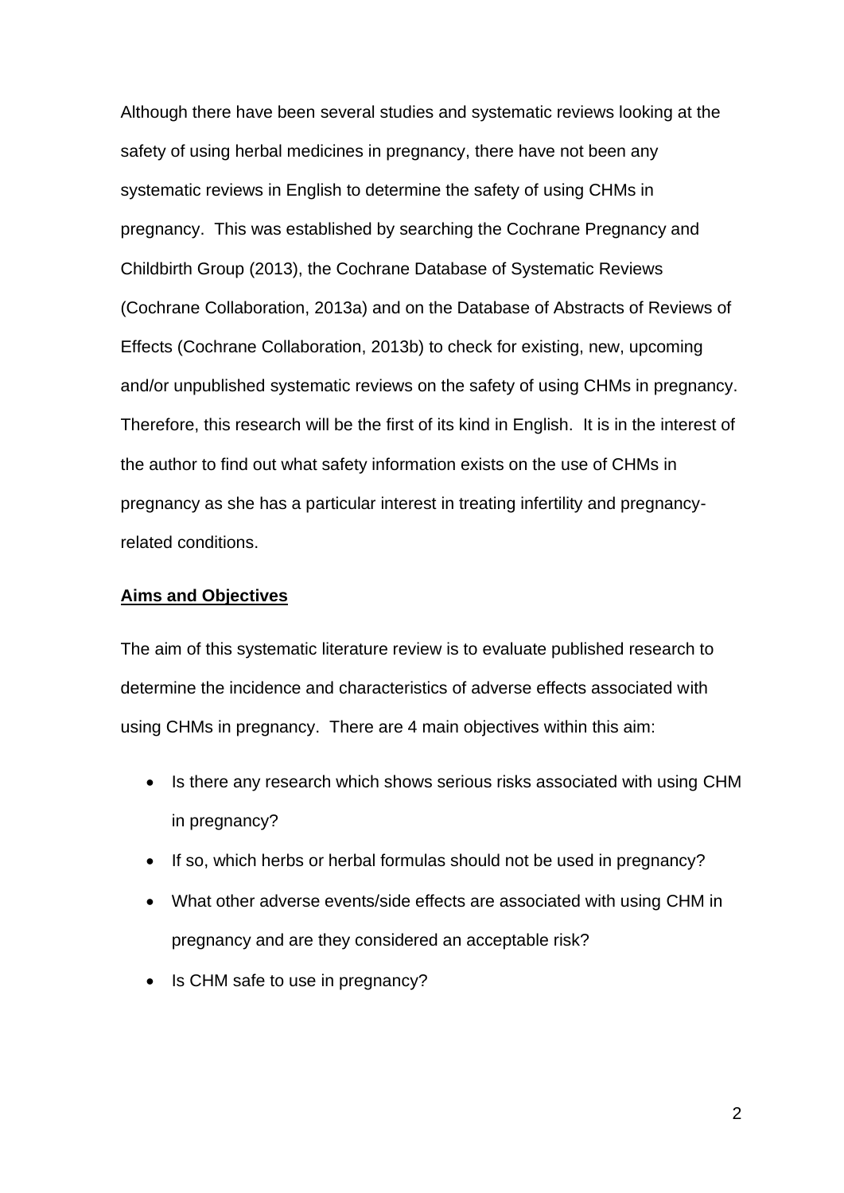Although there have been several studies and systematic reviews looking at the safety of using herbal medicines in pregnancy, there have not been any systematic reviews in English to determine the safety of using CHMs in pregnancy. This was established by searching the Cochrane Pregnancy and Childbirth Group (2013), the Cochrane Database of Systematic Reviews (Cochrane Collaboration, 2013a) and on the Database of Abstracts of Reviews of Effects (Cochrane Collaboration, 2013b) to check for existing, new, upcoming and/or unpublished systematic reviews on the safety of using CHMs in pregnancy. Therefore, this research will be the first of its kind in English. It is in the interest of the author to find out what safety information exists on the use of CHMs in pregnancy as she has a particular interest in treating infertility and pregnancy-related conditions.

**Aims and Objectives**

The aim of this systematic literature review is to evaluate published research to determine the incidence and characteristics of adverse effects associated with using CHMs in pregnancy. There are 4 main objectives within this aim:

- Is there any research which shows serious risks associated with using CHM in pregnancy?
- If so, which herbs or herbal formulas should not be used in pregnancy?
- What other adverse events/side effects are associated with using CHM in pregnancy and are they considered an acceptable risk?
- Is CHM safe to use in pregnancy?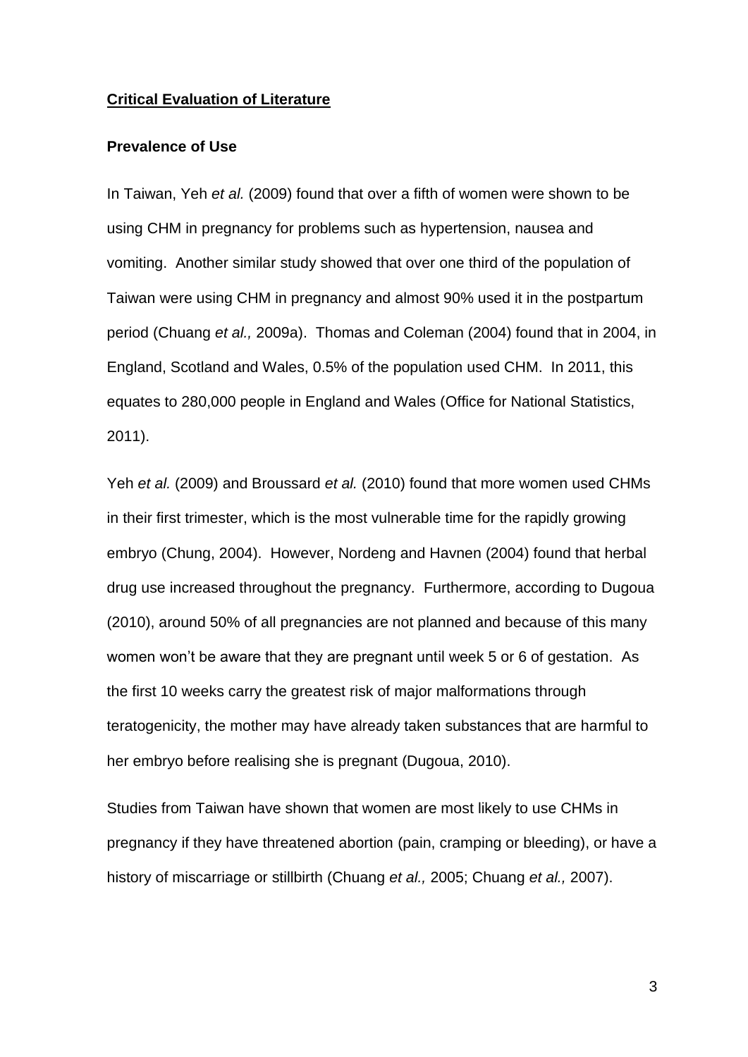## **Critical Evaluation of Literature**

### **Prevalence of Use**

In Taiwan, Yeh *et al.* (2009) found that over a fifth of women were shown to be using CHM in pregnancy for problems such as hypertension, nausea and vomiting. Another similar study showed that over one third of the population of Taiwan were using CHM in pregnancy and almost 90% used it in the postpartum period (Chuang *et al.,* 2009a). Thomas and Coleman (2004) found that in 2004, in England, Scotland and Wales, 0.5% of the population used CHM. In 2011, this equates to 280,000 people in England and Wales (Office for National Statistics, 2011).

Yeh *et al.* (2009) and Broussard *et al.* (2010) found that more women used CHMs in their first trimester, which is the most vulnerable time for the rapidly growing embryo (Chung, 2004). However, Nordeng and Havnen (2004) found that herbal drug use increased throughout the pregnancy. Furthermore, according to Dugoua (2010), around 50% of all pregnancies are not planned and because of this many women won't be aware that they are pregnant until week 5 or 6 of gestation. As the first 10 weeks carry the greatest risk of major malformations through teratogenicity, the mother may have already taken substances that are harmful to her embryo before realising she is pregnant (Dugoua, 2010).

Studies from Taiwan have shown that women are most likely to use CHMs in pregnancy if they have threatened abortion (pain, cramping or bleeding), or have a history of miscarriage or stillbirth (Chuang *et al.,* 2005; Chuang *et al.,* 2007).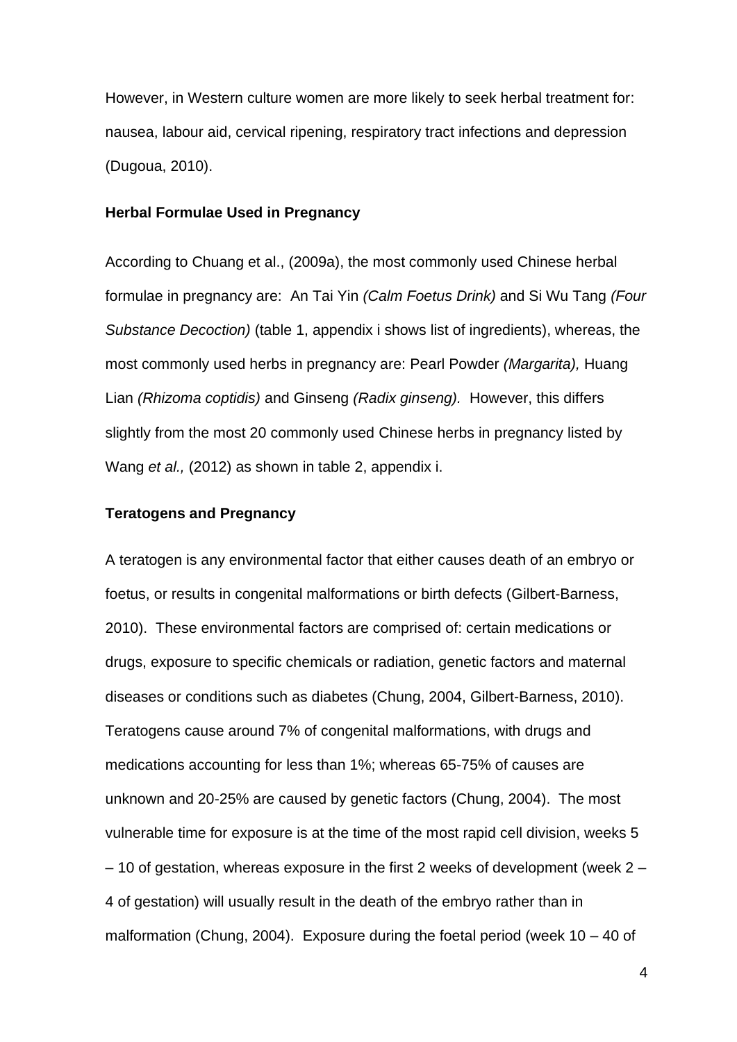However, in Western culture women are more likely to seek herbal treatment for: nausea, labour aid, cervical ripening, respiratory tract infections and depression (Dugoua, 2010).

**Herbal Formulae Used in Pregnancy**

According to Chuang et al., (2009a), the most commonly used Chinese herbal formulae in pregnancy are: An Tai Yin *(Calm Foetus Drink)* and Si Wu Tang *(Four Substance Decoction)* (table 1, appendix i shows list of ingredients), whereas, the most commonly used herbs in pregnancy are: Pearl Powder *(Margarita),* Huang Lian *(Rhizoma coptidis)* and Ginseng *(Radix ginseng).* However, this differs slightly from the most 20 commonly used Chinese herbs in pregnancy listed by Wang *et al.,* (2012) as shown in table 2, appendix i.

**Teratogens and Pregnancy**

A teratogen is any environmental factor that either causes death of an embryo or foetus, or results in congenital malformations or birth defects (Gilbert-Barness, 2010). These environmental factors are comprised of: certain medications or drugs, exposure to specific chemicals or radiation, genetic factors and maternal diseases or conditions such as diabetes (Chung, 2004, Gilbert-Barness, 2010). Teratogens cause around 7% of congenital malformations, with drugs and medications accounting for less than 1%; whereas 65-75% of causes are unknown and 20-25% are caused by genetic factors (Chung, 2004). The most vulnerable time for exposure is at the time of the most rapid cell division, weeks 5 – 10 of gestation, whereas exposure in the first 2 weeks of development (week 2 – 4 of gestation) will usually result in the death of the embryo rather than in malformation (Chung, 2004). Exposure during the foetal period (week 10 – 40 of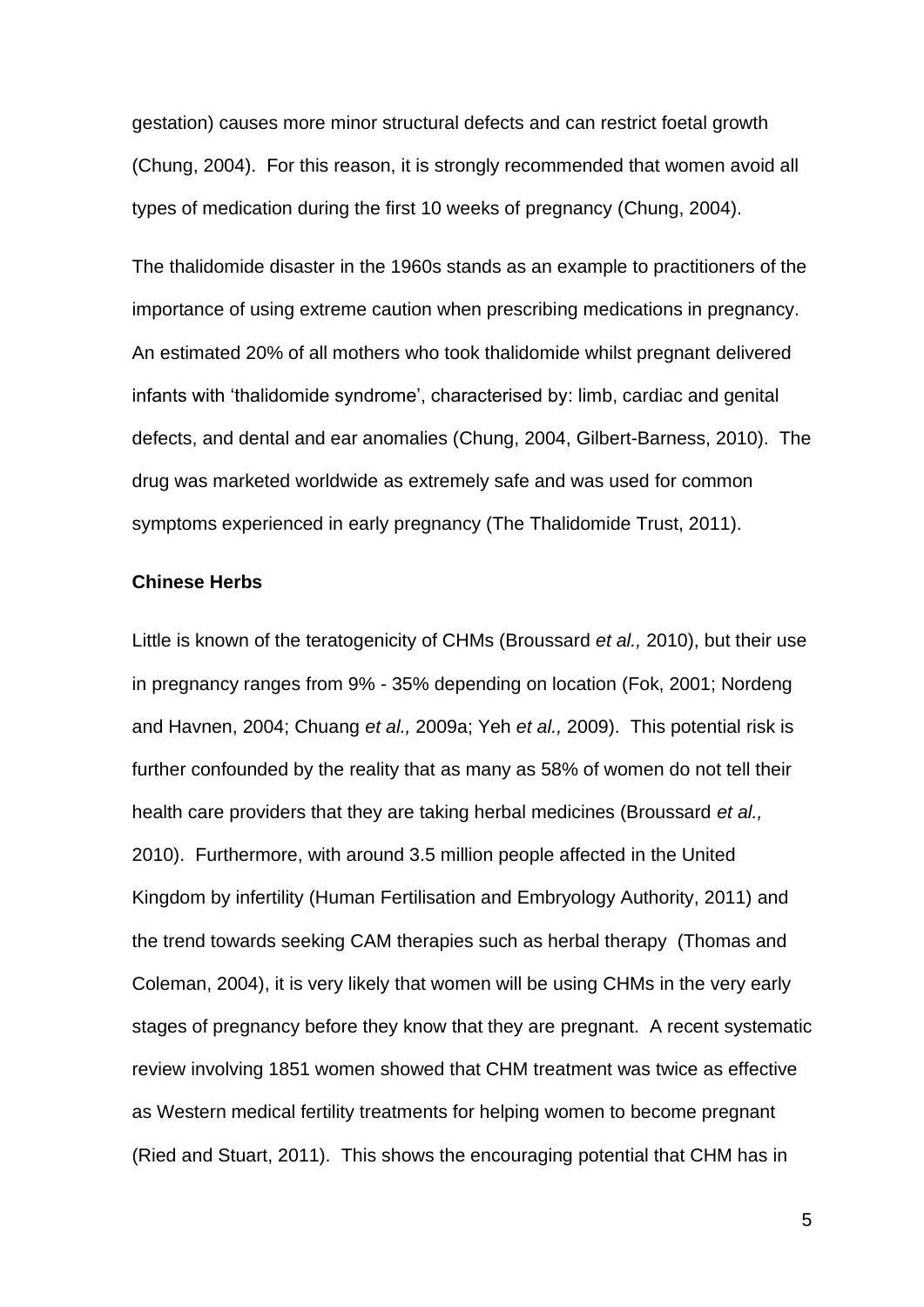gestation) causes more minor structural defects and can restrict foetal growth (Chung, 2004). For this reason, it is strongly recommended that women avoid all types of medication during the first 10 weeks of pregnancy (Chung, 2004).

The thalidomide disaster in the 1960s stands as an example to practitioners of the importance of using extreme caution when prescribing medications in pregnancy. An estimated 20% of all mothers who took thalidomide whilst pregnant delivered infants with 'thalidomide syndrome', characterised by: limb, cardiac and genital defects, and dental and ear anomalies (Chung, 2004, Gilbert-Barness, 2010). The drug was marketed worldwide as extremely safe and was used for common symptoms experienced in early pregnancy (The Thalidomide Trust, 2011).

**Chinese Herbs**

Little is known of the teratogenicity of CHMs (Broussard *et al.,* 2010), but their use in pregnancy ranges from 9% - 35% depending on location (Fok, 2001; Nordeng and Havnen, 2004; Chuang *et al.,* 2009a; Yeh *et al.,* 2009). This potential risk is further confounded by the reality that as many as 58% of women do not tell their health care providers that they are taking herbal medicines (Broussard *et al.,* 2010). Furthermore, with around 3.5 million people affected in the United Kingdom by infertility (Human Fertilisation and Embryology Authority, 2011) and the trend towards seeking CAM therapies such as herbal therapy (Thomas and Coleman, 2004), it is very likely that women will be using CHMs in the very early stages of pregnancy before they know that they are pregnant. A recent systematic review involving 1851 women showed that CHM treatment was twice as effective as Western medical fertility treatments for helping women to become pregnant (Ried and Stuart, 2011). This shows the encouraging potential that CHM has in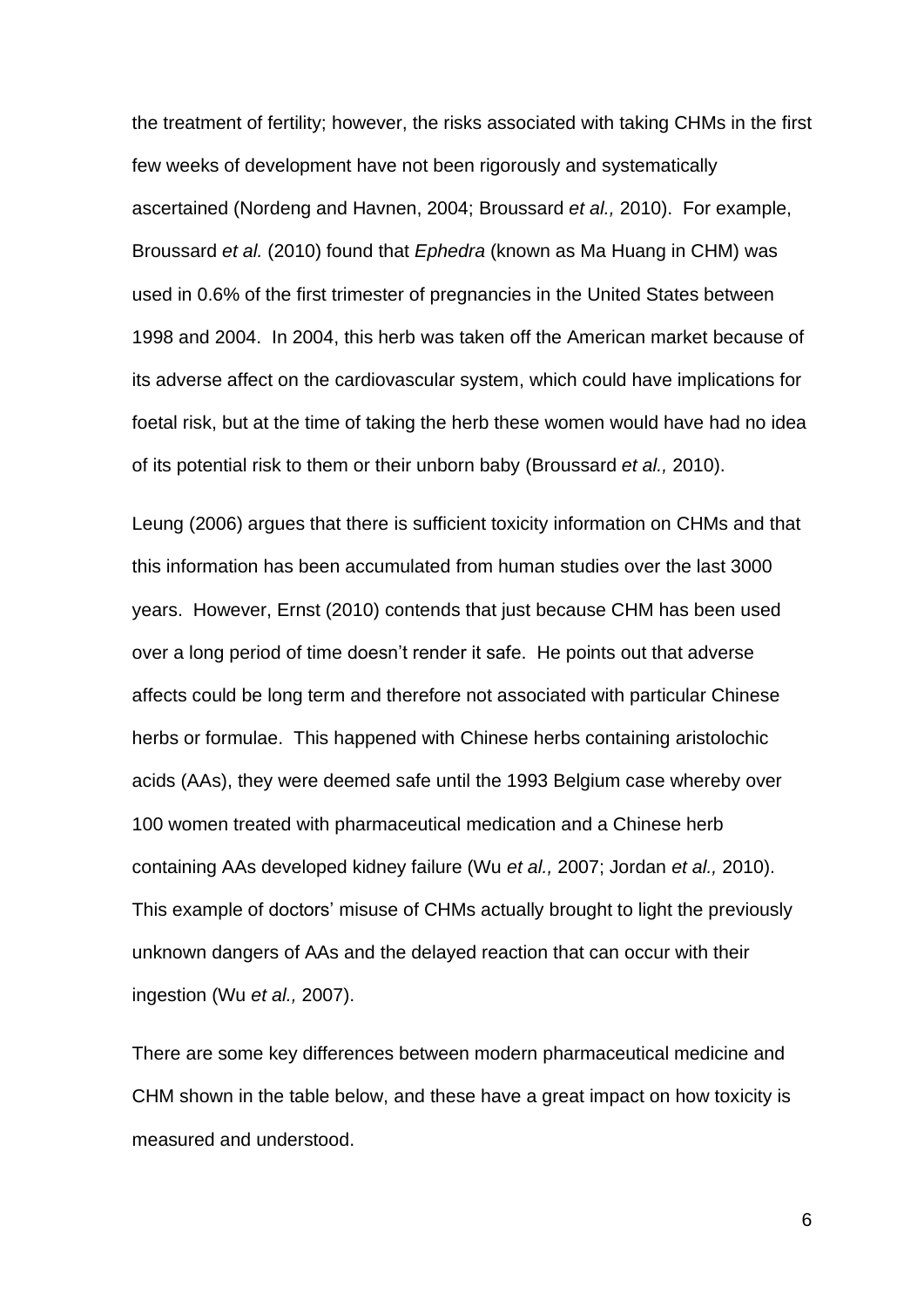the treatment of fertility; however, the risks associated with taking CHMs in the first few weeks of development have not been rigorously and systematically ascertained (Nordeng and Havnen, 2004; Broussard *et al.,* 2010). For example, Broussard *et al.* (2010) found that *Ephedra* (known as Ma Huang in CHM) was used in 0.6% of the first trimester of pregnancies in the United States between 1998 and 2004. In 2004, this herb was taken off the American market because of its adverse affect on the cardiovascular system, which could have implications for foetal risk, but at the time of taking the herb these women would have had no idea of its potential risk to them or their unborn baby (Broussard *et al.,* 2010).

Leung (2006) argues that there is sufficient toxicity information on CHMs and that this information has been accumulated from human studies over the last 3000 years. However, Ernst (2010) contends that just because CHM has been used over a long period of time doesn't render it safe. He points out that adverse affects could be long term and therefore not associated with particular Chinese herbs or formulae. This happened with Chinese herbs containing aristolochic acids (AAs), they were deemed safe until the 1993 Belgium case whereby over 100 women treated with pharmaceutical medication and a Chinese herb containing AAs developed kidney failure (Wu *et al.,* 2007; Jordan *et al.,* 2010). This example of doctors' misuse of CHMs actually brought to light the previously unknown dangers of AAs and the delayed reaction that can occur with their ingestion (Wu *et al.,* 2007).

There are some key differences between modern pharmaceutical medicine and CHM shown in the table below, and these have a great impact on how toxicity is measured and understood.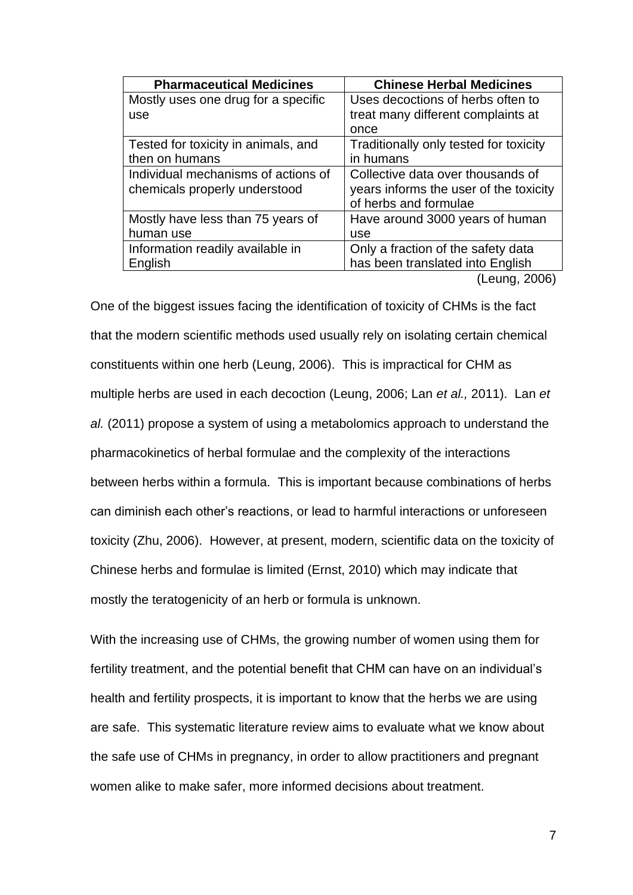| Pharmaceutical Medicines | Chinese Herbal Medicines |
| --- | --- |
| Mostly uses one drug for a specific use | Uses decoctions of herbs often to treat many different complaints at once |
| Tested for toxicity in animals, and then on humans | Traditionally only tested for toxicity in humans |
| Individual mechanisms of actions of chemicals properly understood | Collective data over thousands of years informs the user of the toxicity of herbs and formulae |
| Mostly have less than 75 years of human use | Have around 3000 years of human use |
| Information readily available in English | Only a fraction of the safety data has been translated into English |

(Leung, 2006)

One of the biggest issues facing the identification of toxicity of CHMs is the fact that the modern scientific methods used usually rely on isolating certain chemical constituents within one herb (Leung, 2006). This is impractical for CHM as multiple herbs are used in each decoction (Leung, 2006; Lan *et al.,* 2011). Lan *et al.* (2011) propose a system of using a metabolomics approach to understand the pharmacokinetics of herbal formulae and the complexity of the interactions between herbs within a formula. This is important because combinations of herbs can diminish each other's reactions, or lead to harmful interactions or unforeseen toxicity (Zhu, 2006). However, at present, modern, scientific data on the toxicity of Chinese herbs and formulae is limited (Ernst, 2010) which may indicate that mostly the teratogenicity of an herb or formula is unknown.

With the increasing use of CHMs, the growing number of women using them for fertility treatment, and the potential benefit that CHM can have on an individual's health and fertility prospects, it is important to know that the herbs we are using are safe. This systematic literature review aims to evaluate what we know about the safe use of CHMs in pregnancy, in order to allow practitioners and pregnant women alike to make safer, more informed decisions about treatment.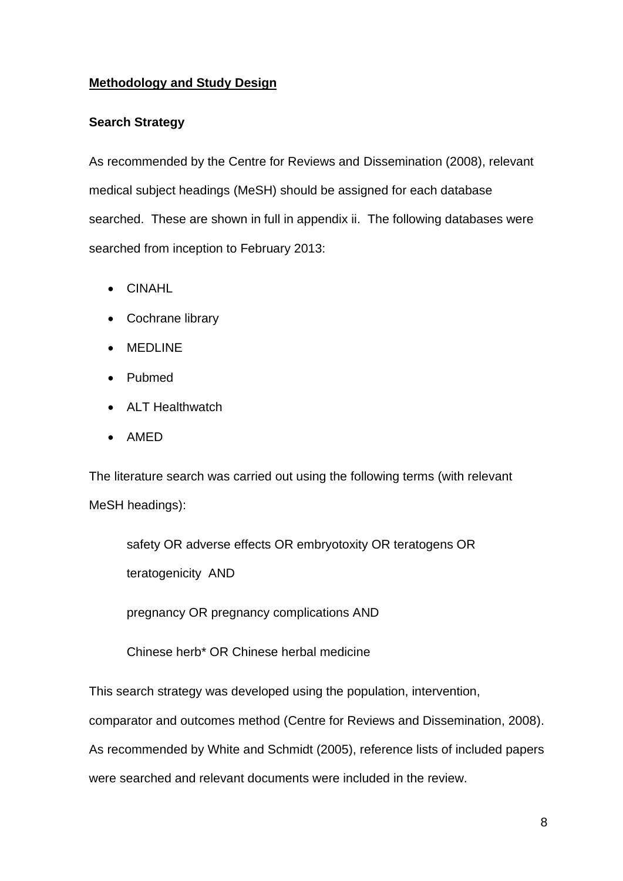**<u>Methodology and Study Design</u>**

**Search Strategy**

As recommended by the Centre for Reviews and Dissemination (2008), relevant medical subject headings (MeSH) should be assigned for each database searched. These are shown in full in appendix ii. The following databases were searched from inception to February 2013:

- CINAHL
- Cochrane library
- MEDLINE
- Pubmed
- ALT Healthwatch
- AMED

The literature search was carried out using the following terms (with relevant MeSH headings):

> safety OR adverse effects OR embryotoxicity OR teratogens OR teratogenicity AND
>
> pregnancy OR pregnancy complications AND
>
> Chinese herb* OR Chinese herbal medicine

This search strategy was developed using the population, intervention, comparator and outcomes method (Centre for Reviews and Dissemination, 2008). As recommended by White and Schmidt (2005), reference lists of included papers were searched and relevant documents were included in the review.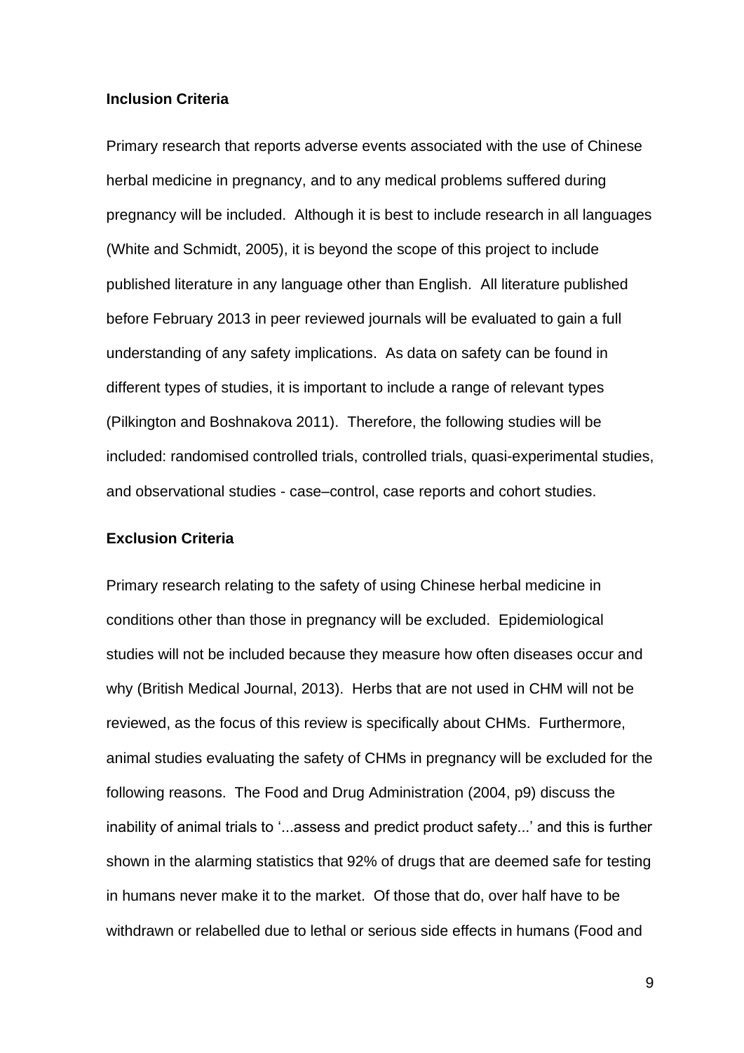**Inclusion Criteria**

Primary research that reports adverse events associated with the use of Chinese herbal medicine in pregnancy, and to any medical problems suffered during pregnancy will be included. Although it is best to include research in all languages (White and Schmidt, 2005), it is beyond the scope of this project to include published literature in any language other than English. All literature published before February 2013 in peer reviewed journals will be evaluated to gain a full understanding of any safety implications. As data on safety can be found in different types of studies, it is important to include a range of relevant types (Pilkington and Boshnakova 2011). Therefore, the following studies will be included: randomised controlled trials, controlled trials, quasi-experimental studies, and observational studies - case–control, case reports and cohort studies.

**Exclusion Criteria**

Primary research relating to the safety of using Chinese herbal medicine in conditions other than those in pregnancy will be excluded. Epidemiological studies will not be included because they measure how often diseases occur and why (British Medical Journal, 2013). Herbs that are not used in CHM will not be reviewed, as the focus of this review is specifically about CHMs. Furthermore, animal studies evaluating the safety of CHMs in pregnancy will be excluded for the following reasons. The Food and Drug Administration (2004, p9) discuss the inability of animal trials to '...assess and predict product safety...' and this is further shown in the alarming statistics that 92% of drugs that are deemed safe for testing in humans never make it to the market. Of those that do, over half have to be withdrawn or relabelled due to lethal or serious side effects in humans (Food and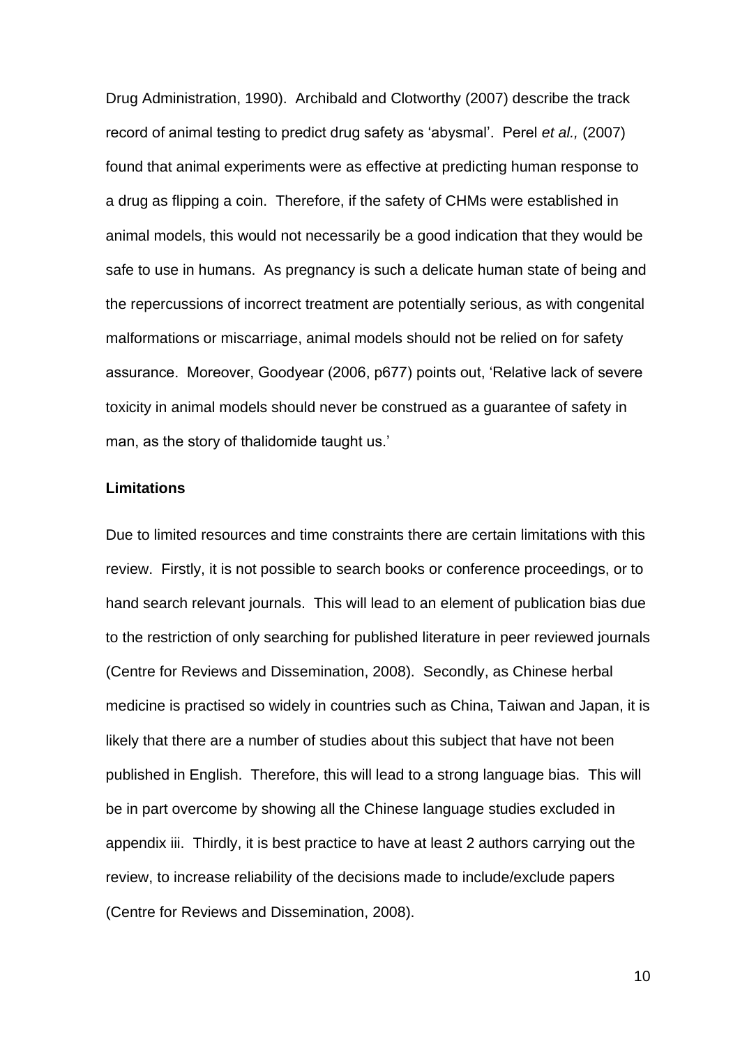Drug Administration, 1990). Archibald and Clotworthy (2007) describe the track record of animal testing to predict drug safety as 'abysmal'. Perel *et al.,* (2007) found that animal experiments were as effective at predicting human response to a drug as flipping a coin. Therefore, if the safety of CHMs were established in animal models, this would not necessarily be a good indication that they would be safe to use in humans. As pregnancy is such a delicate human state of being and the repercussions of incorrect treatment are potentially serious, as with congenital malformations or miscarriage, animal models should not be relied on for safety assurance. Moreover, Goodyear (2006, p677) points out, 'Relative lack of severe toxicity in animal models should never be construed as a guarantee of safety in man, as the story of thalidomide taught us.'

**Limitations**

Due to limited resources and time constraints there are certain limitations with this review. Firstly, it is not possible to search books or conference proceedings, or to hand search relevant journals. This will lead to an element of publication bias due to the restriction of only searching for published literature in peer reviewed journals (Centre for Reviews and Dissemination, 2008). Secondly, as Chinese herbal medicine is practised so widely in countries such as China, Taiwan and Japan, it is likely that there are a number of studies about this subject that have not been published in English. Therefore, this will lead to a strong language bias. This will be in part overcome by showing all the Chinese language studies excluded in appendix iii. Thirdly, it is best practice to have at least 2 authors carrying out the review, to increase reliability of the decisions made to include/exclude papers (Centre for Reviews and Dissemination, 2008).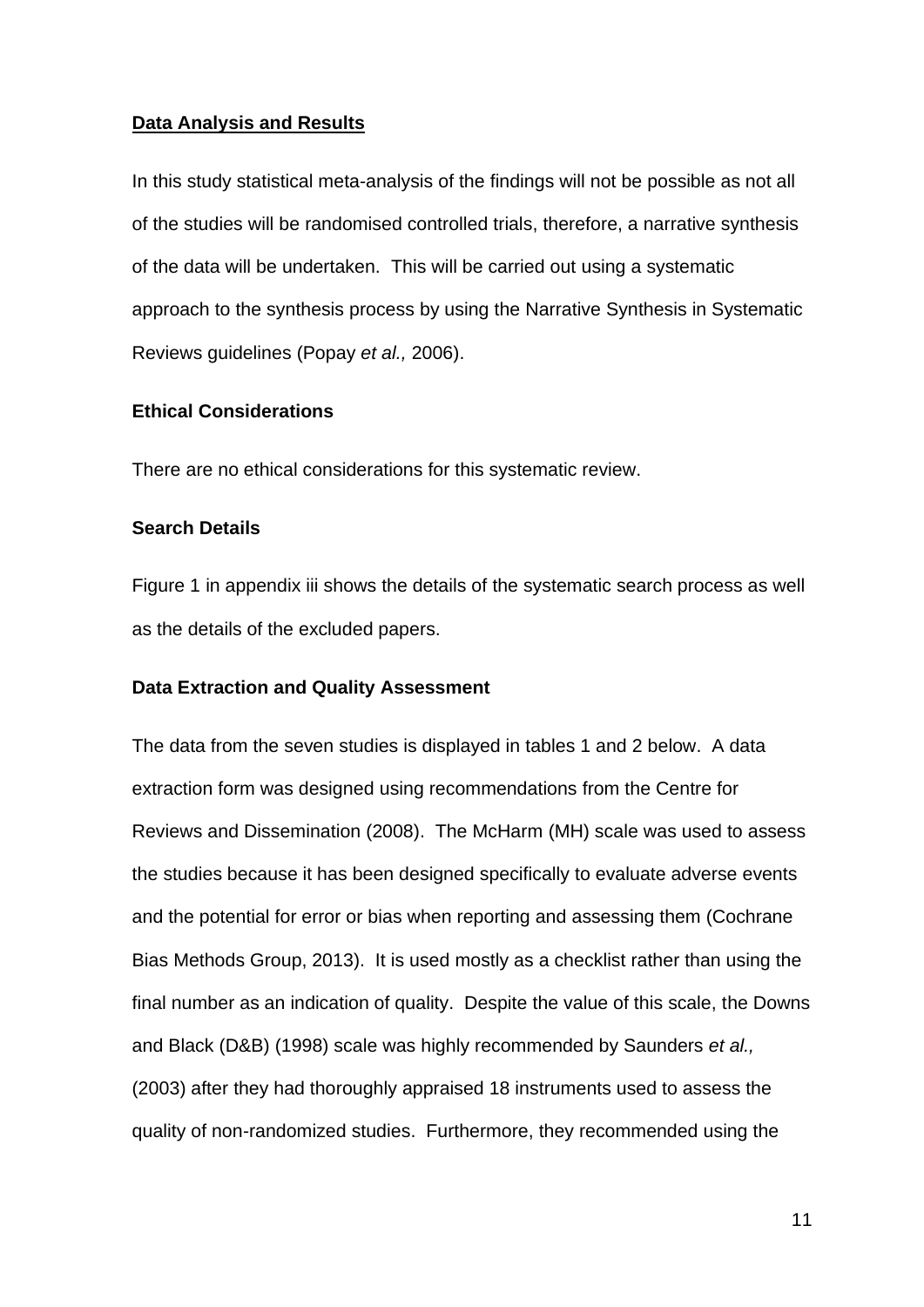## **Data Analysis and Results**

In this study statistical meta-analysis of the findings will not be possible as not all of the studies will be randomised controlled trials, therefore, a narrative synthesis of the data will be undertaken. This will be carried out using a systematic approach to the synthesis process by using the Narrative Synthesis in Systematic Reviews guidelines (Popay *et al.,* 2006).

### Ethical Considerations

There are no ethical considerations for this systematic review.

### Search Details

Figure 1 in appendix iii shows the details of the systematic search process as well as the details of the excluded papers.

### Data Extraction and Quality Assessment

The data from the seven studies is displayed in tables 1 and 2 below. A data extraction form was designed using recommendations from the Centre for Reviews and Dissemination (2008). The McHarm (MH) scale was used to assess the studies because it has been designed specifically to evaluate adverse events and the potential for error or bias when reporting and assessing them (Cochrane Bias Methods Group, 2013). It is used mostly as a checklist rather than using the final number as an indication of quality. Despite the value of this scale, the Downs and Black (D&B) (1998) scale was highly recommended by Saunders *et al.,* (2003) after they had thoroughly appraised 18 instruments used to assess the quality of non-randomized studies. Furthermore, they recommended using the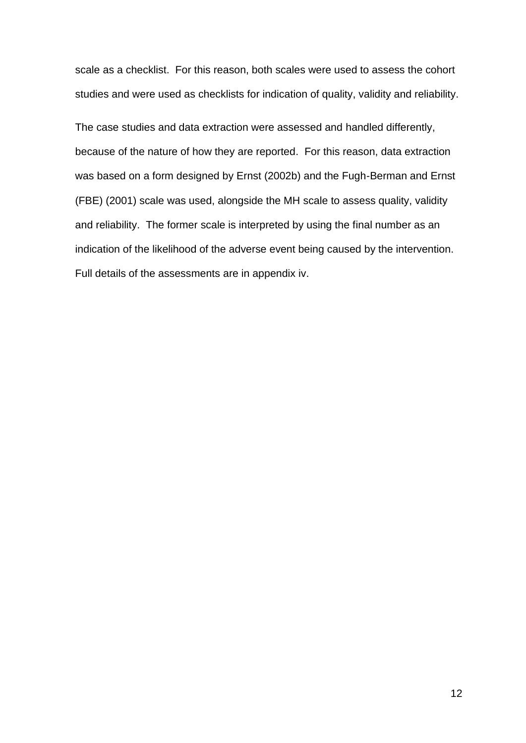scale as a checklist. For this reason, both scales were used to assess the cohort studies and were used as checklists for indication of quality, validity and reliability.

The case studies and data extraction were assessed and handled differently, because of the nature of how they are reported. For this reason, data extraction was based on a form designed by Ernst (2002b) and the Fugh-Berman and Ernst (FBE) (2001) scale was used, alongside the MH scale to assess quality, validity and reliability. The former scale is interpreted by using the final number as an indication of the likelihood of the adverse event being caused by the intervention. Full details of the assessments are in appendix iv.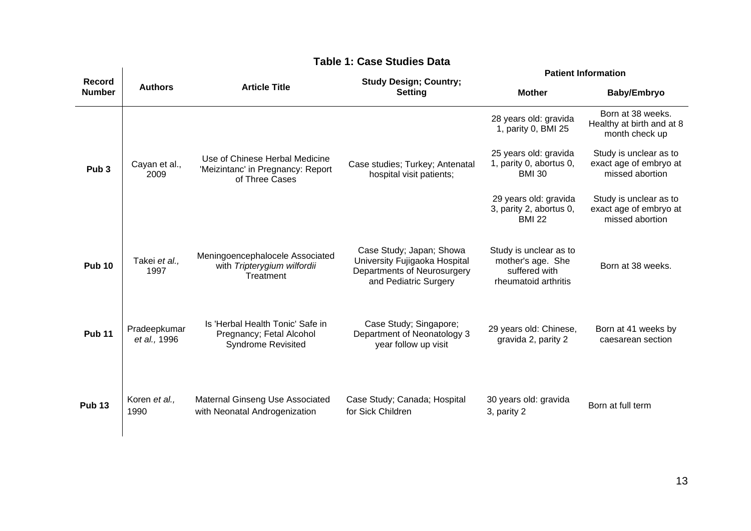**Table 1: Case Studies Data**

| Record Number | Authors | Article Title | Study Design; Country; Setting | Patient Information | |
|---|---|---|---|---|---|
| | | | | **Mother** | **Baby/Embryo** |
| **Pub 3** | Cayan et al., 2009 | Use of Chinese Herbal Medicine 'Meizintanc' in Pregnancy: Report of Three Cases | Case studies; Turkey; Antenatal hospital visit patients; | 28 years old: gravida 1, parity 0, BMI 25 | Born at 38 weeks. Healthy at birth and at 8 month check up |
| | | | | 25 years old: gravida 1, parity 0, abortus 0, BMI 30 | Study is unclear as to exact age of embryo at missed abortion |
| | | | | 29 years old: gravida 3, parity 2, abortus 0, BMI 22 | Study is unclear as to exact age of embryo at missed abortion |
| **Pub 10** | Takei *et al.,* 1997 | Meningoencephalocele Associated with *Tripterygium wilfordii* Treatment | Case Study; Japan; Showa University Fujigaoka Hospital Departments of Neurosurgery and Pediatric Surgery | Study is unclear as to mother's age. She suffered with rheumatoid arthritis | Born at 38 weeks. |
| **Pub 11** | Pradeepkumar *et al.,* 1996 | Is 'Herbal Health Tonic' Safe in Pregnancy; Fetal Alcohol Syndrome Revisited | Case Study; Singapore; Department of Neonatology 3 year follow up visit | 29 years old: Chinese, gravida 2, parity 2 | Born at 41 weeks by caesarean section |
| **Pub 13** | Koren *et al.,* 1990 | Maternal Ginseng Use Associated with Neonatal Androgenization | Case Study; Canada; Hospital for Sick Children | 30 years old: gravida 3, parity 2 | Born at full term |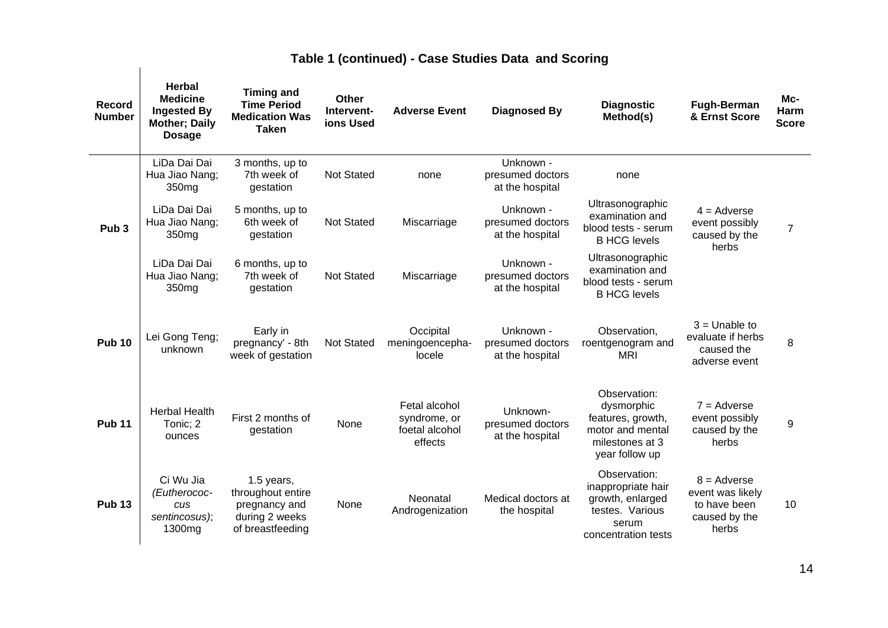## Table 1 (continued) - Case Studies Data and Scoring

| Record Number | Herbal Medicine Ingested By Mother; Daily Dosage | Timing and Time Period Medication Was Taken | Other Intervent-ions Used | Adverse Event | Diagnosed By | Diagnostic Method(s) | Fugh-Berman & Ernst Score | Mc-Harm Score |
|---|---|---|---|---|---|---|---|---|
| Pub 3 | LiDa Dai Dai Hua Jiao Nang; 350mg | 3 months, up to 7th week of gestation | Not Stated | none | Unknown - presumed doctors at the hospital | none | 4 = Adverse event possibly caused by the herbs | 7 |
| | LiDa Dai Dai Hua Jiao Nang; 350mg | 5 months, up to 6th week of gestation | Not Stated | Miscarriage | Unknown - presumed doctors at the hospital | Ultrasonographic examination and blood tests - serum B HCG levels | | |
| | LiDa Dai Dai Hua Jiao Nang; 350mg | 6 months, up to 7th week of gestation | Not Stated | Miscarriage | Unknown - presumed doctors at the hospital | Ultrasonographic examination and blood tests - serum B HCG levels | | |
| Pub 10 | Lei Gong Teng; unknown | Early in pregnancy' - 8th week of gestation | Not Stated | Occipital meningoencepha-locele | Unknown - presumed doctors at the hospital | Observation, roentgenogram and MRI | 3 = Unable to evaluate if herbs caused the adverse event | 8 |
| Pub 11 | Herbal Health Tonic; 2 ounces | First 2 months of gestation | None | Fetal alcohol syndrome, or foetal alcohol effects | Unknown-presumed doctors at the hospital | Observation: dysmorphic features, growth, motor and mental milestones at 3 year follow up | 7 = Adverse event possibly caused by the herbs | 9 |
| Pub 13 | Ci Wu Jia *(Eutherococ-cus sentincosus)*; 1300mg | 1.5 years, throughout entire pregnancy and during 2 weeks of breastfeeding | None | Neonatal Androgenization | Medical doctors at the hospital | Observation: inappropriate hair growth, enlarged testes. Various serum concentration tests | 8 = Adverse event was likely to have been caused by the herbs | 10 |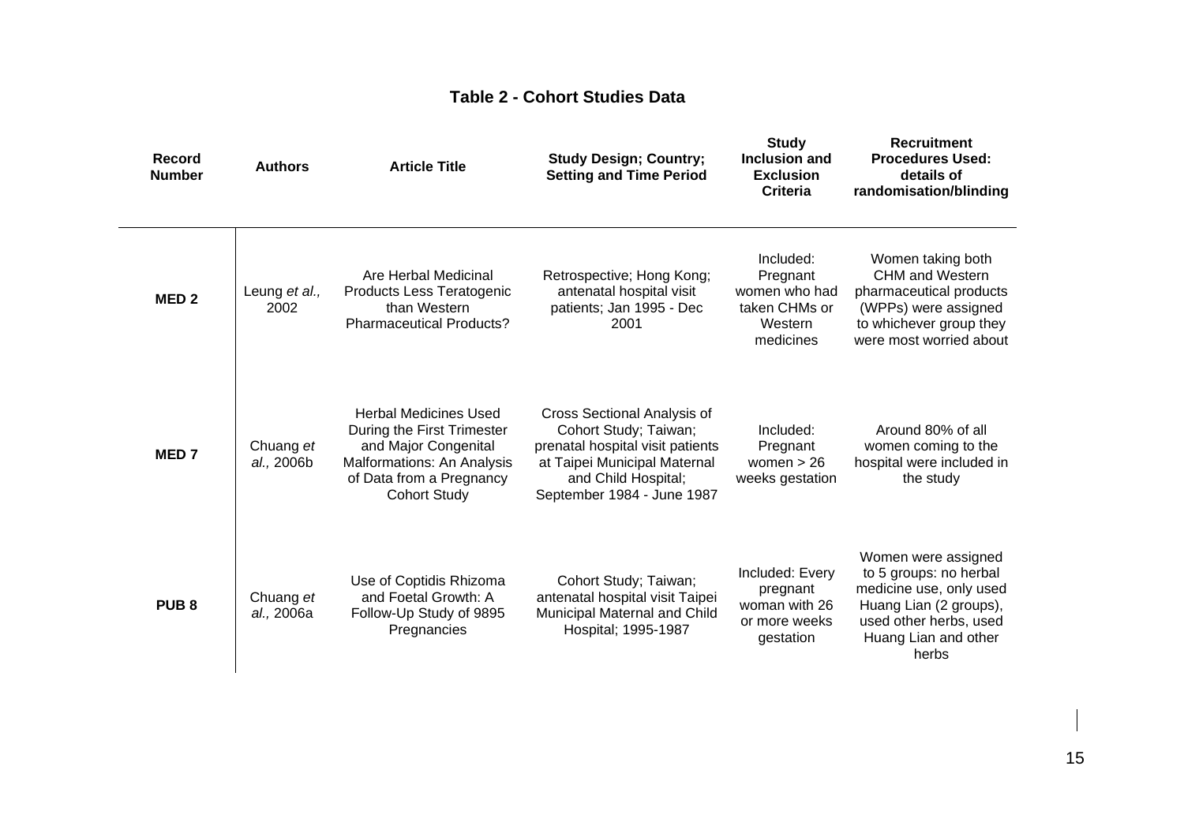## Table 2 - Cohort Studies Data

| Record Number | Authors | Article Title | Study Design; Country; Setting and Time Period | Study Inclusion and Exclusion Criteria | Recruitment Procedures Used: details of randomisation/blinding |
|---|---|---|---|---|---|
| **MED 2** | Leung *et al.,* 2002 | Are Herbal Medicinal Products Less Teratogenic than Western Pharmaceutical Products? | Retrospective; Hong Kong; antenatal hospital visit patients; Jan 1995 - Dec 2001 | Included: Pregnant women who had taken CHMs or Western medicines | Women taking both CHM and Western pharmaceutical products (WPPs) were assigned to whichever group they were most worried about |
| **MED 7** | Chuang *et al.,* 2006b | Herbal Medicines Used During the First Trimester and Major Congenital Malformations: An Analysis of Data from a Pregnancy Cohort Study | Cross Sectional Analysis of Cohort Study; Taiwan; prenatal hospital visit patients at Taipei Municipal Maternal and Child Hospital; September 1984 - June 1987 | Included: Pregnant women > 26 weeks gestation | Around 80% of all women coming to the hospital were included in the study |
| **PUB 8** | Chuang *et al.,* 2006a | Use of Coptidis Rhizoma and Foetal Growth: A Follow-Up Study of 9895 Pregnancies | Cohort Study; Taiwan; antenatal hospital visit Taipei Municipal Maternal and Child Hospital; 1995-1987 | Included: Every pregnant woman with 26 or more weeks gestation | Women were assigned to 5 groups: no herbal medicine use, only used Huang Lian (2 groups), used other herbs, used Huang Lian and other herbs |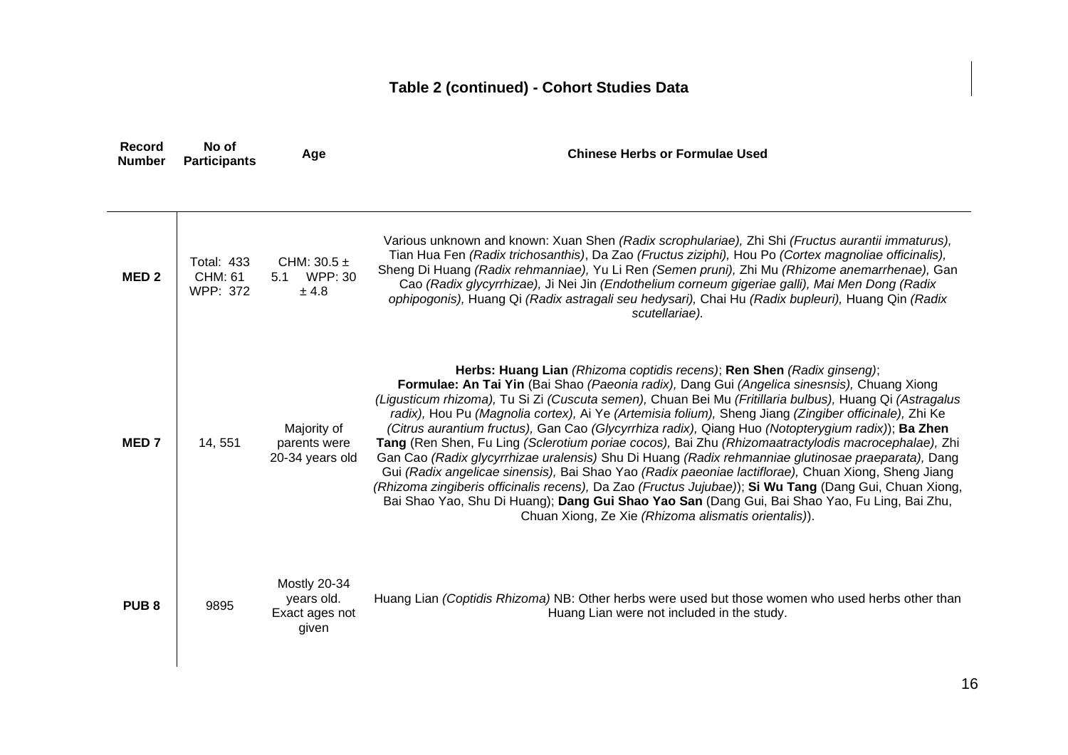## Table 2 (continued) - Cohort Studies Data

| Record Number | No of Participants | Age | Chinese Herbs or Formulae Used |
|---|---|---|---|
| **MED 2** | Total: 433 CHM: 61 WPP: 372 | CHM: 30.5 ± 5.1 WPP: 30 ± 4.8 | Various unknown and known: Xuan Shen *(Radix scrophulariae),* Zhi Shi *(Fructus aurantii immaturus),* Tian Hua Fen *(Radix trichosanthis)*, Da Zao *(Fructus ziziphi),* Hou Po *(Cortex magnoliae officinalis),* Sheng Di Huang *(Radix rehmanniae),* Yu Li Ren *(Semen pruni),* Zhi Mu *(Rhizome anemarrhenae),* Gan Cao *(Radix glycyrrhizae),* Ji Nei Jin *(Endothelium corneum gigeriae galli), Mai Men Dong (Radix ophipogonis),* Huang Qi *(Radix astragali seu hedysari),* Chai Hu *(Radix bupleuri),* Huang Qin *(Radix scutellariae).* |
| **MED 7** | 14, 551 | Majority of parents were 20-34 years old | **Herbs: Huang Lian** *(Rhizoma coptidis recens)*; **Ren Shen** *(Radix ginseng)*; **Formulae: An Tai Yin** (Bai Shao *(Paeonia radix),* Dang Gui *(Angelica sinesnsis),* Chuang Xiong *(Ligusticum rhizoma),* Tu Si Zi *(Cuscuta semen),* Chuan Bei Mu *(Fritillaria bulbus),* Huang Qi *(Astragalus radix),* Hou Pu *(Magnolia cortex),* Ai Ye *(Artemisia folium),* Sheng Jiang *(Zingiber officinale),* Zhi Ke *(Citrus aurantium fructus),* Gan Cao *(Glycyrrhiza radix),* Qiang Huo *(Notopterygium radix)*); **Ba Zhen Tang** (Ren Shen, Fu Ling *(Sclerotium poriae cocos),* Bai Zhu *(Rhizomaatractylodis macrocephalae),* Zhi Gan Cao *(Radix glycyrrhizae uralensis)* Shu Di Huang *(Radix rehmanniae glutinosae praeparata),* Dang Gui *(Radix angelicae sinensis),* Bai Shao Yao *(Radix paeoniae lactiflorae),* Chuan Xiong, Sheng Jiang *(Rhizoma zingiberis officinalis recens),* Da Zao *(Fructus Jujubae)*); **Si Wu Tang** (Dang Gui, Chuan Xiong, Bai Shao Yao, Shu Di Huang); **Dang Gui Shao Yao San** (Dang Gui, Bai Shao Yao, Fu Ling, Bai Zhu, Chuan Xiong, Ze Xie *(Rhizoma alismatis orientalis)*). |
| **PUB 8** | 9895 | Mostly 20-34 years old. Exact ages not given | Huang Lian *(Coptidis Rhizoma)* NB: Other herbs were used but those women who used herbs other than Huang Lian were not included in the study. |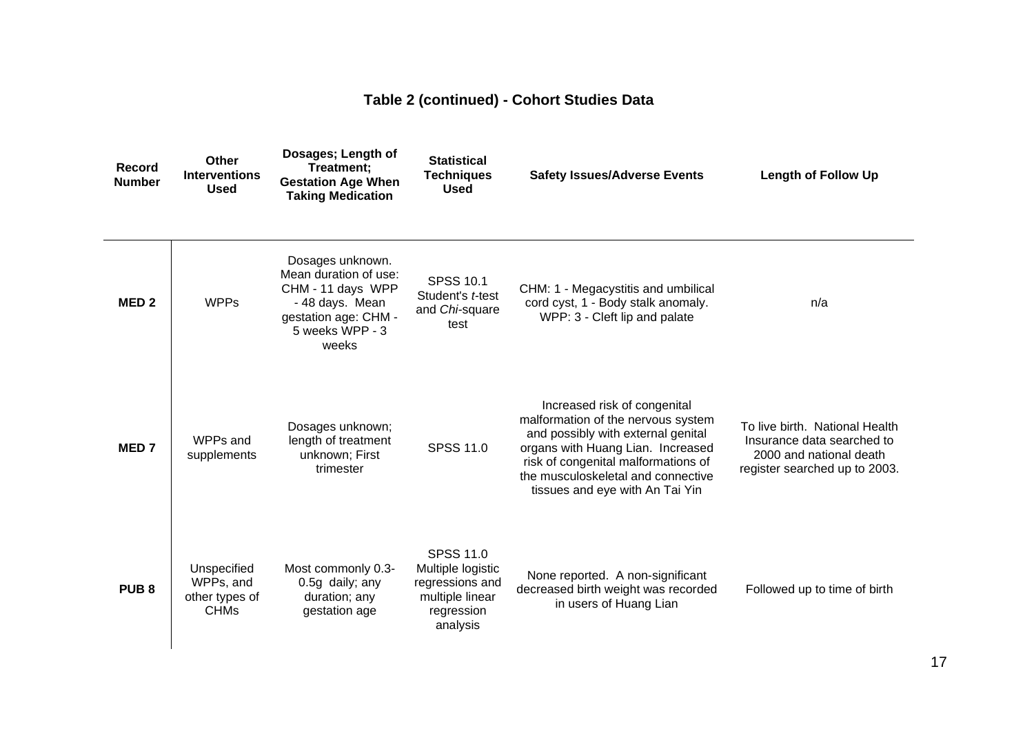## Table 2 (continued) - Cohort Studies Data

| Record Number | Other Interventions Used | Dosages; Length of Treatment; Gestation Age When Taking Medication | Statistical Techniques Used | Safety Issues/Adverse Events | Length of Follow Up |
|---|---|---|---|---|---|
| **MED 2** | WPPs | Dosages unknown. Mean duration of use: CHM - 11 days WPP - 48 days. Mean gestation age: CHM - 5 weeks WPP - 3 weeks | SPSS 10.1 Student's *t*-test and *Chi*-square test | CHM: 1 - Megacystitis and umbilical cord cyst, 1 - Body stalk anomaly. WPP: 3 - Cleft lip and palate | n/a |
| **MED 7** | WPPs and supplements | Dosages unknown; length of treatment unknown; First trimester | SPSS 11.0 | Increased risk of congenital malformation of the nervous system and possibly with external genital organs with Huang Lian. Increased risk of congenital malformations of the musculoskeletal and connective tissues and eye with An Tai Yin | To live birth. National Health Insurance data searched to 2000 and national death register searched up to 2003. |
| **PUB 8** | Unspecified WPPs, and other types of CHMs | Most commonly 0.3-0.5g daily; any duration; any gestation age | SPSS 11.0 Multiple logistic regressions and multiple linear regression analysis | None reported. A non-significant decreased birth weight was recorded in users of Huang Lian | Followed up to time of birth |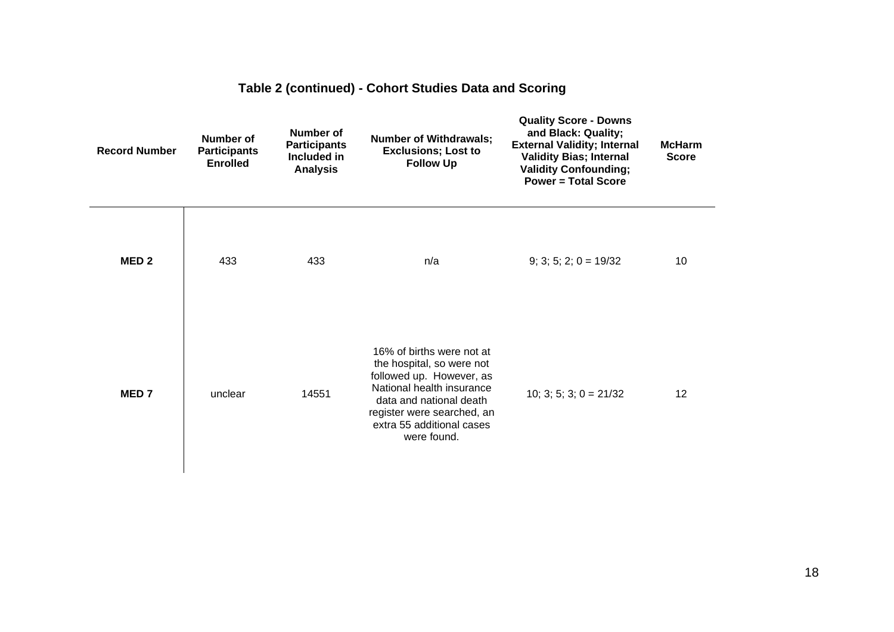## Table 2 (continued) - Cohort Studies Data and Scoring

| Record Number | Number of Participants Enrolled | Number of Participants Included in Analysis | Number of Withdrawals; Exclusions; Lost to Follow Up | Quality Score - Downs and Black: Quality; External Validity; Internal Validity Bias; Internal Validity Confounding; Power = Total Score | McHarm Score |
|---|---|---|---|---|---|
| **MED 2** | 433 | 433 | n/a | 9; 3; 5; 2; 0 = 19/32 | 10 |
| **MED 7** | unclear | 14551 | 16% of births were not at the hospital, so were not followed up. However, as National health insurance data and national death register were searched, an extra 55 additional cases were found. | 10; 3; 5; 3; 0 = 21/32 | 12 |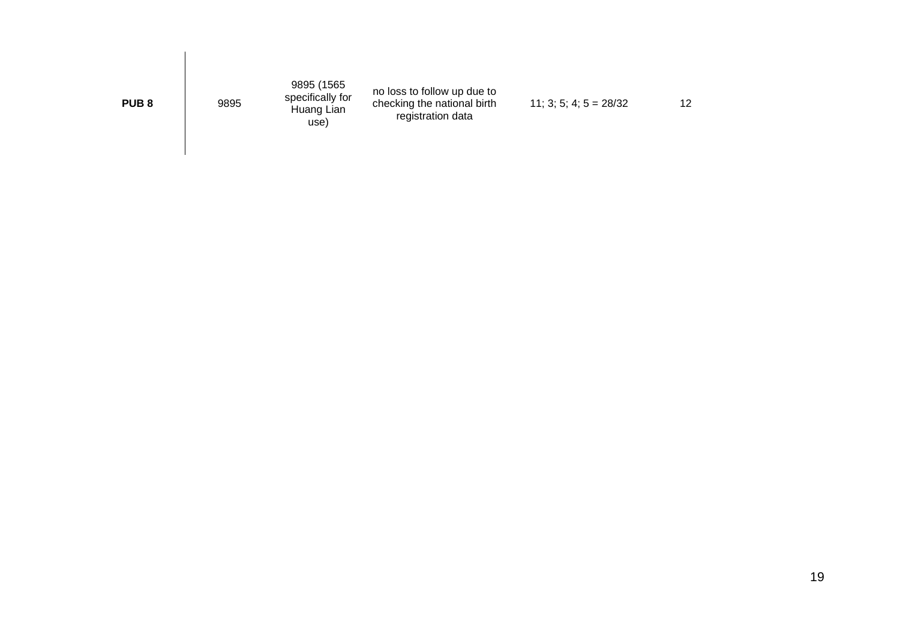| | | | | | |
|---|---|---|---|---|---|
| **PUB 8** | 9895 | 9895 (1565 specifically for Huang Lian use) | no loss to follow up due to checking the national birth registration data | 11; 3; 5; 4; 5 = 28/32 | 12 |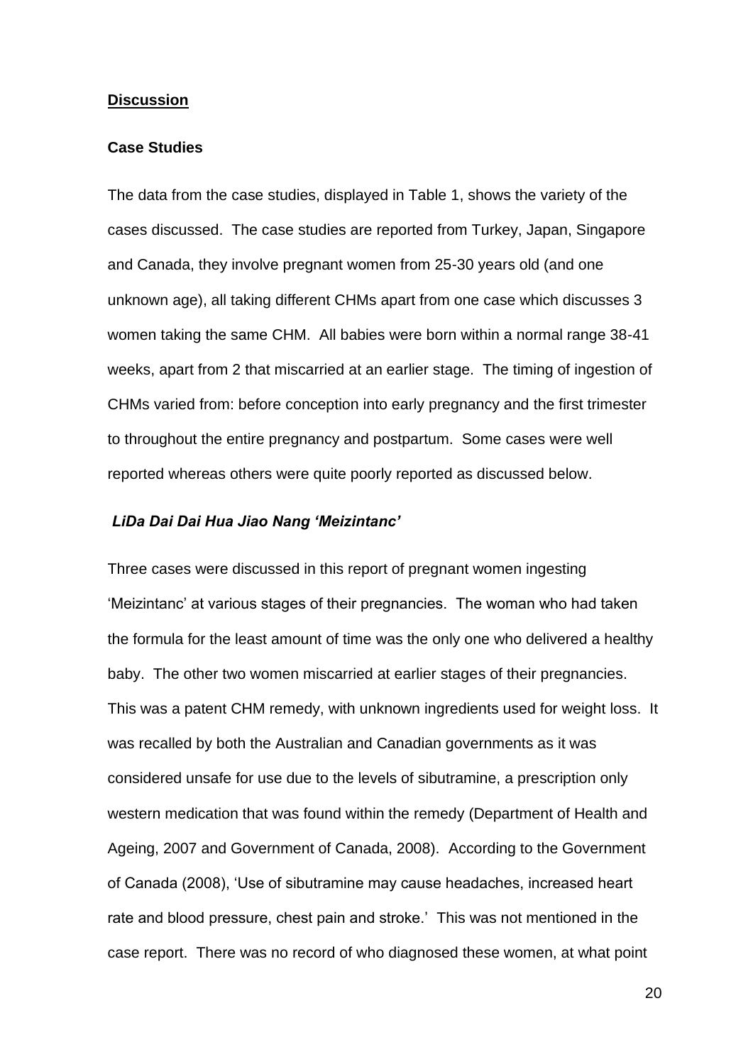## Discussion

### Case Studies

The data from the case studies, displayed in Table 1, shows the variety of the cases discussed. The case studies are reported from Turkey, Japan, Singapore and Canada, they involve pregnant women from 25-30 years old (and one unknown age), all taking different CHMs apart from one case which discusses 3 women taking the same CHM. All babies were born within a normal range 38-41 weeks, apart from 2 that miscarried at an earlier stage. The timing of ingestion of CHMs varied from: before conception into early pregnancy and the first trimester to throughout the entire pregnancy and postpartum. Some cases were well reported whereas others were quite poorly reported as discussed below.

#### *LiDa Dai Dai Hua Jiao Nang 'Meizintanc'*

Three cases were discussed in this report of pregnant women ingesting 'Meizintanc' at various stages of their pregnancies. The woman who had taken the formula for the least amount of time was the only one who delivered a healthy baby. The other two women miscarried at earlier stages of their pregnancies. This was a patent CHM remedy, with unknown ingredients used for weight loss. It was recalled by both the Australian and Canadian governments as it was considered unsafe for use due to the levels of sibutramine, a prescription only western medication that was found within the remedy (Department of Health and Ageing, 2007 and Government of Canada, 2008). According to the Government of Canada (2008), 'Use of sibutramine may cause headaches, increased heart rate and blood pressure, chest pain and stroke.' This was not mentioned in the case report. There was no record of who diagnosed these women, at what point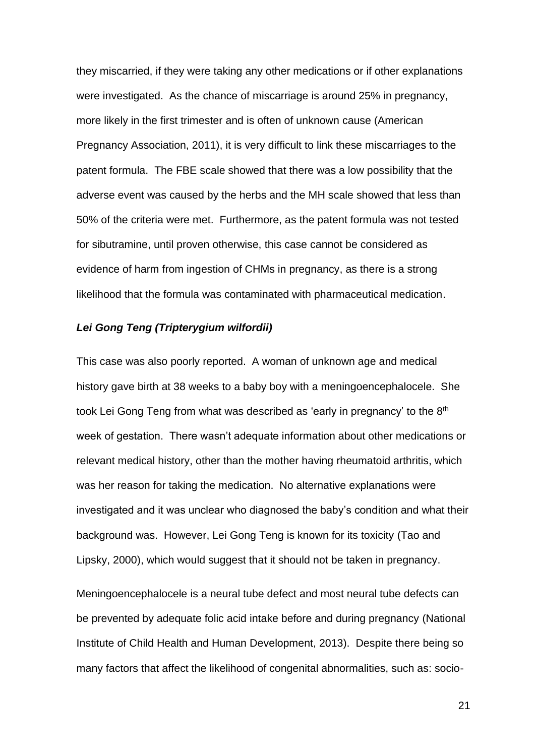they miscarried, if they were taking any other medications or if other explanations were investigated. As the chance of miscarriage is around 25% in pregnancy, more likely in the first trimester and is often of unknown cause (American Pregnancy Association, 2011), it is very difficult to link these miscarriages to the patent formula. The FBE scale showed that there was a low possibility that the adverse event was caused by the herbs and the MH scale showed that less than 50% of the criteria were met. Furthermore, as the patent formula was not tested for sibutramine, until proven otherwise, this case cannot be considered as evidence of harm from ingestion of CHMs in pregnancy, as there is a strong likelihood that the formula was contaminated with pharmaceutical medication.

### *Lei Gong Teng (Tripterygium wilfordii)*

This case was also poorly reported. A woman of unknown age and medical history gave birth at 38 weeks to a baby boy with a meningoencephalocele. She took Lei Gong Teng from what was described as 'early in pregnancy' to the 8th week of gestation. There wasn't adequate information about other medications or relevant medical history, other than the mother having rheumatoid arthritis, which was her reason for taking the medication. No alternative explanations were investigated and it was unclear who diagnosed the baby's condition and what their background was. However, Lei Gong Teng is known for its toxicity (Tao and Lipsky, 2000), which would suggest that it should not be taken in pregnancy.

Meningoencephalocele is a neural tube defect and most neural tube defects can be prevented by adequate folic acid intake before and during pregnancy (National Institute of Child Health and Human Development, 2013). Despite there being so many factors that affect the likelihood of congenital abnormalities, such as: socio-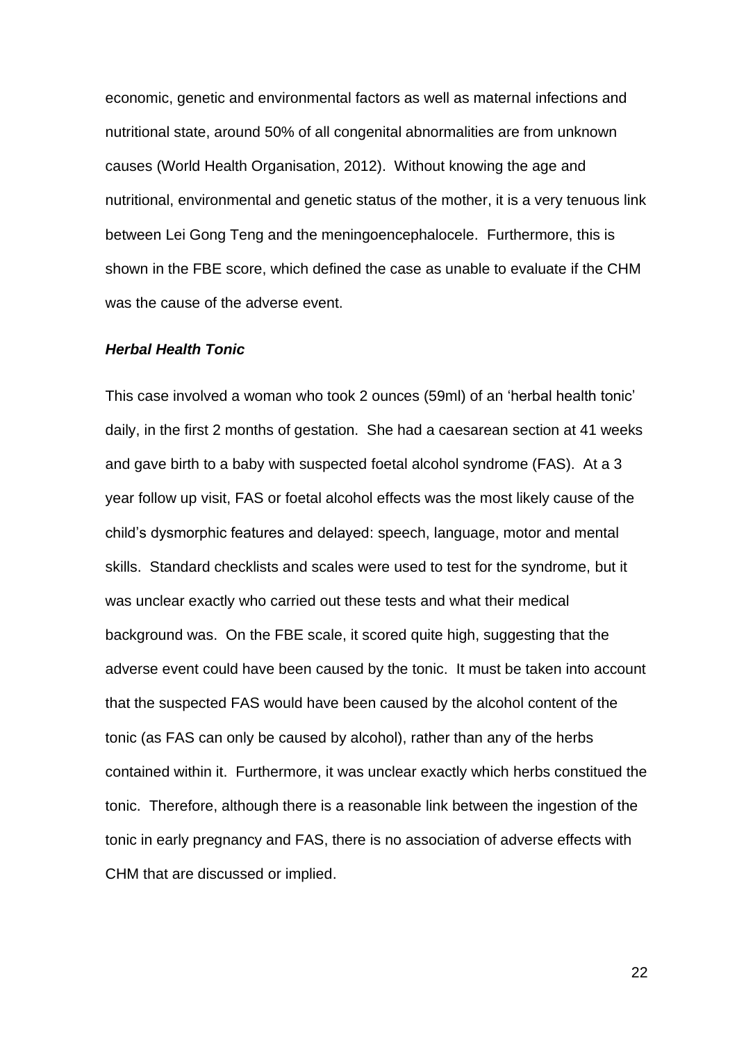economic, genetic and environmental factors as well as maternal infections and nutritional state, around 50% of all congenital abnormalities are from unknown causes (World Health Organisation, 2012). Without knowing the age and nutritional, environmental and genetic status of the mother, it is a very tenuous link between Lei Gong Teng and the meningoencephalocele. Furthermore, this is shown in the FBE score, which defined the case as unable to evaluate if the CHM was the cause of the adverse event.

***Herbal Health Tonic***

This case involved a woman who took 2 ounces (59ml) of an 'herbal health tonic' daily, in the first 2 months of gestation. She had a caesarean section at 41 weeks and gave birth to a baby with suspected foetal alcohol syndrome (FAS). At a 3 year follow up visit, FAS or foetal alcohol effects was the most likely cause of the child's dysmorphic features and delayed: speech, language, motor and mental skills. Standard checklists and scales were used to test for the syndrome, but it was unclear exactly who carried out these tests and what their medical background was. On the FBE scale, it scored quite high, suggesting that the adverse event could have been caused by the tonic. It must be taken into account that the suspected FAS would have been caused by the alcohol content of the tonic (as FAS can only be caused by alcohol), rather than any of the herbs contained within it. Furthermore, it was unclear exactly which herbs constitued the tonic. Therefore, although there is a reasonable link between the ingestion of the tonic in early pregnancy and FAS, there is no association of adverse effects with CHM that are discussed or implied.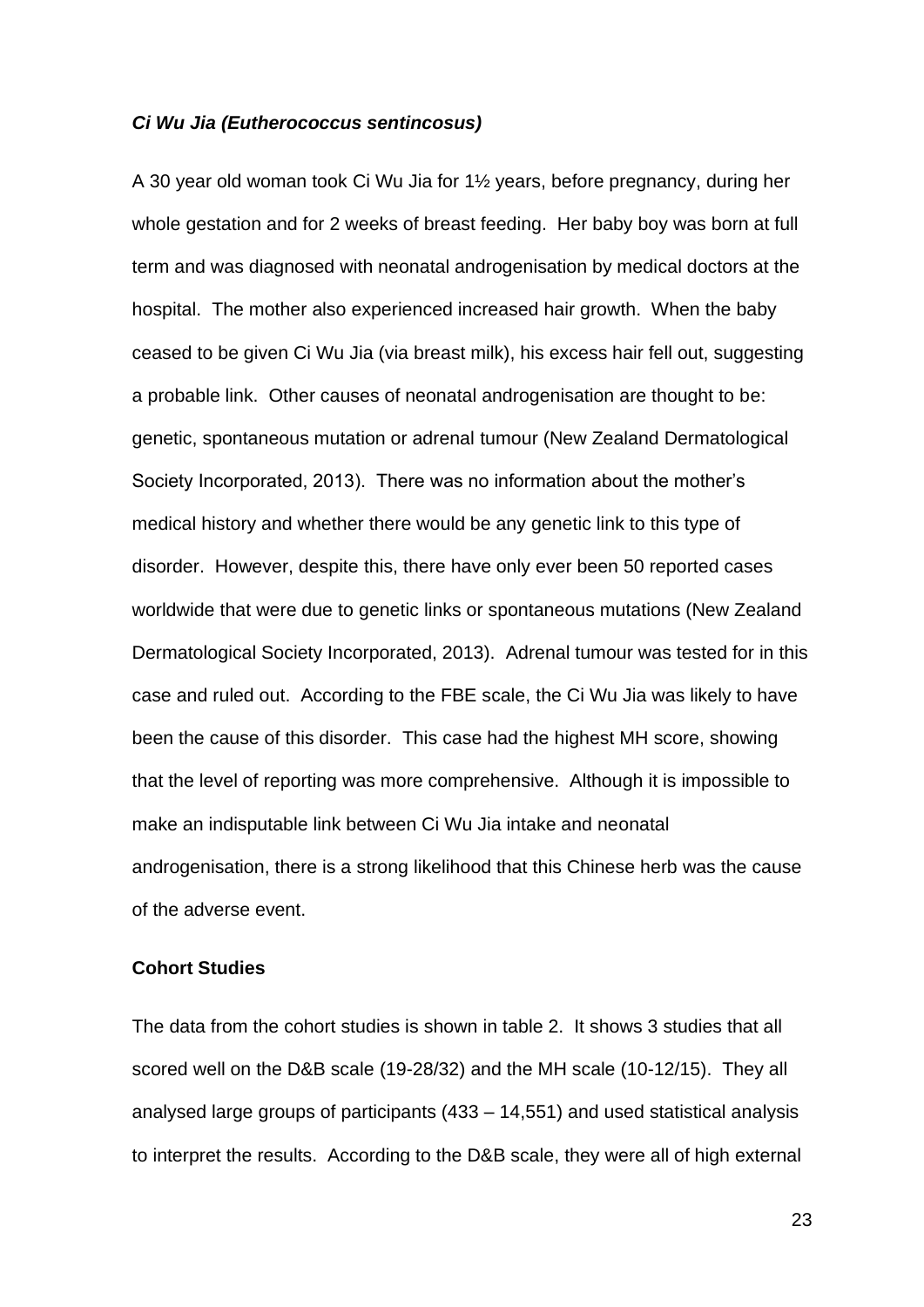***Ci Wu Jia (Eutherococcus sentincosus)***

A 30 year old woman took Ci Wu Jia for 1½ years, before pregnancy, during her whole gestation and for 2 weeks of breast feeding. Her baby boy was born at full term and was diagnosed with neonatal androgenisation by medical doctors at the hospital. The mother also experienced increased hair growth. When the baby ceased to be given Ci Wu Jia (via breast milk), his excess hair fell out, suggesting a probable link. Other causes of neonatal androgenisation are thought to be: genetic, spontaneous mutation or adrenal tumour (New Zealand Dermatological Society Incorporated, 2013). There was no information about the mother's medical history and whether there would be any genetic link to this type of disorder. However, despite this, there have only ever been 50 reported cases worldwide that were due to genetic links or spontaneous mutations (New Zealand Dermatological Society Incorporated, 2013). Adrenal tumour was tested for in this case and ruled out. According to the FBE scale, the Ci Wu Jia was likely to have been the cause of this disorder. This case had the highest MH score, showing that the level of reporting was more comprehensive. Although it is impossible to make an indisputable link between Ci Wu Jia intake and neonatal androgenisation, there is a strong likelihood that this Chinese herb was the cause of the adverse event.

**Cohort Studies**

The data from the cohort studies is shown in table 2. It shows 3 studies that all scored well on the D&B scale (19-28/32) and the MH scale (10-12/15). They all analysed large groups of participants (433 – 14,551) and used statistical analysis to interpret the results. According to the D&B scale, they were all of high external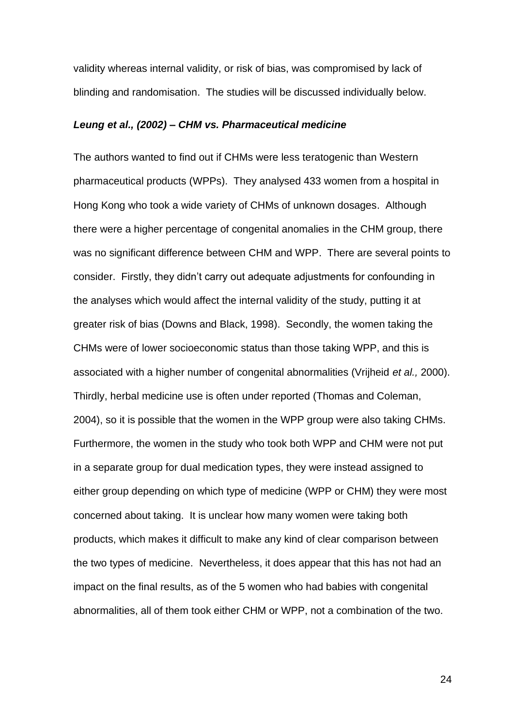validity whereas internal validity, or risk of bias, was compromised by lack of blinding and randomisation. The studies will be discussed individually below.

### *Leung et al., (2002) – CHM vs. Pharmaceutical medicine*

The authors wanted to find out if CHMs were less teratogenic than Western pharmaceutical products (WPPs). They analysed 433 women from a hospital in Hong Kong who took a wide variety of CHMs of unknown dosages. Although there were a higher percentage of congenital anomalies in the CHM group, there was no significant difference between CHM and WPP. There are several points to consider. Firstly, they didn't carry out adequate adjustments for confounding in the analyses which would affect the internal validity of the study, putting it at greater risk of bias (Downs and Black, 1998). Secondly, the women taking the CHMs were of lower socioeconomic status than those taking WPP, and this is associated with a higher number of congenital abnormalities (Vrijheid *et al.,* 2000). Thirdly, herbal medicine use is often under reported (Thomas and Coleman, 2004), so it is possible that the women in the WPP group were also taking CHMs. Furthermore, the women in the study who took both WPP and CHM were not put in a separate group for dual medication types, they were instead assigned to either group depending on which type of medicine (WPP or CHM) they were most concerned about taking. It is unclear how many women were taking both products, which makes it difficult to make any kind of clear comparison between the two types of medicine. Nevertheless, it does appear that this has not had an impact on the final results, as of the 5 women who had babies with congenital abnormalities, all of them took either CHM or WPP, not a combination of the two.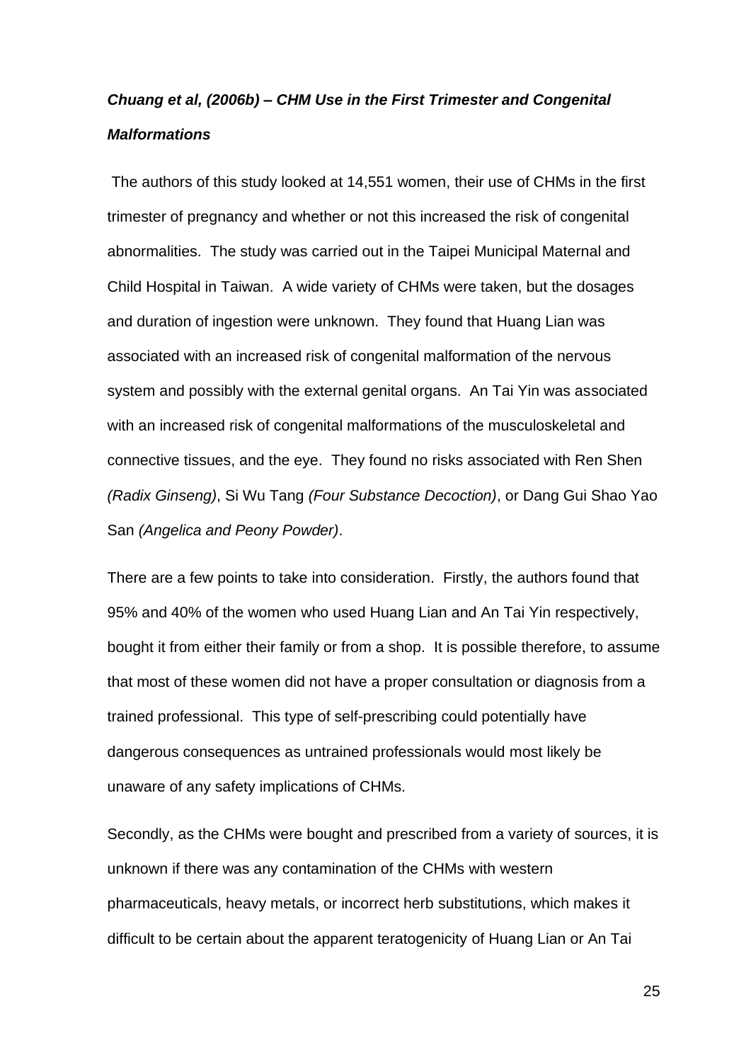***Chuang et al, (2006b) – CHM Use in the First Trimester and Congenital Malformations***

The authors of this study looked at 14,551 women, their use of CHMs in the first trimester of pregnancy and whether or not this increased the risk of congenital abnormalities. The study was carried out in the Taipei Municipal Maternal and Child Hospital in Taiwan. A wide variety of CHMs were taken, but the dosages and duration of ingestion were unknown. They found that Huang Lian was associated with an increased risk of congenital malformation of the nervous system and possibly with the external genital organs. An Tai Yin was associated with an increased risk of congenital malformations of the musculoskeletal and connective tissues, and the eye. They found no risks associated with Ren Shen *(Radix Ginseng)*, Si Wu Tang *(Four Substance Decoction)*, or Dang Gui Shao Yao San *(Angelica and Peony Powder)*.

There are a few points to take into consideration. Firstly, the authors found that 95% and 40% of the women who used Huang Lian and An Tai Yin respectively, bought it from either their family or from a shop. It is possible therefore, to assume that most of these women did not have a proper consultation or diagnosis from a trained professional. This type of self-prescribing could potentially have dangerous consequences as untrained professionals would most likely be unaware of any safety implications of CHMs.

Secondly, as the CHMs were bought and prescribed from a variety of sources, it is unknown if there was any contamination of the CHMs with western pharmaceuticals, heavy metals, or incorrect herb substitutions, which makes it difficult to be certain about the apparent teratogenicity of Huang Lian or An Tai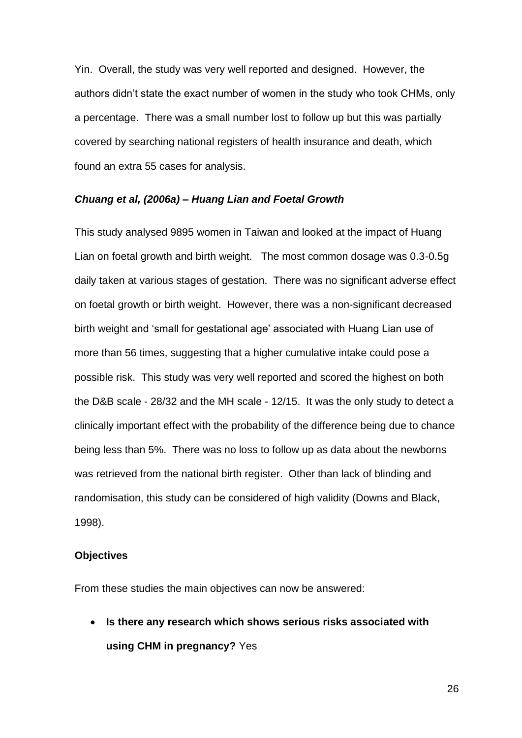Yin. Overall, the study was very well reported and designed. However, the authors didn't state the exact number of women in the study who took CHMs, only a percentage. There was a small number lost to follow up but this was partially covered by searching national registers of health insurance and death, which found an extra 55 cases for analysis.

***Chuang et al, (2006a) – Huang Lian and Foetal Growth***

This study analysed 9895 women in Taiwan and looked at the impact of Huang Lian on foetal growth and birth weight. The most common dosage was 0.3-0.5g daily taken at various stages of gestation. There was no significant adverse effect on foetal growth or birth weight. However, there was a non-significant decreased birth weight and 'small for gestational age' associated with Huang Lian use of more than 56 times, suggesting that a higher cumulative intake could pose a possible risk. This study was very well reported and scored the highest on both the D&B scale - 28/32 and the MH scale - 12/15. It was the only study to detect a clinically important effect with the probability of the difference being due to chance being less than 5%. There was no loss to follow up as data about the newborns was retrieved from the national birth register. Other than lack of blinding and randomisation, this study can be considered of high validity (Downs and Black, 1998).

**Objectives**

From these studies the main objectives can now be answered:

- **Is there any research which shows serious risks associated with using CHM in pregnancy?** Yes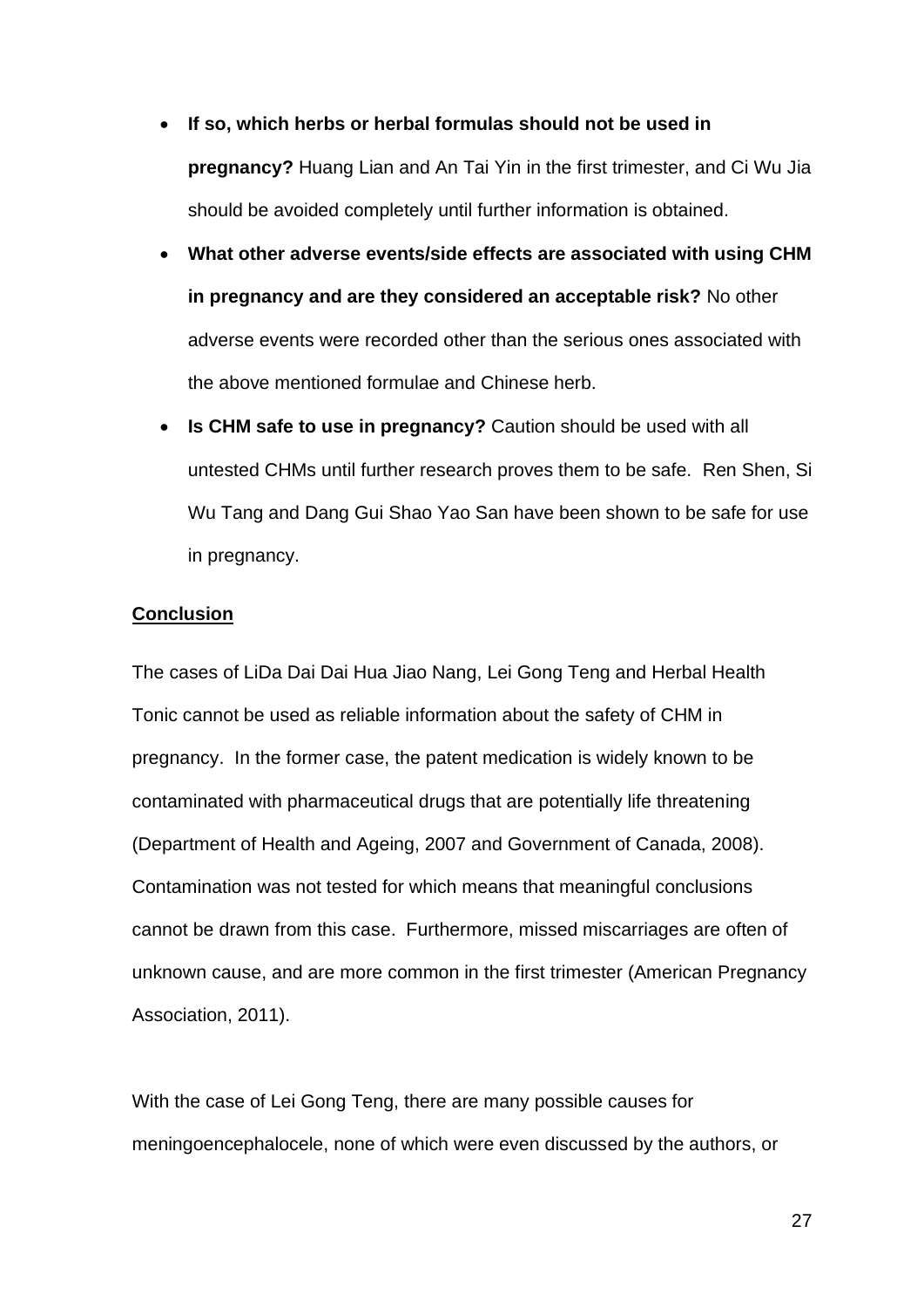- **If so, which herbs or herbal formulas should not be used in pregnancy?** Huang Lian and An Tai Yin in the first trimester, and Ci Wu Jia should be avoided completely until further information is obtained.
- **What other adverse events/side effects are associated with using CHM in pregnancy and are they considered an acceptable risk?** No other adverse events were recorded other than the serious ones associated with the above mentioned formulae and Chinese herb.
- **Is CHM safe to use in pregnancy?** Caution should be used with all untested CHMs until further research proves them to be safe. Ren Shen, Si Wu Tang and Dang Gui Shao Yao San have been shown to be safe for use in pregnancy.

**Conclusion**

The cases of LiDa Dai Dai Hua Jiao Nang, Lei Gong Teng and Herbal Health Tonic cannot be used as reliable information about the safety of CHM in pregnancy. In the former case, the patent medication is widely known to be contaminated with pharmaceutical drugs that are potentially life threatening (Department of Health and Ageing, 2007 and Government of Canada, 2008). Contamination was not tested for which means that meaningful conclusions cannot be drawn from this case. Furthermore, missed miscarriages are often of unknown cause, and are more common in the first trimester (American Pregnancy Association, 2011).

With the case of Lei Gong Teng, there are many possible causes for meningoencephalocele, none of which were even discussed by the authors, or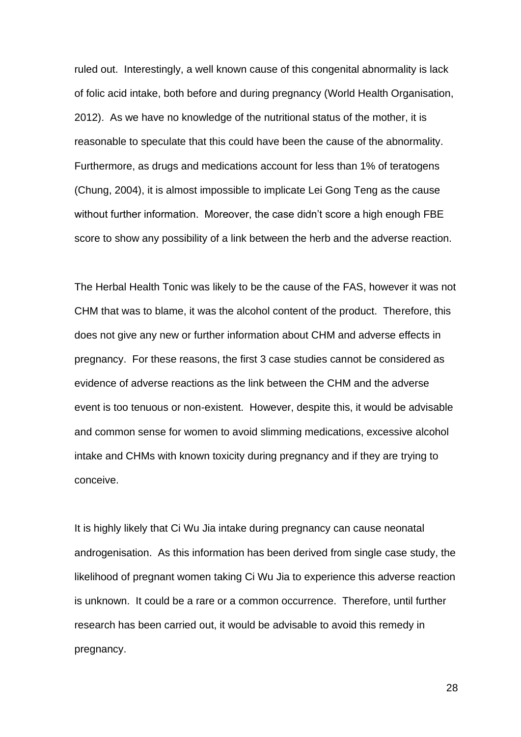ruled out. Interestingly, a well known cause of this congenital abnormality is lack of folic acid intake, both before and during pregnancy (World Health Organisation, 2012). As we have no knowledge of the nutritional status of the mother, it is reasonable to speculate that this could have been the cause of the abnormality. Furthermore, as drugs and medications account for less than 1% of teratogens (Chung, 2004), it is almost impossible to implicate Lei Gong Teng as the cause without further information. Moreover, the case didn't score a high enough FBE score to show any possibility of a link between the herb and the adverse reaction.

The Herbal Health Tonic was likely to be the cause of the FAS, however it was not CHM that was to blame, it was the alcohol content of the product. Therefore, this does not give any new or further information about CHM and adverse effects in pregnancy. For these reasons, the first 3 case studies cannot be considered as evidence of adverse reactions as the link between the CHM and the adverse event is too tenuous or non-existent. However, despite this, it would be advisable and common sense for women to avoid slimming medications, excessive alcohol intake and CHMs with known toxicity during pregnancy and if they are trying to conceive.

It is highly likely that Ci Wu Jia intake during pregnancy can cause neonatal androgenisation. As this information has been derived from single case study, the likelihood of pregnant women taking Ci Wu Jia to experience this adverse reaction is unknown. It could be a rare or a common occurrence. Therefore, until further research has been carried out, it would be advisable to avoid this remedy in pregnancy.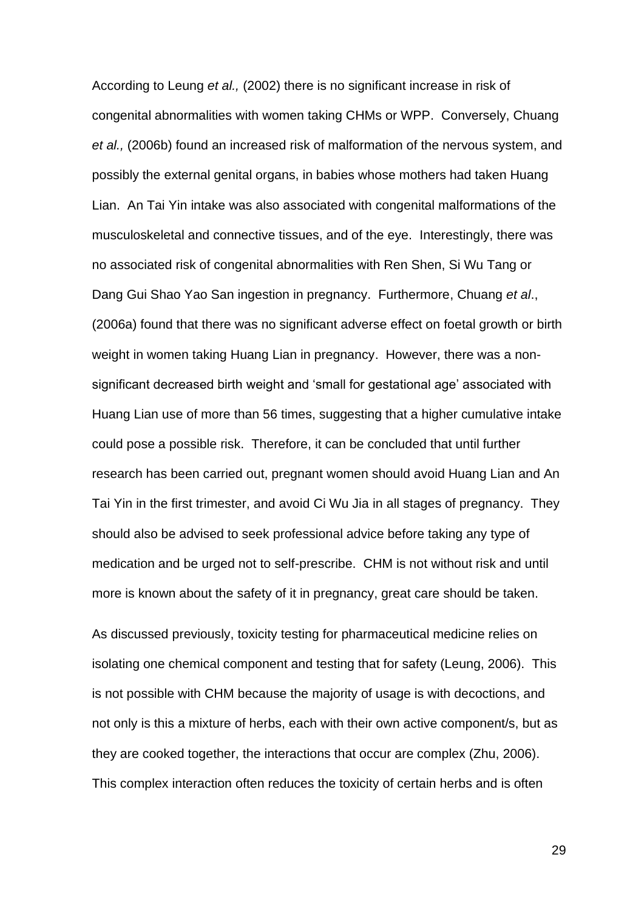According to Leung *et al.,* (2002) there is no significant increase in risk of congenital abnormalities with women taking CHMs or WPP. Conversely, Chuang *et al.,* (2006b) found an increased risk of malformation of the nervous system, and possibly the external genital organs, in babies whose mothers had taken Huang Lian. An Tai Yin intake was also associated with congenital malformations of the musculoskeletal and connective tissues, and of the eye. Interestingly, there was no associated risk of congenital abnormalities with Ren Shen, Si Wu Tang or Dang Gui Shao Yao San ingestion in pregnancy. Furthermore, Chuang *et al*., (2006a) found that there was no significant adverse effect on foetal growth or birth weight in women taking Huang Lian in pregnancy. However, there was a non-significant decreased birth weight and 'small for gestational age' associated with Huang Lian use of more than 56 times, suggesting that a higher cumulative intake could pose a possible risk. Therefore, it can be concluded that until further research has been carried out, pregnant women should avoid Huang Lian and An Tai Yin in the first trimester, and avoid Ci Wu Jia in all stages of pregnancy. They should also be advised to seek professional advice before taking any type of medication and be urged not to self-prescribe. CHM is not without risk and until more is known about the safety of it in pregnancy, great care should be taken.

As discussed previously, toxicity testing for pharmaceutical medicine relies on isolating one chemical component and testing that for safety (Leung, 2006). This is not possible with CHM because the majority of usage is with decoctions, and not only is this a mixture of herbs, each with their own active component/s, but as they are cooked together, the interactions that occur are complex (Zhu, 2006). This complex interaction often reduces the toxicity of certain herbs and is often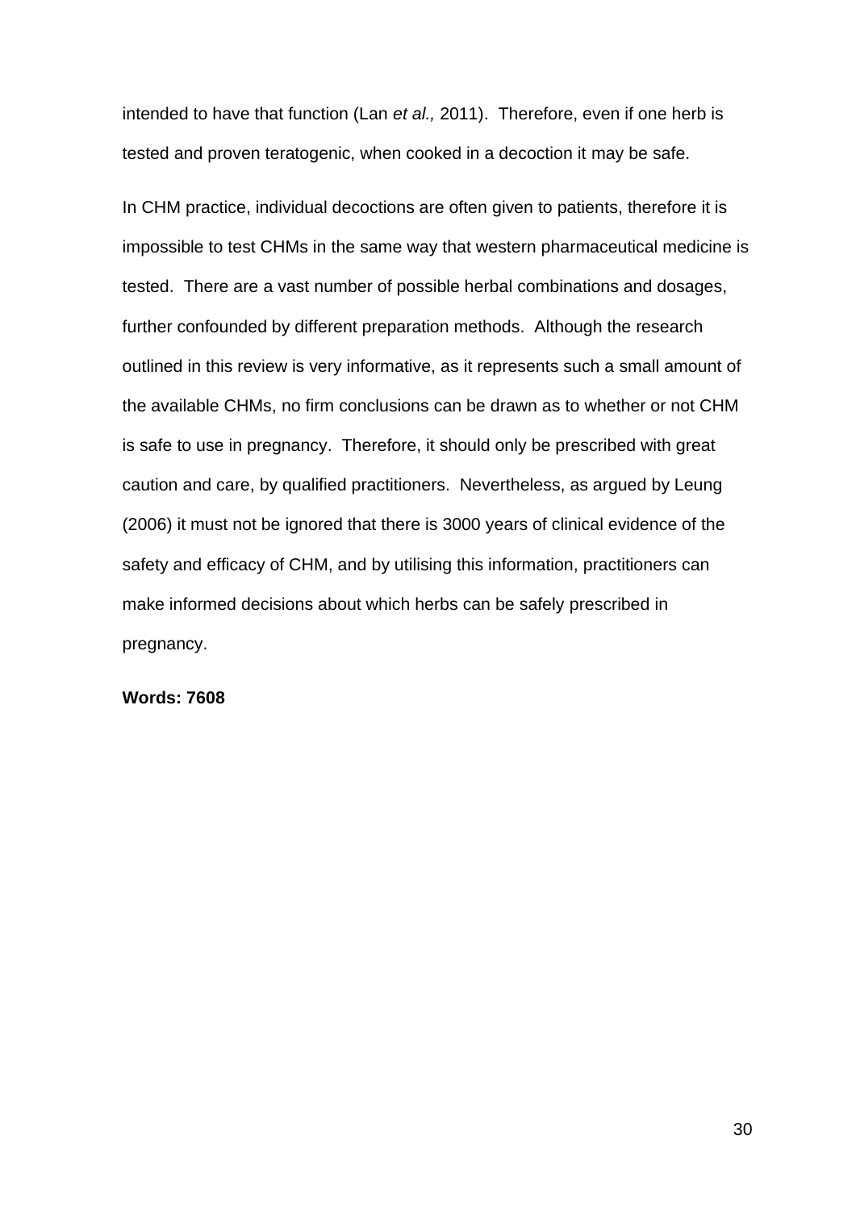intended to have that function (Lan *et al.,* 2011). Therefore, even if one herb is tested and proven teratogenic, when cooked in a decoction it may be safe.

In CHM practice, individual decoctions are often given to patients, therefore it is impossible to test CHMs in the same way that western pharmaceutical medicine is tested. There are a vast number of possible herbal combinations and dosages, further confounded by different preparation methods. Although the research outlined in this review is very informative, as it represents such a small amount of the available CHMs, no firm conclusions can be drawn as to whether or not CHM is safe to use in pregnancy. Therefore, it should only be prescribed with great caution and care, by qualified practitioners. Nevertheless, as argued by Leung (2006) it must not be ignored that there is 3000 years of clinical evidence of the safety and efficacy of CHM, and by utilising this information, practitioners can make informed decisions about which herbs can be safely prescribed in pregnancy.

**Words: 7608**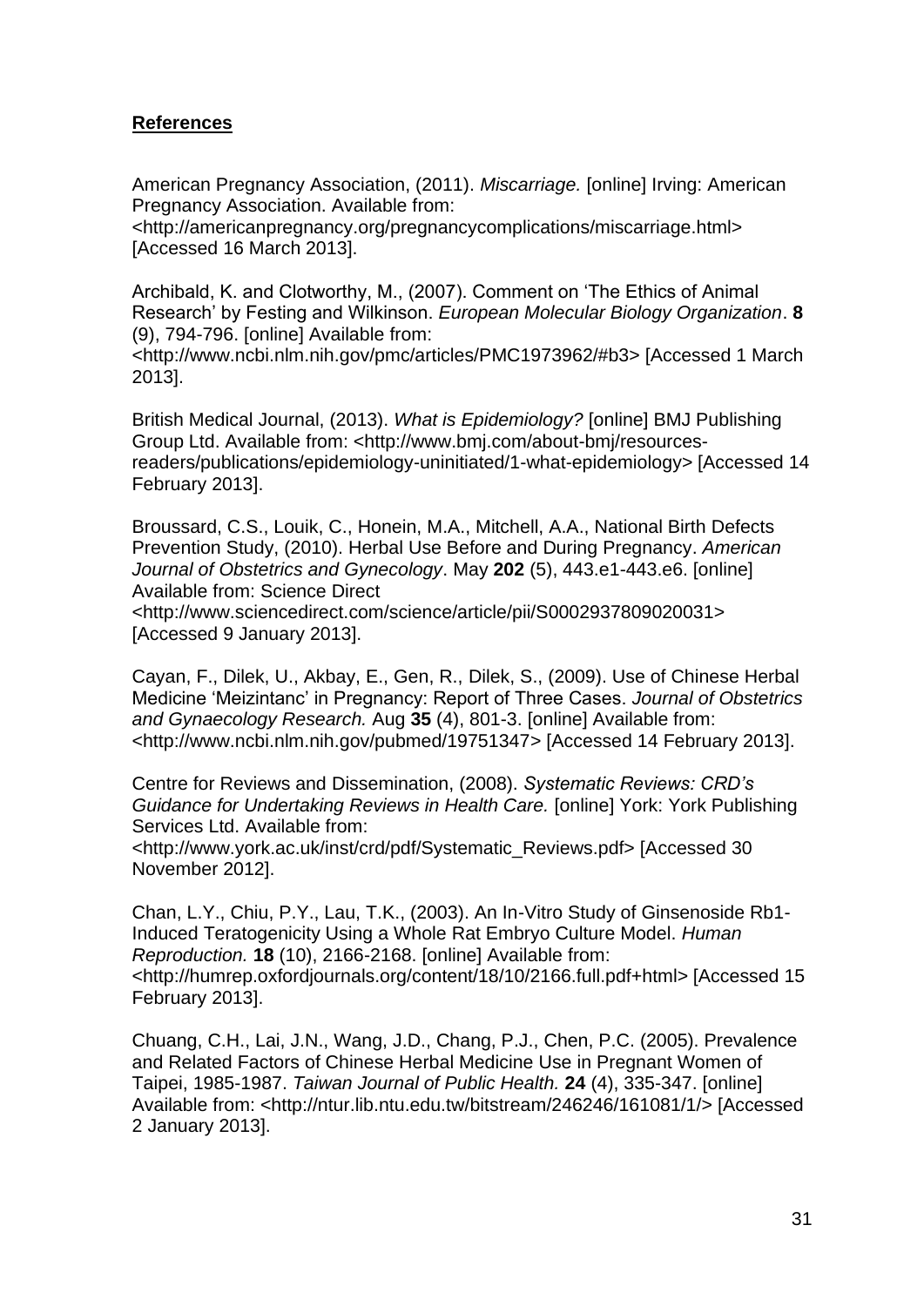**References**

American Pregnancy Association, (2011). *Miscarriage.* [online] Irving: American Pregnancy Association. Available from: <http://americanpregnancy.org/pregnancycomplications/miscarriage.html> [Accessed 16 March 2013].

Archibald, K. and Clotworthy, M., (2007). Comment on 'The Ethics of Animal Research' by Festing and Wilkinson. *European Molecular Biology Organization*. **8** (9), 794-796. [online] Available from: <http://www.ncbi.nlm.nih.gov/pmc/articles/PMC1973962/#b3> [Accessed 1 March 2013].

British Medical Journal, (2013). *What is Epidemiology?* [online] BMJ Publishing Group Ltd. Available from: <http://www.bmj.com/about-bmj/resources-readers/publications/epidemiology-uninitiated/1-what-epidemiology> [Accessed 14 February 2013].

Broussard, C.S., Louik, C., Honein, M.A., Mitchell, A.A., National Birth Defects Prevention Study, (2010). Herbal Use Before and During Pregnancy. *American Journal of Obstetrics and Gynecology*. May **202** (5), 443.e1-443.e6. [online] Available from: Science Direct <http://www.sciencedirect.com/science/article/pii/S0002937809020031> [Accessed 9 January 2013].

Cayan, F., Dilek, U., Akbay, E., Gen, R., Dilek, S., (2009). Use of Chinese Herbal Medicine 'Meizintanc' in Pregnancy: Report of Three Cases. *Journal of Obstetrics and Gynaecology Research.* Aug **35** (4), 801-3. [online] Available from: <http://www.ncbi.nlm.nih.gov/pubmed/19751347> [Accessed 14 February 2013].

Centre for Reviews and Dissemination, (2008). *Systematic Reviews: CRD's Guidance for Undertaking Reviews in Health Care.* [online] York: York Publishing Services Ltd. Available from: <http://www.york.ac.uk/inst/crd/pdf/Systematic_Reviews.pdf> [Accessed 30 November 2012].

Chan, L.Y., Chiu, P.Y., Lau, T.K., (2003). An In-Vitro Study of Ginsenoside Rb1-Induced Teratogenicity Using a Whole Rat Embryo Culture Model. *Human Reproduction.* **18** (10), 2166-2168. [online] Available from: <http://humrep.oxfordjournals.org/content/18/10/2166.full.pdf+html> [Accessed 15 February 2013].

Chuang, C.H., Lai, J.N., Wang, J.D., Chang, P.J., Chen, P.C. (2005). Prevalence and Related Factors of Chinese Herbal Medicine Use in Pregnant Women of Taipei, 1985-1987. *Taiwan Journal of Public Health.* **24** (4), 335-347. [online] Available from: <http://ntur.lib.ntu.edu.tw/bitstream/246246/161081/1/> [Accessed 2 January 2013].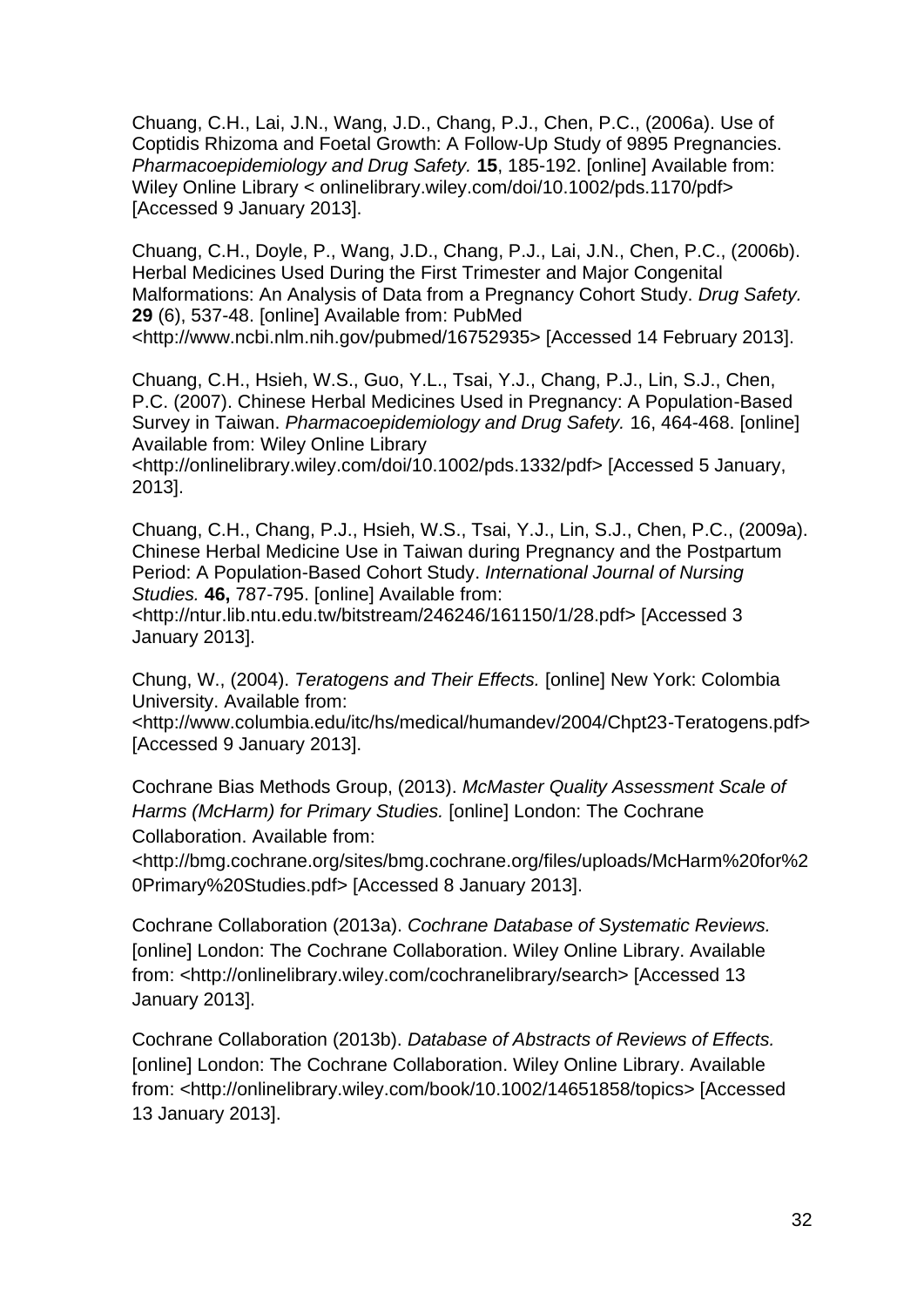Chuang, C.H., Lai, J.N., Wang, J.D., Chang, P.J., Chen, P.C., (2006a). Use of Coptidis Rhizoma and Foetal Growth: A Follow-Up Study of 9895 Pregnancies. *Pharmacoepidemiology and Drug Safety.* **15**, 185-192. [online] Available from: Wiley Online Library < onlinelibrary.wiley.com/doi/10.1002/pds.1170/pdf> [Accessed 9 January 2013].

Chuang, C.H., Doyle, P., Wang, J.D., Chang, P.J., Lai, J.N., Chen, P.C., (2006b). Herbal Medicines Used During the First Trimester and Major Congenital Malformations: An Analysis of Data from a Pregnancy Cohort Study. *Drug Safety.* **29** (6), 537-48. [online] Available from: PubMed <http://www.ncbi.nlm.nih.gov/pubmed/16752935> [Accessed 14 February 2013].

Chuang, C.H., Hsieh, W.S., Guo, Y.L., Tsai, Y.J., Chang, P.J., Lin, S.J., Chen, P.C. (2007). Chinese Herbal Medicines Used in Pregnancy: A Population-Based Survey in Taiwan. *Pharmacoepidemiology and Drug Safety.* 16, 464-468. [online] Available from: Wiley Online Library <http://onlinelibrary.wiley.com/doi/10.1002/pds.1332/pdf> [Accessed 5 January, 2013].

Chuang, C.H., Chang, P.J., Hsieh, W.S., Tsai, Y.J., Lin, S.J., Chen, P.C., (2009a). Chinese Herbal Medicine Use in Taiwan during Pregnancy and the Postpartum Period: A Population-Based Cohort Study. *International Journal of Nursing Studies.* **46,** 787-795. [online] Available from: <http://ntur.lib.ntu.edu.tw/bitstream/246246/161150/1/28.pdf> [Accessed 3 January 2013].

Chung, W., (2004). *Teratogens and Their Effects.* [online] New York: Colombia University. Available from: <http://www.columbia.edu/itc/hs/medical/humandev/2004/Chpt23-Teratogens.pdf> [Accessed 9 January 2013].

Cochrane Bias Methods Group, (2013). *McMaster Quality Assessment Scale of Harms (McHarm) for Primary Studies.* [online] London: The Cochrane Collaboration. Available from: <http://bmg.cochrane.org/sites/bmg.cochrane.org/files/uploads/McHarm%20for%20Primary%20Studies.pdf> [Accessed 8 January 2013].

Cochrane Collaboration (2013a). *Cochrane Database of Systematic Reviews.* [online] London: The Cochrane Collaboration. Wiley Online Library. Available from: <http://onlinelibrary.wiley.com/cochranelibrary/search> [Accessed 13 January 2013].

Cochrane Collaboration (2013b). *Database of Abstracts of Reviews of Effects.* [online] London: The Cochrane Collaboration. Wiley Online Library. Available from: <http://onlinelibrary.wiley.com/book/10.1002/14651858/topics> [Accessed 13 January 2013].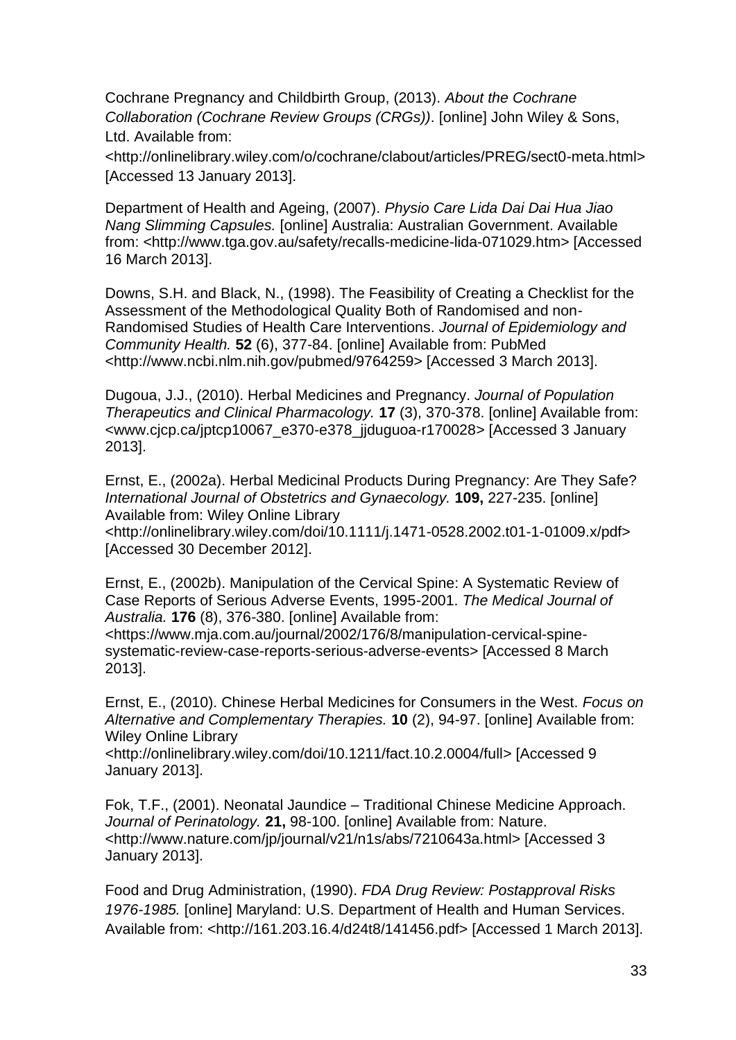Cochrane Pregnancy and Childbirth Group, (2013). *About the Cochrane Collaboration (Cochrane Review Groups (CRGs))*. [online] John Wiley & Sons, Ltd. Available from: <http://onlinelibrary.wiley.com/o/cochrane/clabout/articles/PREG/sect0-meta.html> [Accessed 13 January 2013].

Department of Health and Ageing, (2007). *Physio Care Lida Dai Dai Hua Jiao Nang Slimming Capsules.* [online] Australia: Australian Government. Available from: <http://www.tga.gov.au/safety/recalls-medicine-lida-071029.htm> [Accessed 16 March 2013].

Downs, S.H. and Black, N., (1998). The Feasibility of Creating a Checklist for the Assessment of the Methodological Quality Both of Randomised and non-Randomised Studies of Health Care Interventions. *Journal of Epidemiology and Community Health.* **52** (6), 377-84. [online] Available from: PubMed <http://www.ncbi.nlm.nih.gov/pubmed/9764259> [Accessed 3 March 2013].

Dugoua, J.J., (2010). Herbal Medicines and Pregnancy. *Journal of Population Therapeutics and Clinical Pharmacology.* **17** (3), 370-378. [online] Available from: <www.cjcp.ca/jptcp10067_e370-e378_jjduguoa-r170028> [Accessed 3 January 2013].

Ernst, E., (2002a). Herbal Medicinal Products During Pregnancy: Are They Safe? *International Journal of Obstetrics and Gynaecology.* **109,** 227-235. [online] Available from: Wiley Online Library <http://onlinelibrary.wiley.com/doi/10.1111/j.1471-0528.2002.t01-1-01009.x/pdf> [Accessed 30 December 2012].

Ernst, E., (2002b). Manipulation of the Cervical Spine: A Systematic Review of Case Reports of Serious Adverse Events, 1995-2001. *The Medical Journal of Australia.* **176** (8), 376-380. [online] Available from: <https://www.mja.com.au/journal/2002/176/8/manipulation-cervical-spine-systematic-review-case-reports-serious-adverse-events> [Accessed 8 March 2013].

Ernst, E., (2010). Chinese Herbal Medicines for Consumers in the West. *Focus on Alternative and Complementary Therapies.* **10** (2), 94-97. [online] Available from: Wiley Online Library <http://onlinelibrary.wiley.com/doi/10.1211/fact.10.2.0004/full> [Accessed 9 January 2013].

Fok, T.F., (2001). Neonatal Jaundice – Traditional Chinese Medicine Approach. *Journal of Perinatology.* **21,** 98-100. [online] Available from: Nature. <http://www.nature.com/jp/journal/v21/n1s/abs/7210643a.html> [Accessed 3 January 2013].

Food and Drug Administration, (1990). *FDA Drug Review: Postapproval Risks 1976-1985.* [online] Maryland: U.S. Department of Health and Human Services. Available from: <http://161.203.16.4/d24t8/141456.pdf> [Accessed 1 March 2013].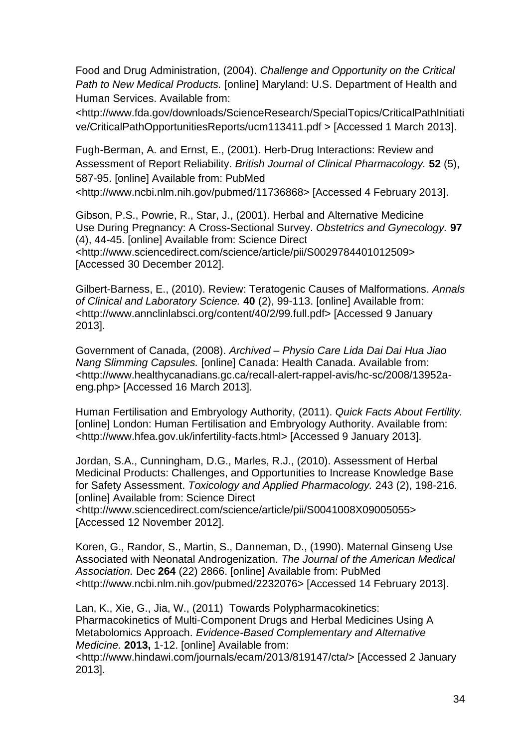Food and Drug Administration, (2004). *Challenge and Opportunity on the Critical Path to New Medical Products.* [online] Maryland: U.S. Department of Health and Human Services. Available from: <http://www.fda.gov/downloads/ScienceResearch/SpecialTopics/CriticalPathInitiative/CriticalPathOpportunitiesReports/ucm113411.pdf > [Accessed 1 March 2013].

Fugh-Berman, A. and Ernst, E., (2001). Herb-Drug Interactions: Review and Assessment of Report Reliability. *British Journal of Clinical Pharmacology.* **52** (5), 587-95. [online] Available from: PubMed <http://www.ncbi.nlm.nih.gov/pubmed/11736868> [Accessed 4 February 2013].

Gibson, P.S., Powrie, R., Star, J., (2001). Herbal and Alternative Medicine Use During Pregnancy: A Cross-Sectional Survey. *Obstetrics and Gynecology.* **97** (4), 44-45. [online] Available from: Science Direct <http://www.sciencedirect.com/science/article/pii/S0029784401012509> [Accessed 30 December 2012].

Gilbert-Barness, E., (2010). Review: Teratogenic Causes of Malformations. *Annals of Clinical and Laboratory Science.* **40** (2), 99-113. [online] Available from: <http://www.annclinlabsci.org/content/40/2/99.full.pdf> [Accessed 9 January 2013].

Government of Canada, (2008). *Archived – Physio Care Lida Dai Dai Hua Jiao Nang Slimming Capsules.* [online] Canada: Health Canada. Available from: <http://www.healthycanadians.gc.ca/recall-alert-rappel-avis/hc-sc/2008/13952a-eng.php> [Accessed 16 March 2013].

Human Fertilisation and Embryology Authority, (2011). *Quick Facts About Fertility.* [online] London: Human Fertilisation and Embryology Authority. Available from: <http://www.hfea.gov.uk/infertility-facts.html> [Accessed 9 January 2013].

Jordan, S.A., Cunningham, D.G., Marles, R.J., (2010). Assessment of Herbal Medicinal Products: Challenges, and Opportunities to Increase Knowledge Base for Safety Assessment. *Toxicology and Applied Pharmacology.* 243 (2), 198-216. [online] Available from: Science Direct <http://www.sciencedirect.com/science/article/pii/S0041008X09005055> [Accessed 12 November 2012].

Koren, G., Randor, S., Martin, S., Danneman, D., (1990). Maternal Ginseng Use Associated with Neonatal Androgenization. *The Journal of the American Medical Association.* Dec **264** (22) 2866. [online] Available from: PubMed <http://www.ncbi.nlm.nih.gov/pubmed/2232076> [Accessed 14 February 2013].

Lan, K., Xie, G., Jia, W., (2011) Towards Polypharmacokinetics: Pharmacokinetics of Multi-Component Drugs and Herbal Medicines Using A Metabolomics Approach. *Evidence-Based Complementary and Alternative Medicine.* **2013,** 1-12. [online] Available from: <http://www.hindawi.com/journals/ecam/2013/819147/cta/> [Accessed 2 January 2013].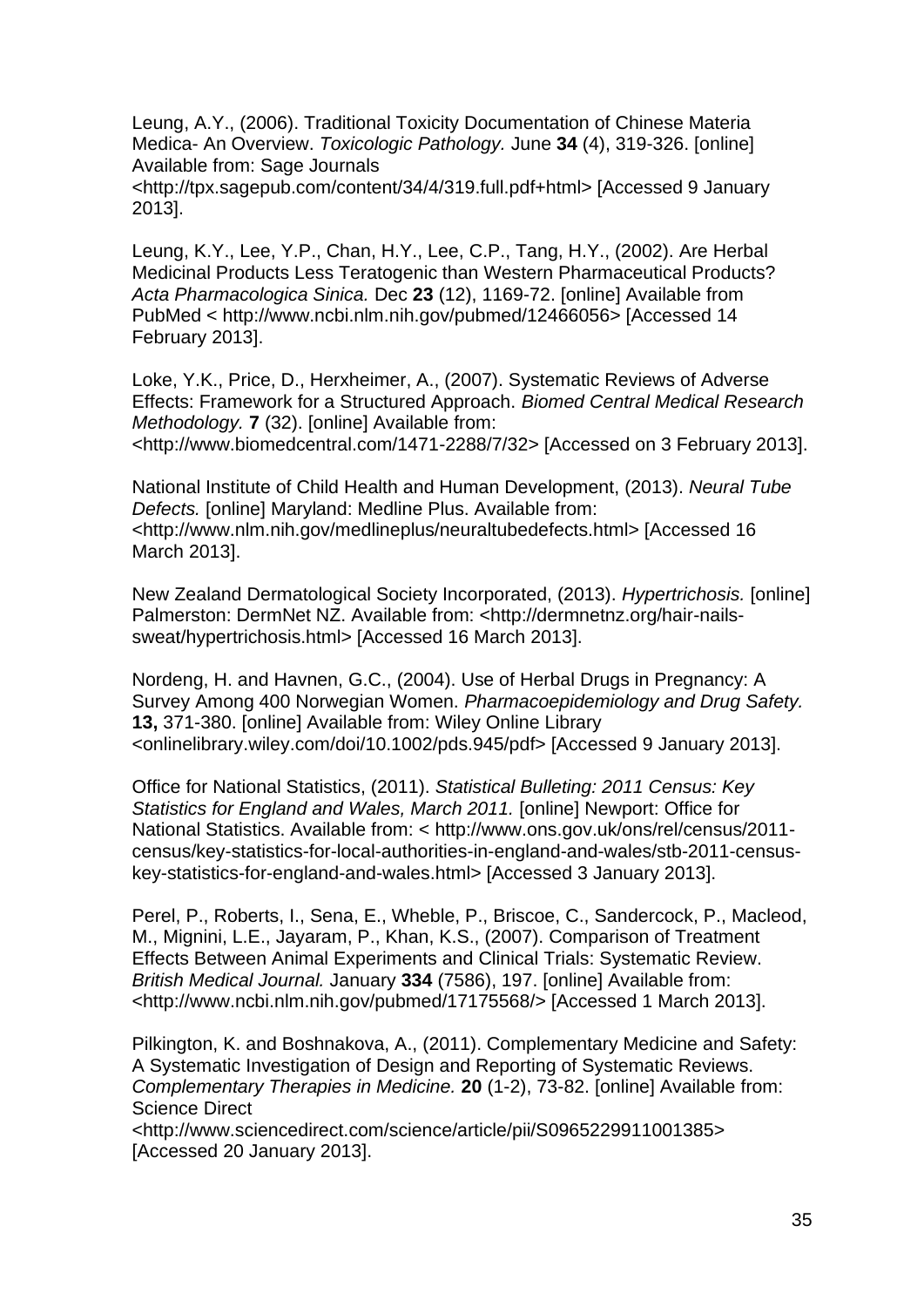Leung, A.Y., (2006). Traditional Toxicity Documentation of Chinese Materia Medica- An Overview. *Toxicologic Pathology.* June **34** (4), 319-326. [online] Available from: Sage Journals <http://tpx.sagepub.com/content/34/4/319.full.pdf+html> [Accessed 9 January 2013].

Leung, K.Y., Lee, Y.P., Chan, H.Y., Lee, C.P., Tang, H.Y., (2002). Are Herbal Medicinal Products Less Teratogenic than Western Pharmaceutical Products? *Acta Pharmacologica Sinica.* Dec **23** (12), 1169-72. [online] Available from PubMed < http://www.ncbi.nlm.nih.gov/pubmed/12466056> [Accessed 14 February 2013].

Loke, Y.K., Price, D., Herxheimer, A., (2007). Systematic Reviews of Adverse Effects: Framework for a Structured Approach. *Biomed Central Medical Research Methodology.* **7** (32). [online] Available from: <http://www.biomedcentral.com/1471-2288/7/32> [Accessed on 3 February 2013].

National Institute of Child Health and Human Development, (2013). *Neural Tube Defects.* [online] Maryland: Medline Plus. Available from: <http://www.nlm.nih.gov/medlineplus/neuraltubedefects.html> [Accessed 16 March 2013].

New Zealand Dermatological Society Incorporated, (2013). *Hypertrichosis.* [online] Palmerston: DermNet NZ. Available from: <http://dermnetnz.org/hair-nails-sweat/hypertrichosis.html> [Accessed 16 March 2013].

Nordeng, H. and Havnen, G.C., (2004). Use of Herbal Drugs in Pregnancy: A Survey Among 400 Norwegian Women. *Pharmacoepidemiology and Drug Safety.* **13,** 371-380. [online] Available from: Wiley Online Library <onlinelibrary.wiley.com/doi/10.1002/pds.945/pdf> [Accessed 9 January 2013].

Office for National Statistics, (2011). *Statistical Bulleting: 2011 Census: Key Statistics for England and Wales, March 2011.* [online] Newport: Office for National Statistics. Available from: < http://www.ons.gov.uk/ons/rel/census/2011-census/key-statistics-for-local-authorities-in-england-and-wales/stb-2011-census-key-statistics-for-england-and-wales.html> [Accessed 3 January 2013].

Perel, P., Roberts, I., Sena, E., Wheble, P., Briscoe, C., Sandercock, P., Macleod, M., Mignini, L.E., Jayaram, P., Khan, K.S., (2007). Comparison of Treatment Effects Between Animal Experiments and Clinical Trials: Systematic Review. *British Medical Journal.* January **334** (7586), 197. [online] Available from: <http://www.ncbi.nlm.nih.gov/pubmed/17175568/> [Accessed 1 March 2013].

Pilkington, K. and Boshnakova, A., (2011). Complementary Medicine and Safety: A Systematic Investigation of Design and Reporting of Systematic Reviews. *Complementary Therapies in Medicine.* **20** (1-2), 73-82. [online] Available from: Science Direct <http://www.sciencedirect.com/science/article/pii/S0965229911001385> [Accessed 20 January 2013].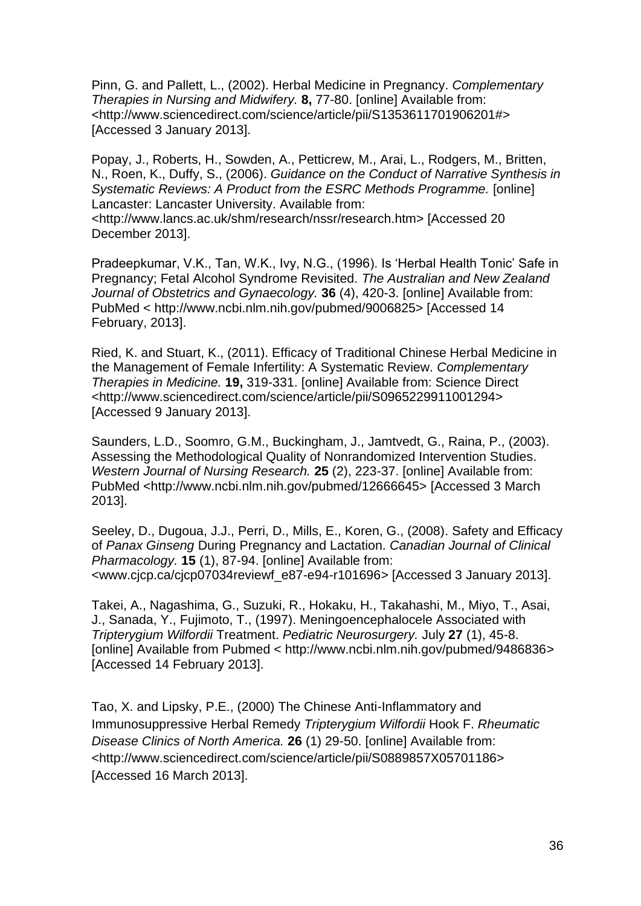Pinn, G. and Pallett, L., (2002). Herbal Medicine in Pregnancy. *Complementary Therapies in Nursing and Midwifery.* **8,** 77-80. [online] Available from: <http://www.sciencedirect.com/science/article/pii/S1353611701906201#> [Accessed 3 January 2013].

Popay, J., Roberts, H., Sowden, A., Petticrew, M., Arai, L., Rodgers, M., Britten, N., Roen, K., Duffy, S., (2006). *Guidance on the Conduct of Narrative Synthesis in Systematic Reviews: A Product from the ESRC Methods Programme.* [online] Lancaster: Lancaster University. Available from: <http://www.lancs.ac.uk/shm/research/nssr/research.htm> [Accessed 20 December 2013].

Pradeepkumar, V.K., Tan, W.K., Ivy, N.G., (1996). Is 'Herbal Health Tonic' Safe in Pregnancy; Fetal Alcohol Syndrome Revisited. *The Australian and New Zealand Journal of Obstetrics and Gynaecology.* **36** (4), 420-3. [online] Available from: PubMed < http://www.ncbi.nlm.nih.gov/pubmed/9006825> [Accessed 14 February, 2013].

Ried, K. and Stuart, K., (2011). Efficacy of Traditional Chinese Herbal Medicine in the Management of Female Infertility: A Systematic Review. *Complementary Therapies in Medicine.* **19,** 319-331. [online] Available from: Science Direct <http://www.sciencedirect.com/science/article/pii/S0965229911001294> [Accessed 9 January 2013].

Saunders, L.D., Soomro, G.M., Buckingham, J., Jamtvedt, G., Raina, P., (2003). Assessing the Methodological Quality of Nonrandomized Intervention Studies. *Western Journal of Nursing Research.* **25** (2), 223-37. [online] Available from: PubMed <http://www.ncbi.nlm.nih.gov/pubmed/12666645> [Accessed 3 March 2013].

Seeley, D., Dugoua, J.J., Perri, D., Mills, E., Koren, G., (2008). Safety and Efficacy of *Panax Ginseng* During Pregnancy and Lactation. *Canadian Journal of Clinical Pharmacology.* **15** (1), 87-94. [online] Available from: <www.cjcp.ca/cjcp07034reviewf_e87-e94-r101696> [Accessed 3 January 2013].

Takei, A., Nagashima, G., Suzuki, R., Hokaku, H., Takahashi, M., Miyo, T., Asai, J., Sanada, Y., Fujimoto, T., (1997). Meningoencephalocele Associated with *Tripterygium Wilfordii* Treatment. *Pediatric Neurosurgery.* July **27** (1), 45-8. [online] Available from Pubmed < http://www.ncbi.nlm.nih.gov/pubmed/9486836> [Accessed 14 February 2013].

Tao, X. and Lipsky, P.E., (2000) The Chinese Anti-Inflammatory and Immunosuppressive Herbal Remedy *Tripterygium Wilfordii* Hook F. *Rheumatic Disease Clinics of North America.* **26** (1) 29-50. [online] Available from: <http://www.sciencedirect.com/science/article/pii/S0889857X05701186> [Accessed 16 March 2013].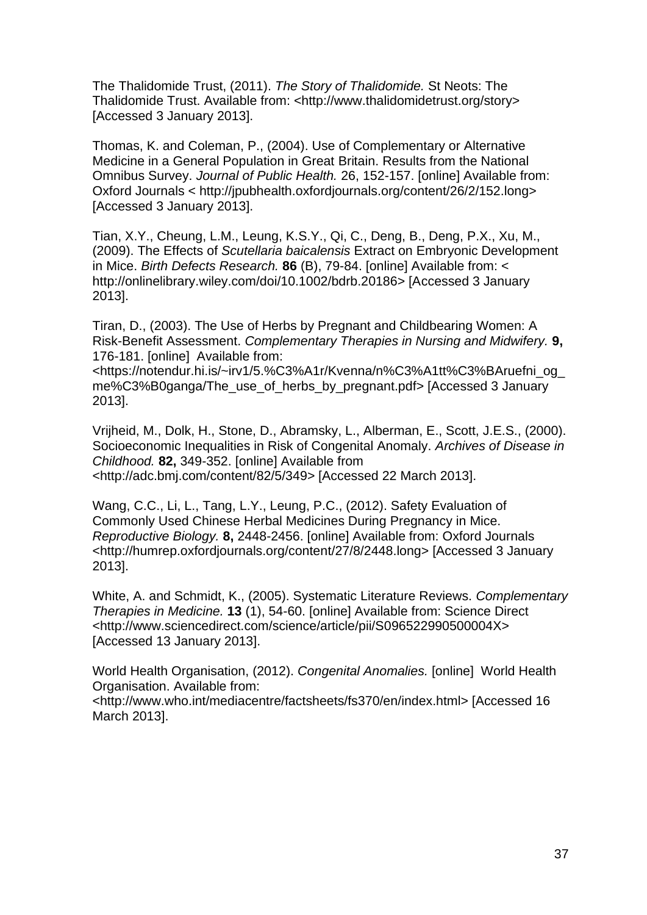The Thalidomide Trust, (2011). *The Story of Thalidomide.* St Neots: The Thalidomide Trust. Available from: <http://www.thalidomidetrust.org/story> [Accessed 3 January 2013].

Thomas, K. and Coleman, P., (2004). Use of Complementary or Alternative Medicine in a General Population in Great Britain. Results from the National Omnibus Survey. *Journal of Public Health.* 26, 152-157. [online] Available from: Oxford Journals < http://jpubhealth.oxfordjournals.org/content/26/2/152.long> [Accessed 3 January 2013].

Tian, X.Y., Cheung, L.M., Leung, K.S.Y., Qi, C., Deng, B., Deng, P.X., Xu, M., (2009). The Effects of *Scutellaria baicalensis* Extract on Embryonic Development in Mice. *Birth Defects Research.* **86** (B), 79-84. [online] Available from: < http://onlinelibrary.wiley.com/doi/10.1002/bdrb.20186> [Accessed 3 January 2013].

Tiran, D., (2003). The Use of Herbs by Pregnant and Childbearing Women: A Risk-Benefit Assessment. *Complementary Therapies in Nursing and Midwifery.* **9,** 176-181. [online] Available from: <https://notendur.hi.is/~irv1/5.%C3%A1r/Kvenna/n%C3%A1tt%C3%BAruefni_og_me%C3%B0ganga/The_use_of_herbs_by_pregnant.pdf> [Accessed 3 January 2013].

Vrijheid, M., Dolk, H., Stone, D., Abramsky, L., Alberman, E., Scott, J.E.S., (2000). Socioeconomic Inequalities in Risk of Congenital Anomaly. *Archives of Disease in Childhood.* **82,** 349-352. [online] Available from <http://adc.bmj.com/content/82/5/349> [Accessed 22 March 2013].

Wang, C.C., Li, L., Tang, L.Y., Leung, P.C., (2012). Safety Evaluation of Commonly Used Chinese Herbal Medicines During Pregnancy in Mice. *Reproductive Biology.* **8,** 2448-2456. [online] Available from: Oxford Journals <http://humrep.oxfordjournals.org/content/27/8/2448.long> [Accessed 3 January 2013].

White, A. and Schmidt, K., (2005). Systematic Literature Reviews. *Complementary Therapies in Medicine.* **13** (1), 54-60. [online] Available from: Science Direct <http://www.sciencedirect.com/science/article/pii/S096522990500004X> [Accessed 13 January 2013].

World Health Organisation, (2012). *Congenital Anomalies.* [online] World Health Organisation. Available from: <http://www.who.int/mediacentre/factsheets/fs370/en/index.html> [Accessed 16 March 2013].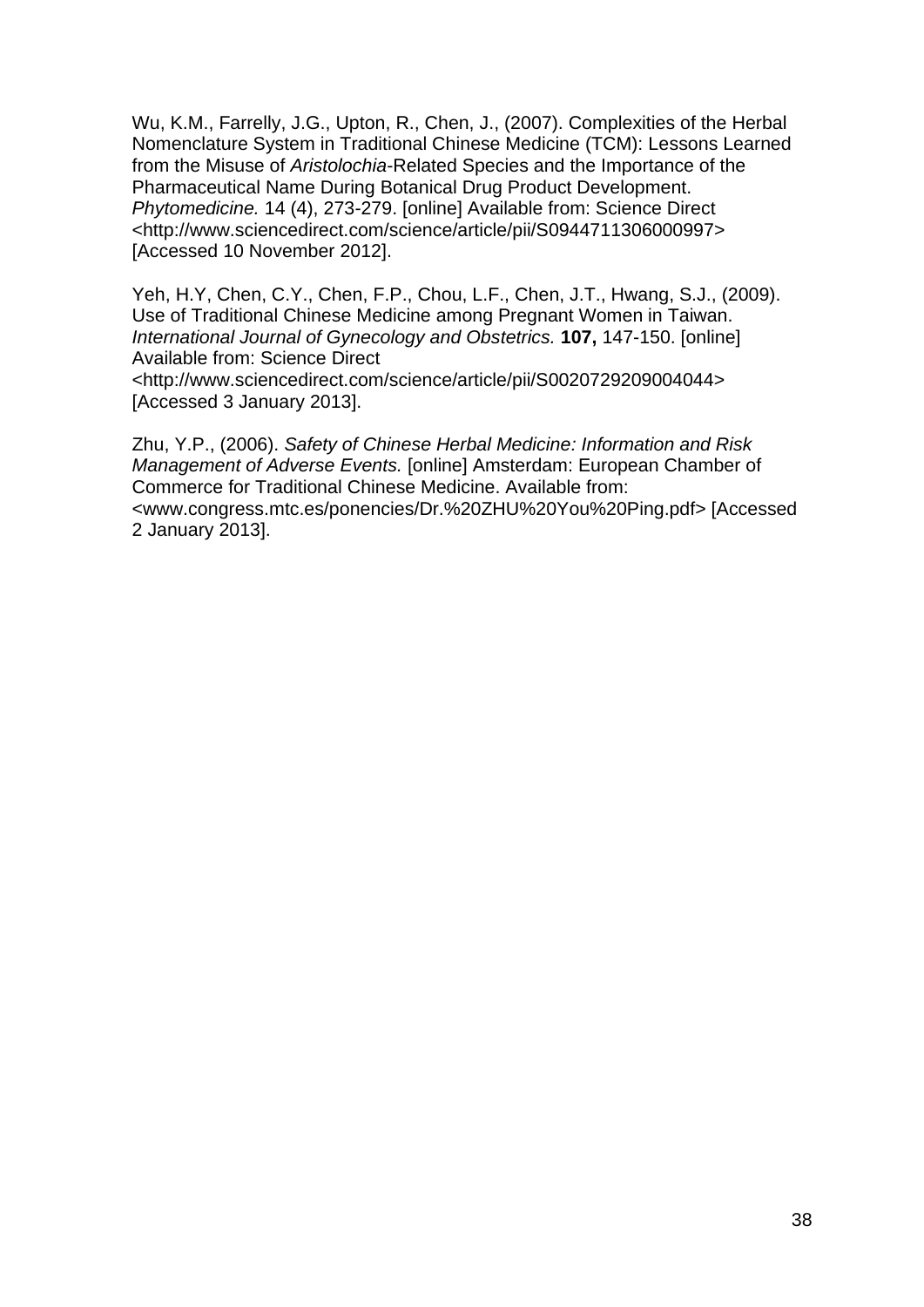Wu, K.M., Farrelly, J.G., Upton, R., Chen, J., (2007). Complexities of the Herbal Nomenclature System in Traditional Chinese Medicine (TCM): Lessons Learned from the Misuse of *Aristolochia*-Related Species and the Importance of the Pharmaceutical Name During Botanical Drug Product Development. *Phytomedicine.* 14 (4), 273-279. [online] Available from: Science Direct <http://www.sciencedirect.com/science/article/pii/S0944711306000997> [Accessed 10 November 2012].

Yeh, H.Y, Chen, C.Y., Chen, F.P., Chou, L.F., Chen, J.T., Hwang, S.J., (2009). Use of Traditional Chinese Medicine among Pregnant Women in Taiwan. *International Journal of Gynecology and Obstetrics.* **107,** 147-150. [online] Available from: Science Direct <http://www.sciencedirect.com/science/article/pii/S0020729209004044> [Accessed 3 January 2013].

Zhu, Y.P., (2006). *Safety of Chinese Herbal Medicine: Information and Risk Management of Adverse Events.* [online] Amsterdam: European Chamber of Commerce for Traditional Chinese Medicine. Available from: <www.congress.mtc.es/ponencies/Dr.%20ZHU%20You%20Ping.pdf> [Accessed 2 January 2013].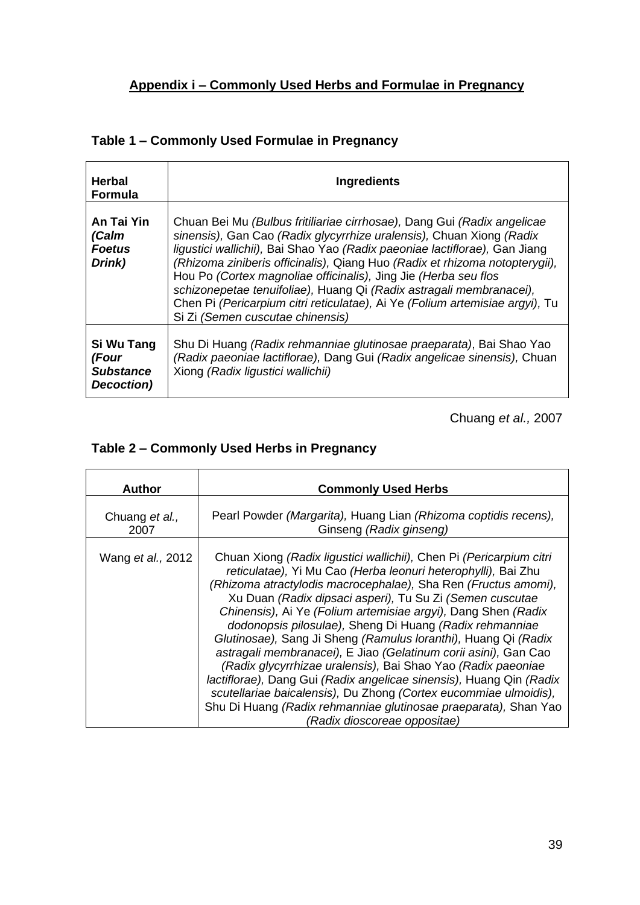## Appendix i – Commonly Used Herbs and Formulae in Pregnancy

### Table 1 – Commonly Used Formulae in Pregnancy

| Herbal Formula | Ingredients |
|---|---|
| **An Tai Yin *(Calm Foetus Drink)*** | Chuan Bei Mu *(Bulbus fritiliariae cirrhosae),* Dang Gui *(Radix angelicae sinensis),* Gan Cao *(Radix glycyrrhize uralensis),* Chuan Xiong *(Radix ligustici wallichii),* Bai Shao Yao *(Radix paeoniae lactiflorae),* Gan Jiang *(Rhizoma ziniberis officinalis),* Qiang Huo *(Radix et rhizoma notopterygii),* Hou Po *(Cortex magnoliae officinalis),* Jing Jie *(Herba seu flos schizonepetae tenuifoliae),* Huang Qi *(Radix astragali membranacei),* Chen Pi *(Pericarpium citri reticulatae),* Ai Ye *(Folium artemisiae argyi),* Tu Si Zi *(Semen cuscutae chinensis)* |
| **Si Wu Tang *(Four Substance Decoction)*** | Shu Di Huang *(Radix rehmanniae glutinosae praeparata)*, Bai Shao Yao *(Radix paeoniae lactiflorae),* Dang Gui *(Radix angelicae sinensis),* Chuan Xiong *(Radix ligustici wallichii)* |

Chuang *et al.,* 2007

### Table 2 – Commonly Used Herbs in Pregnancy

| Author | Commonly Used Herbs |
|---|---|
| Chuang *et al.,* 2007 | Pearl Powder *(Margarita),* Huang Lian *(Rhizoma coptidis recens),* Ginseng *(Radix ginseng)* |
| Wang *et al.,* 2012 | Chuan Xiong *(Radix ligustici wallichii),* Chen Pi *(Pericarpium citri reticulatae),* Yi Mu Cao *(Herba leonuri heterophylli),* Bai Zhu *(Rhizoma atractylodis macrocephalae),* Sha Ren *(Fructus amomi),* Xu Duan *(Radix dipsaci asperi),* Tu Su Zi *(Semen cuscutae Chinensis),* Ai Ye *(Folium artemisiae argyi),* Dang Shen *(Radix dodonopsis pilosulae),* Sheng Di Huang *(Radix rehmanniae Glutinosae),* Sang Ji Sheng *(Ramulus loranthi),* Huang Qi *(Radix astragali membranacei),* E Jiao *(Gelatinum corii asini),* Gan Cao *(Radix glycyrrhizae uralensis),* Bai Shao Yao *(Radix paeoniae lactiflorae),* Dang Gui *(Radix angelicae sinensis),* Huang Qin *(Radix scutellariae baicalensis),* Du Zhong *(Cortex eucommiae ulmoidis),* Shu Di Huang *(Radix rehmanniae glutinosae praeparata),* Shan Yao *(Radix dioscoreae oppositae)* |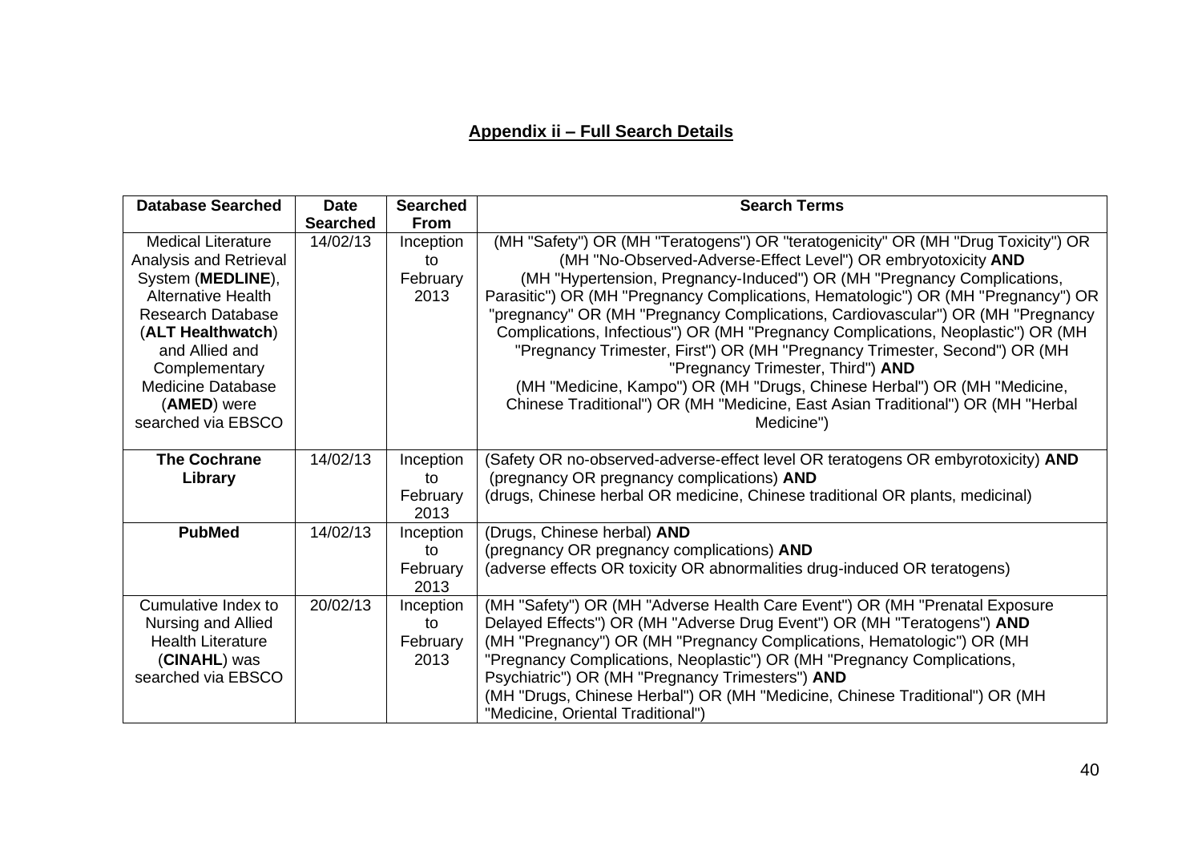## Appendix ii – Full Search Details

| Database Searched | Date Searched | Searched From | Search Terms |
|---|---|---|---|
| Medical Literature Analysis and Retrieval System (**MEDLINE**), Alternative Health Research Database (**ALT Healthwatch**) and Allied and Complementary Medicine Database (**AMED**) were searched via EBSCO | 14/02/13 | Inception to February 2013 | (MH "Safety") OR (MH "Teratogens") OR "teratogenicity" OR (MH "Drug Toxicity") OR (MH "No-Observed-Adverse-Effect Level") OR embryotoxicity **AND** (MH "Hypertension, Pregnancy-Induced") OR (MH "Pregnancy Complications, Parasitic") OR (MH "Pregnancy Complications, Hematologic") OR (MH "Pregnancy") OR "pregnancy" OR (MH "Pregnancy Complications, Cardiovascular") OR (MH "Pregnancy Complications, Infectious") OR (MH "Pregnancy Complications, Neoplastic") OR (MH "Pregnancy Trimester, First") OR (MH "Pregnancy Trimester, Second") OR (MH "Pregnancy Trimester, Third") **AND** (MH "Medicine, Kampo") OR (MH "Drugs, Chinese Herbal") OR (MH "Medicine, Chinese Traditional") OR (MH "Medicine, East Asian Traditional") OR (MH "Herbal Medicine") |
| **The Cochrane Library** | 14/02/13 | Inception to February 2013 | (Safety OR no-observed-adverse-effect level OR teratogens OR embyrotoxicity) **AND** (pregnancy OR pregnancy complications) **AND** (drugs, Chinese herbal OR medicine, Chinese traditional OR plants, medicinal) |
| **PubMed** | 14/02/13 | Inception to February 2013 | (Drugs, Chinese herbal) **AND** (pregnancy OR pregnancy complications) **AND** (adverse effects OR toxicity OR abnormalities drug-induced OR teratogens) |
| Cumulative Index to Nursing and Allied Health Literature (**CINAHL**) was searched via EBSCO | 20/02/13 | Inception to February 2013 | (MH "Safety") OR (MH "Adverse Health Care Event") OR (MH "Prenatal Exposure Delayed Effects") OR (MH "Adverse Drug Event") OR (MH "Teratogens") **AND** (MH "Pregnancy") OR (MH "Pregnancy Complications, Hematologic") OR (MH "Pregnancy Complications, Neoplastic") OR (MH "Pregnancy Complications, Psychiatric") OR (MH "Pregnancy Trimesters") **AND** (MH "Drugs, Chinese Herbal") OR (MH "Medicine, Chinese Traditional") OR (MH "Medicine, Oriental Traditional") |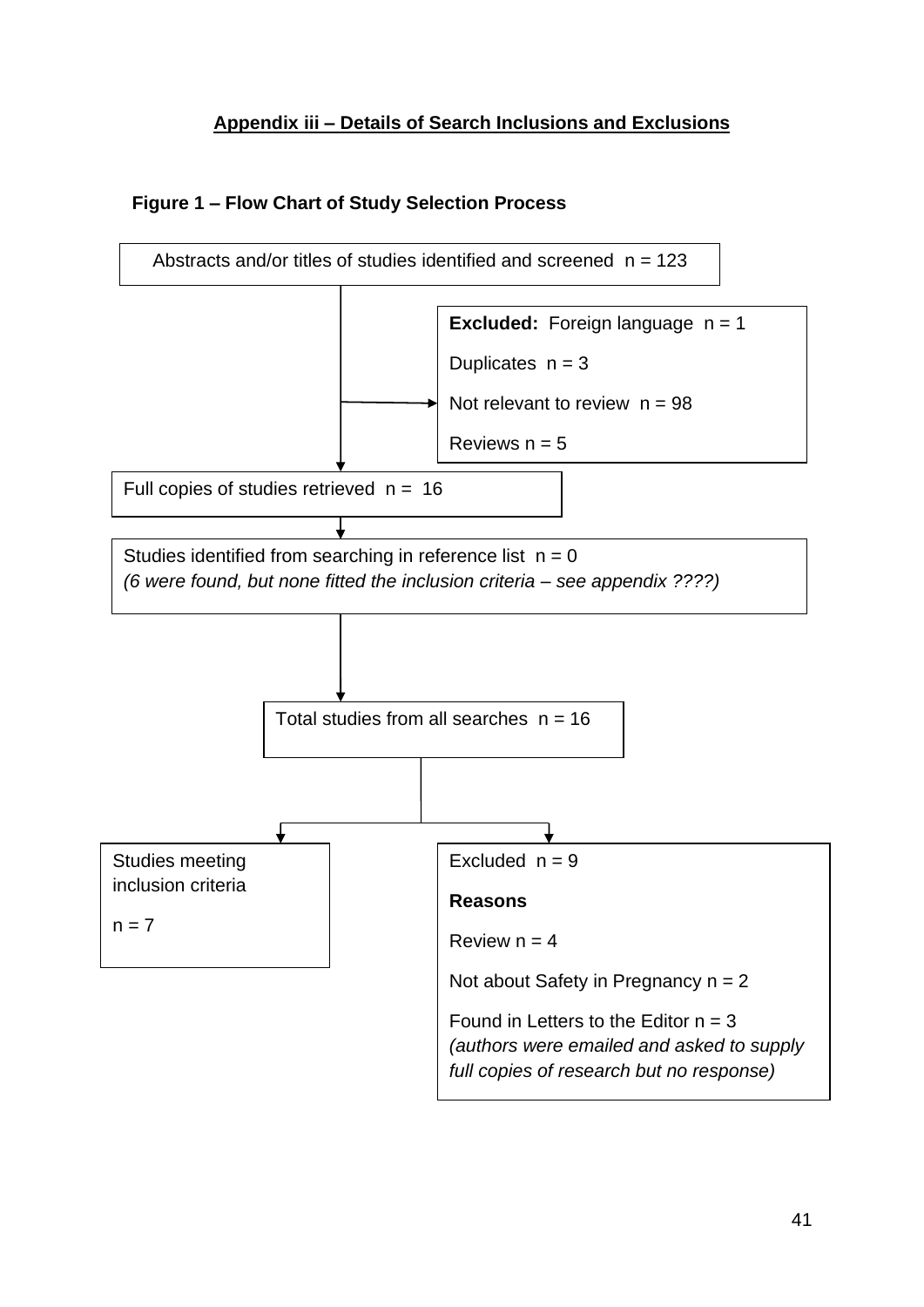**Appendix iii – Details of Search Inclusions and Exclusions**

**Figure 1 – Flow Chart of Study Selection Process**

Abstracts and/or titles of studies identified and screened n = 123

**Excluded:** Foreign language n = 1

Duplicates n = 3

Not relevant to review n = 98

Reviews n = 5

Full copies of studies retrieved n = 16

Studies identified from searching in reference list n = 0
*(6 were found, but none fitted the inclusion criteria – see appendix ????)*

Total studies from all searches n = 16

Studies meeting inclusion criteria

n = 7

Excluded n = 9

**Reasons**

Review n = 4

Not about Safety in Pregnancy n = 2

Found in Letters to the Editor n = 3
*(authors were emailed and asked to supply full copies of research but no response)*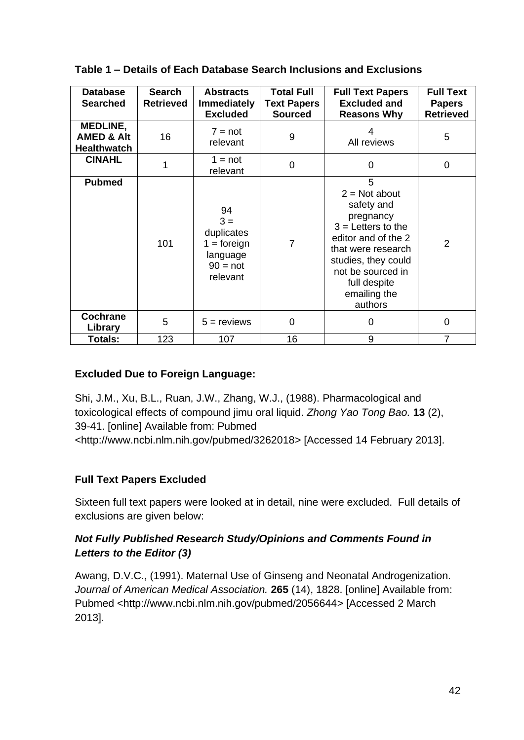**Table 1 – Details of Each Database Search Inclusions and Exclusions**

| Database Searched | Search Retrieved | Abstracts Immediately Excluded | Total Full Text Papers Sourced | Full Text Papers Excluded and Reasons Why | Full Text Papers Retrieved |
|---|---|---|---|---|---|
| **MEDLINE, AMED & Alt Healthwatch** | 16 | 7 = not relevant | 9 | 4 All reviews | 5 |
| **CINAHL** | 1 | 1 = not relevant | 0 | 0 | 0 |
| **Pubmed** | 101 | 94 3 = duplicates 1 = foreign language 90 = not relevant | 7 | 5 2 = Not about safety and pregnancy 3 = Letters to the editor and of the 2 that were research studies, they could not be sourced in full despite emailing the authors | 2 |
| **Cochrane Library** | 5 | 5 = reviews | 0 | 0 | 0 |
| **Totals:** | 123 | 107 | 16 | 9 | 7 |

**Excluded Due to Foreign Language:**

Shi, J.M., Xu, B.L., Ruan, J.W., Zhang, W.J., (1988). Pharmacological and toxicological effects of compound jimu oral liquid. *Zhong Yao Tong Bao.* **13** (2), 39-41. [online] Available from: Pubmed <http://www.ncbi.nlm.nih.gov/pubmed/3262018> [Accessed 14 February 2013].

**Full Text Papers Excluded**

Sixteen full text papers were looked at in detail, nine were excluded. Full details of exclusions are given below:

***Not Fully Published Research Study/Opinions and Comments Found in Letters to the Editor (3)***

Awang, D.V.C., (1991). Maternal Use of Ginseng and Neonatal Androgenization. *Journal of American Medical Association.* **265** (14), 1828. [online] Available from: Pubmed <http://www.ncbi.nlm.nih.gov/pubmed/2056644> [Accessed 2 March 2013].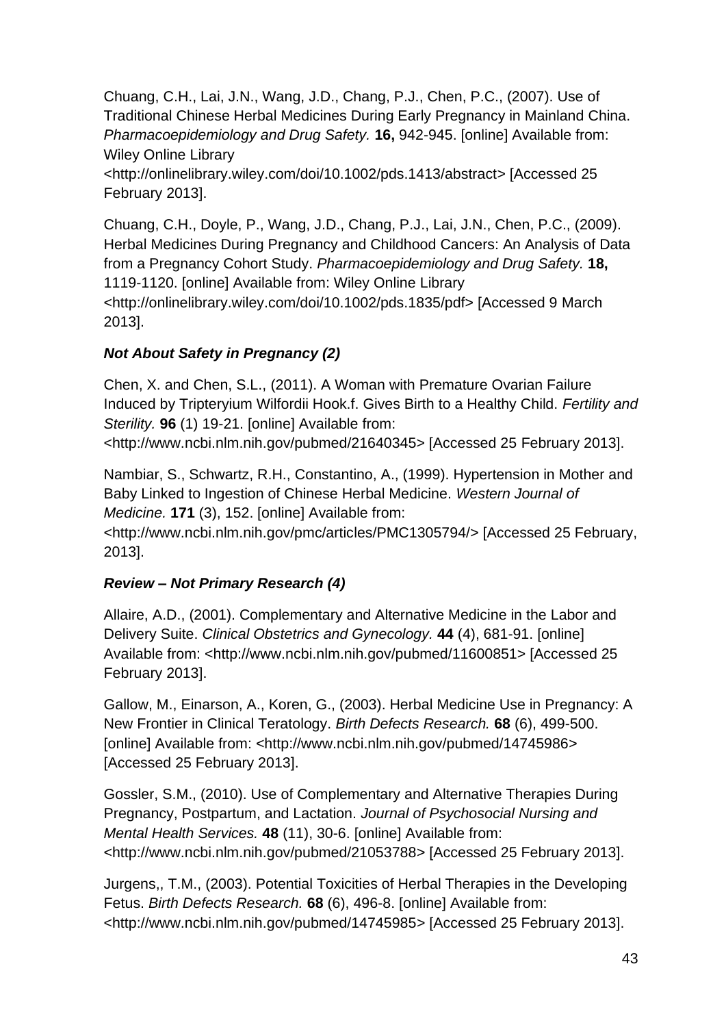Chuang, C.H., Lai, J.N., Wang, J.D., Chang, P.J., Chen, P.C., (2007). Use of Traditional Chinese Herbal Medicines During Early Pregnancy in Mainland China. *Pharmacoepidemiology and Drug Safety.* **16,** 942-945. [online] Available from: Wiley Online Library <http://onlinelibrary.wiley.com/doi/10.1002/pds.1413/abstract> [Accessed 25 February 2013].

Chuang, C.H., Doyle, P., Wang, J.D., Chang, P.J., Lai, J.N., Chen, P.C., (2009). Herbal Medicines During Pregnancy and Childhood Cancers: An Analysis of Data from a Pregnancy Cohort Study. *Pharmacoepidemiology and Drug Safety.* **18,** 1119-1120. [online] Available from: Wiley Online Library <http://onlinelibrary.wiley.com/doi/10.1002/pds.1835/pdf> [Accessed 9 March 2013].

***Not About Safety in Pregnancy (2)***

Chen, X. and Chen, S.L., (2011). A Woman with Premature Ovarian Failure Induced by Tripteryium Wilfordii Hook.f. Gives Birth to a Healthy Child. *Fertility and Sterility.* **96** (1) 19-21. [online] Available from: <http://www.ncbi.nlm.nih.gov/pubmed/21640345> [Accessed 25 February 2013].

Nambiar, S., Schwartz, R.H., Constantino, A., (1999). Hypertension in Mother and Baby Linked to Ingestion of Chinese Herbal Medicine. *Western Journal of Medicine.* **171** (3), 152. [online] Available from: <http://www.ncbi.nlm.nih.gov/pmc/articles/PMC1305794/> [Accessed 25 February, 2013].

***Review – Not Primary Research (4)***

Allaire, A.D., (2001). Complementary and Alternative Medicine in the Labor and Delivery Suite. *Clinical Obstetrics and Gynecology.* **44** (4), 681-91. [online] Available from: <http://www.ncbi.nlm.nih.gov/pubmed/11600851> [Accessed 25 February 2013].

Gallow, M., Einarson, A., Koren, G., (2003). Herbal Medicine Use in Pregnancy: A New Frontier in Clinical Teratology. *Birth Defects Research.* **68** (6), 499-500. [online] Available from: <http://www.ncbi.nlm.nih.gov/pubmed/14745986> [Accessed 25 February 2013].

Gossler, S.M., (2010). Use of Complementary and Alternative Therapies During Pregnancy, Postpartum, and Lactation. *Journal of Psychosocial Nursing and Mental Health Services.* **48** (11), 30-6. [online] Available from: <http://www.ncbi.nlm.nih.gov/pubmed/21053788> [Accessed 25 February 2013].

Jurgens,, T.M., (2003). Potential Toxicities of Herbal Therapies in the Developing Fetus. *Birth Defects Research.* **68** (6), 496-8. [online] Available from: <http://www.ncbi.nlm.nih.gov/pubmed/14745985> [Accessed 25 February 2013].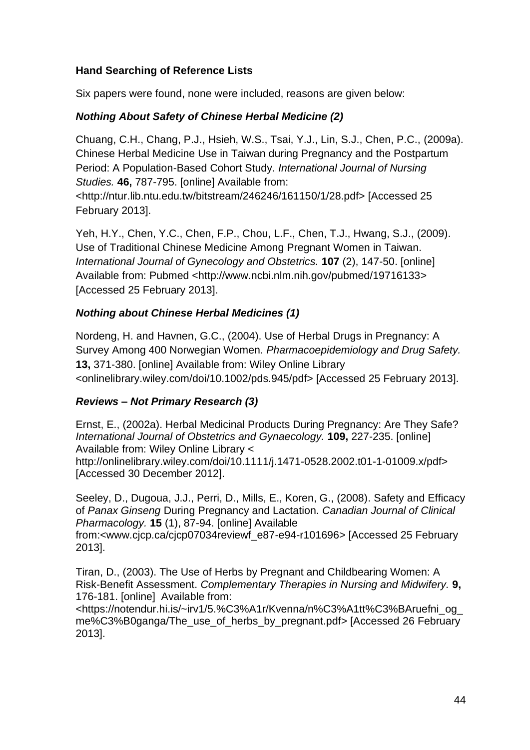### Hand Searching of Reference Lists

Six papers were found, none were included, reasons are given below:

#### *Nothing About Safety of Chinese Herbal Medicine (2)*

Chuang, C.H., Chang, P.J., Hsieh, W.S., Tsai, Y.J., Lin, S.J., Chen, P.C., (2009a). Chinese Herbal Medicine Use in Taiwan during Pregnancy and the Postpartum Period: A Population-Based Cohort Study. *International Journal of Nursing Studies.* **46,** 787-795. [online] Available from: <http://ntur.lib.ntu.edu.tw/bitstream/246246/161150/1/28.pdf> [Accessed 25 February 2013].

Yeh, H.Y., Chen, Y.C., Chen, F.P., Chou, L.F., Chen, T.J., Hwang, S.J., (2009). Use of Traditional Chinese Medicine Among Pregnant Women in Taiwan. *International Journal of Gynecology and Obstetrics.* **107** (2), 147-50. [online] Available from: Pubmed <http://www.ncbi.nlm.nih.gov/pubmed/19716133> [Accessed 25 February 2013].

#### *Nothing about Chinese Herbal Medicines (1)*

Nordeng, H. and Havnen, G.C., (2004). Use of Herbal Drugs in Pregnancy: A Survey Among 400 Norwegian Women. *Pharmacoepidemiology and Drug Safety.* **13,** 371-380. [online] Available from: Wiley Online Library <onlinelibrary.wiley.com/doi/10.1002/pds.945/pdf> [Accessed 25 February 2013].

#### *Reviews – Not Primary Research (3)*

Ernst, E., (2002a). Herbal Medicinal Products During Pregnancy: Are They Safe? *International Journal of Obstetrics and Gynaecology.* **109,** 227-235. [online] Available from: Wiley Online Library < http://onlinelibrary.wiley.com/doi/10.1111/j.1471-0528.2002.t01-1-01009.x/pdf> [Accessed 30 December 2012].

Seeley, D., Dugoua, J.J., Perri, D., Mills, E., Koren, G., (2008). Safety and Efficacy of *Panax Ginseng* During Pregnancy and Lactation. *Canadian Journal of Clinical Pharmacology.* **15** (1), 87-94. [online] Available from:<www.cjcp.ca/cjcp07034reviewf_e87-e94-r101696> [Accessed 25 February 2013].

Tiran, D., (2003). The Use of Herbs by Pregnant and Childbearing Women: A Risk-Benefit Assessment. *Complementary Therapies in Nursing and Midwifery.* **9,** 176-181. [online] Available from: <https://notendur.hi.is/~irv1/5.%C3%A1r/Kvenna/n%C3%A1tt%C3%BAruefni_og_me%C3%B0ganga/The_use_of_herbs_by_pregnant.pdf> [Accessed 26 February 2013].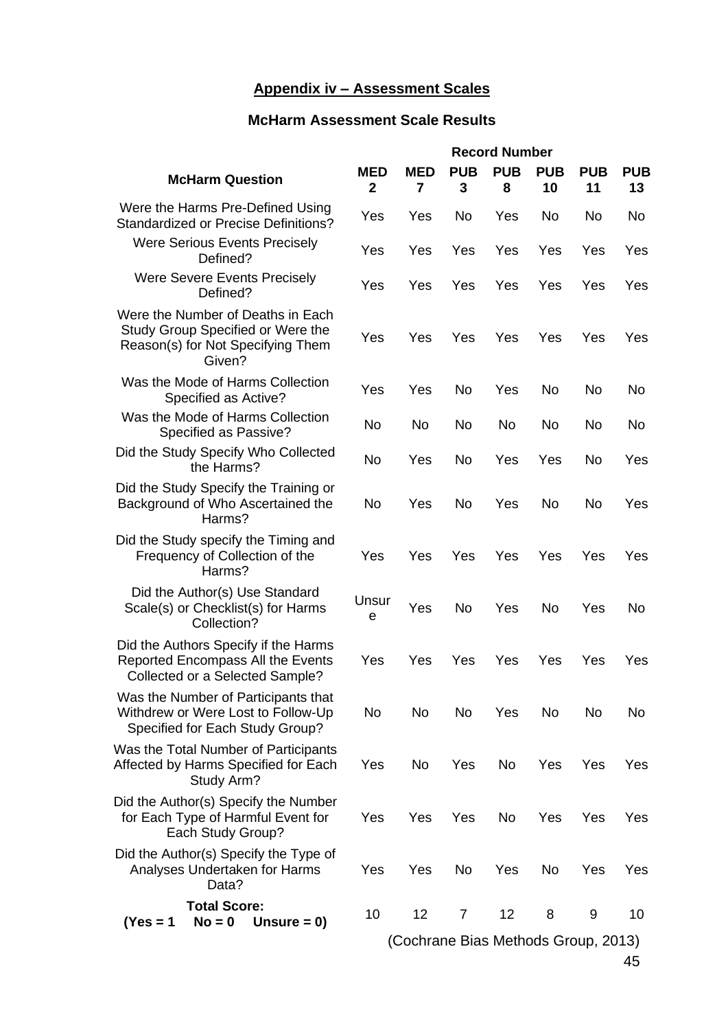## Appendix iv – Assessment Scales

### McHarm Assessment Scale Results

| McHarm Question | Record Number | | | | | | |
|---|---|---|---|---|---|---|---|
| | MED 2 | MED 7 | PUB 3 | PUB 8 | PUB 10 | PUB 11 | PUB 13 |
| Were the Harms Pre-Defined Using Standardized or Precise Definitions? | Yes | Yes | No | Yes | No | No | No |
| Were Serious Events Precisely Defined? | Yes | Yes | Yes | Yes | Yes | Yes | Yes |
| Were Severe Events Precisely Defined? | Yes | Yes | Yes | Yes | Yes | Yes | Yes |
| Were the Number of Deaths in Each Study Group Specified or Were the Reason(s) for Not Specifying Them Given? | Yes | Yes | Yes | Yes | Yes | Yes | Yes |
| Was the Mode of Harms Collection Specified as Active? | Yes | Yes | No | Yes | No | No | No |
| Was the Mode of Harms Collection Specified as Passive? | No | No | No | No | No | No | No |
| Did the Study Specify Who Collected the Harms? | No | Yes | No | Yes | Yes | No | Yes |
| Did the Study Specify the Training or Background of Who Ascertained the Harms? | No | Yes | No | Yes | No | No | Yes |
| Did the Study specify the Timing and Frequency of Collection of the Harms? | Yes | Yes | Yes | Yes | Yes | Yes | Yes |
| Did the Author(s) Use Standard Scale(s) or Checklist(s) for Harms Collection? | Unsure | Yes | No | Yes | No | Yes | No |
| Did the Authors Specify if the Harms Reported Encompass All the Events Collected or a Selected Sample? | Yes | Yes | Yes | Yes | Yes | Yes | Yes |
| Was the Number of Participants that Withdrew or Were Lost to Follow-Up Specified for Each Study Group? | No | No | No | Yes | No | No | No |
| Was the Total Number of Participants Affected by Harms Specified for Each Study Arm? | Yes | No | Yes | No | Yes | Yes | Yes |
| Did the Author(s) Specify the Number for Each Type of Harmful Event for Each Study Group? | Yes | Yes | Yes | No | Yes | Yes | Yes |
| Did the Author(s) Specify the Type of Analyses Undertaken for Harms Data? | Yes | Yes | No | Yes | No | Yes | Yes |
| **Total Score: (Yes = 1 No = 0 Unsure = 0)** | 10 | 12 | 7 | 12 | 8 | 9 | 10 |

(Cochrane Bias Methods Group, 2013)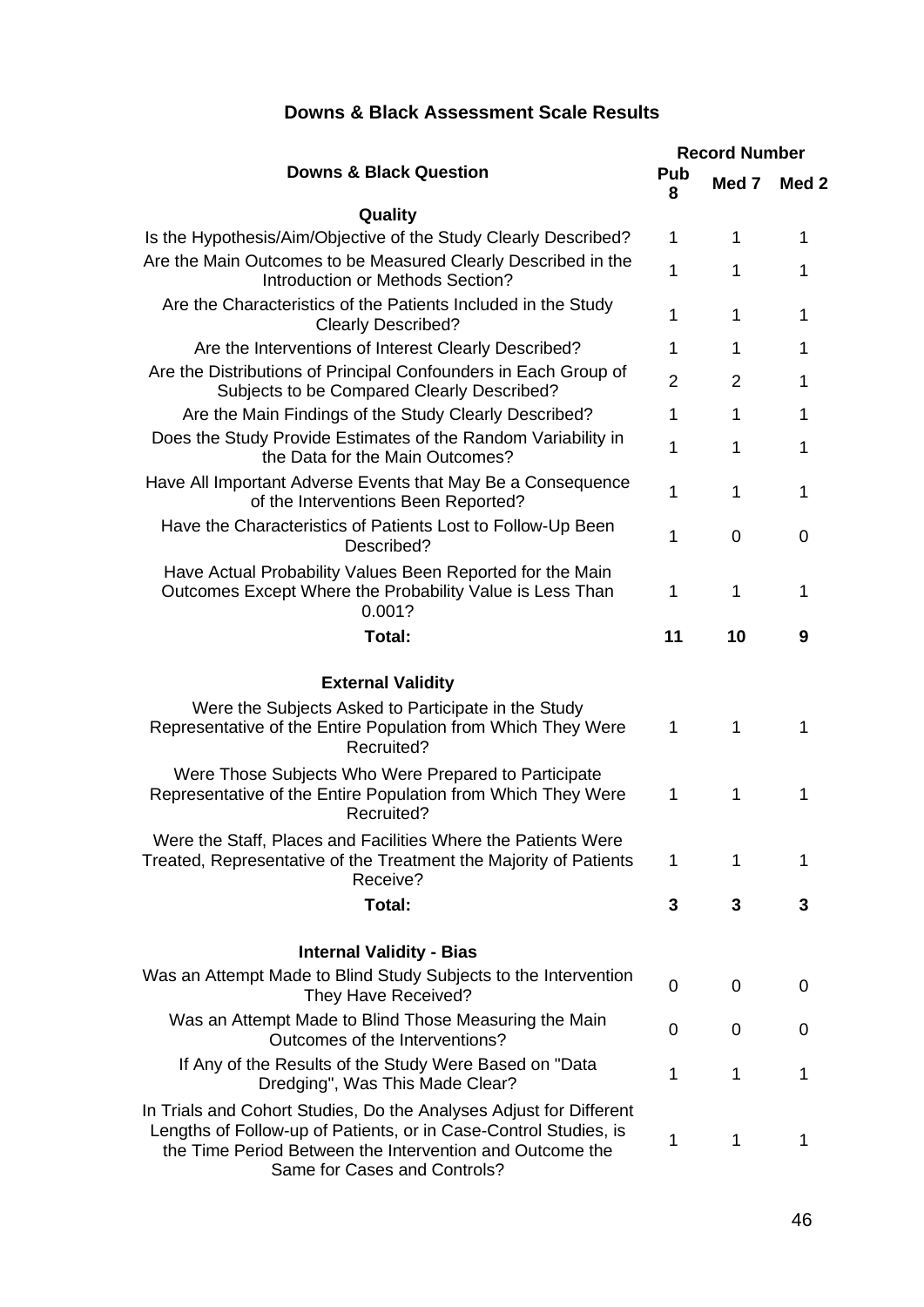## Downs & Black Assessment Scale Results

| Downs & Black Question | Record Number | | |
|---|---|---|---|
| | Pub 8 | Med 7 | Med 2 |
| **Quality** | | | |
| Is the Hypothesis/Aim/Objective of the Study Clearly Described? | 1 | 1 | 1 |
| Are the Main Outcomes to be Measured Clearly Described in the Introduction or Methods Section? | 1 | 1 | 1 |
| Are the Characteristics of the Patients Included in the Study Clearly Described? | 1 | 1 | 1 |
| Are the Interventions of Interest Clearly Described? | 1 | 1 | 1 |
| Are the Distributions of Principal Confounders in Each Group of Subjects to be Compared Clearly Described? | 2 | 2 | 1 |
| Are the Main Findings of the Study Clearly Described? | 1 | 1 | 1 |
| Does the Study Provide Estimates of the Random Variability in the Data for the Main Outcomes? | 1 | 1 | 1 |
| Have All Important Adverse Events that May Be a Consequence of the Interventions Been Reported? | 1 | 1 | 1 |
| Have the Characteristics of Patients Lost to Follow-Up Been Described? | 1 | 0 | 0 |
| Have Actual Probability Values Been Reported for the Main Outcomes Except Where the Probability Value is Less Than 0.001? | 1 | 1 | 1 |
| **Total:** | **11** | **10** | **9** |
| **External Validity** | | | |
| Were the Subjects Asked to Participate in the Study Representative of the Entire Population from Which They Were Recruited? | 1 | 1 | 1 |
| Were Those Subjects Who Were Prepared to Participate Representative of the Entire Population from Which They Were Recruited? | 1 | 1 | 1 |
| Were the Staff, Places and Facilities Where the Patients Were Treated, Representative of the Treatment the Majority of Patients Receive? | 1 | 1 | 1 |
| **Total:** | **3** | **3** | **3** |
| **Internal Validity - Bias** | | | |
| Was an Attempt Made to Blind Study Subjects to the Intervention They Have Received? | 0 | 0 | 0 |
| Was an Attempt Made to Blind Those Measuring the Main Outcomes of the Interventions? | 0 | 0 | 0 |
| If Any of the Results of the Study Were Based on "Data Dredging", Was This Made Clear? | 1 | 1 | 1 |
| In Trials and Cohort Studies, Do the Analyses Adjust for Different Lengths of Follow-up of Patients, or in Case-Control Studies, is the Time Period Between the Intervention and Outcome the Same for Cases and Controls? | 1 | 1 | 1 |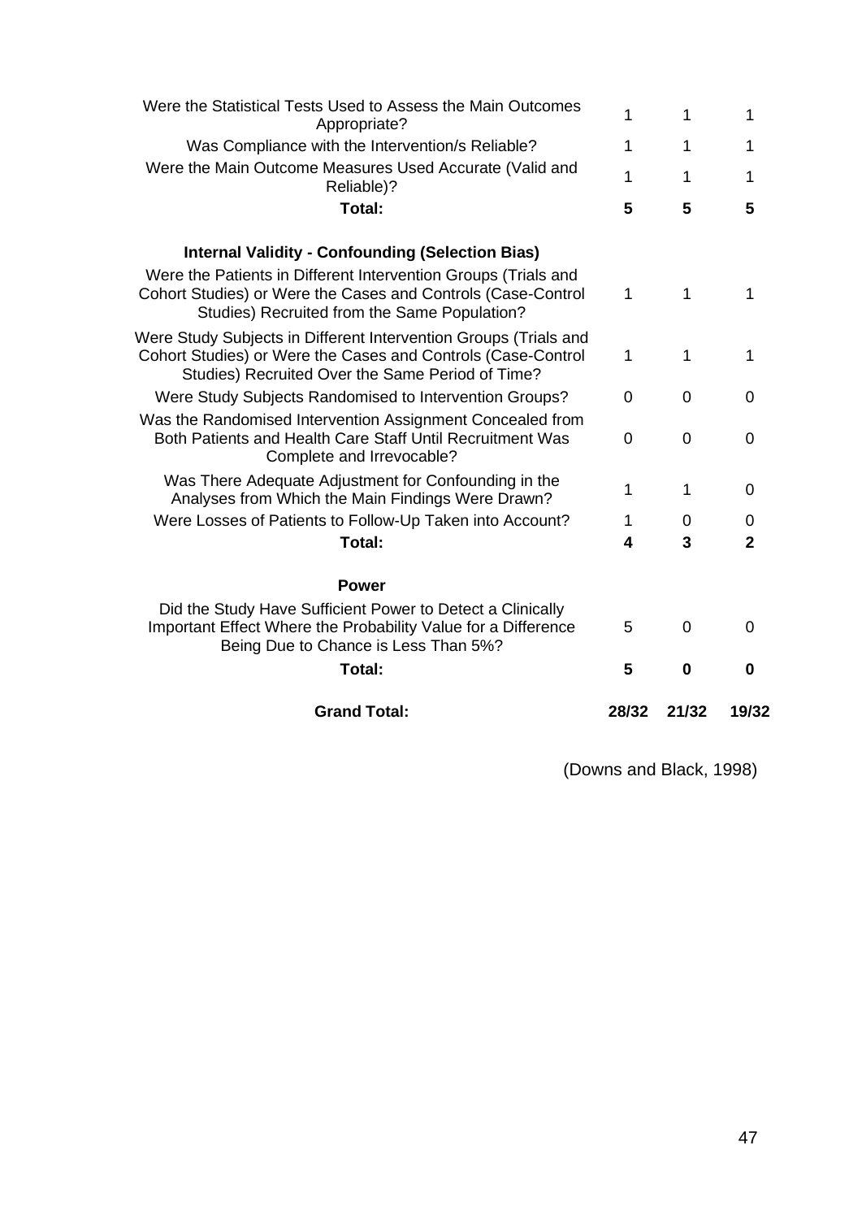| | | | |
|---|---|---|---|
| Were the Statistical Tests Used to Assess the Main Outcomes Appropriate? | 1 | 1 | 1 |
| Was Compliance with the Intervention/s Reliable? | 1 | 1 | 1 |
| Were the Main Outcome Measures Used Accurate (Valid and Reliable)? | 1 | 1 | 1 |
| **Total:** | **5** | **5** | **5** |
| | | | |
| **Internal Validity - Confounding (Selection Bias)** | | | |
| Were the Patients in Different Intervention Groups (Trials and Cohort Studies) or Were the Cases and Controls (Case-Control Studies) Recruited from the Same Population? | 1 | 1 | 1 |
| Were Study Subjects in Different Intervention Groups (Trials and Cohort Studies) or Were the Cases and Controls (Case-Control Studies) Recruited Over the Same Period of Time? | 1 | 1 | 1 |
| Were Study Subjects Randomised to Intervention Groups? | 0 | 0 | 0 |
| Was the Randomised Intervention Assignment Concealed from Both Patients and Health Care Staff Until Recruitment Was Complete and Irrevocable? | 0 | 0 | 0 |
| Was There Adequate Adjustment for Confounding in the Analyses from Which the Main Findings Were Drawn? | 1 | 1 | 0 |
| Were Losses of Patients to Follow-Up Taken into Account? | 1 | 0 | 0 |
| **Total:** | **4** | **3** | **2** |
| | | | |
| **Power** | | | |
| Did the Study Have Sufficient Power to Detect a Clinically Important Effect Where the Probability Value for a Difference Being Due to Chance is Less Than 5%? | 5 | 0 | 0 |
| **Total:** | **5** | **0** | **0** |
| | | | |
| **Grand Total:** | **28/32** | **21/32** | **19/32** |

(Downs and Black, 1998)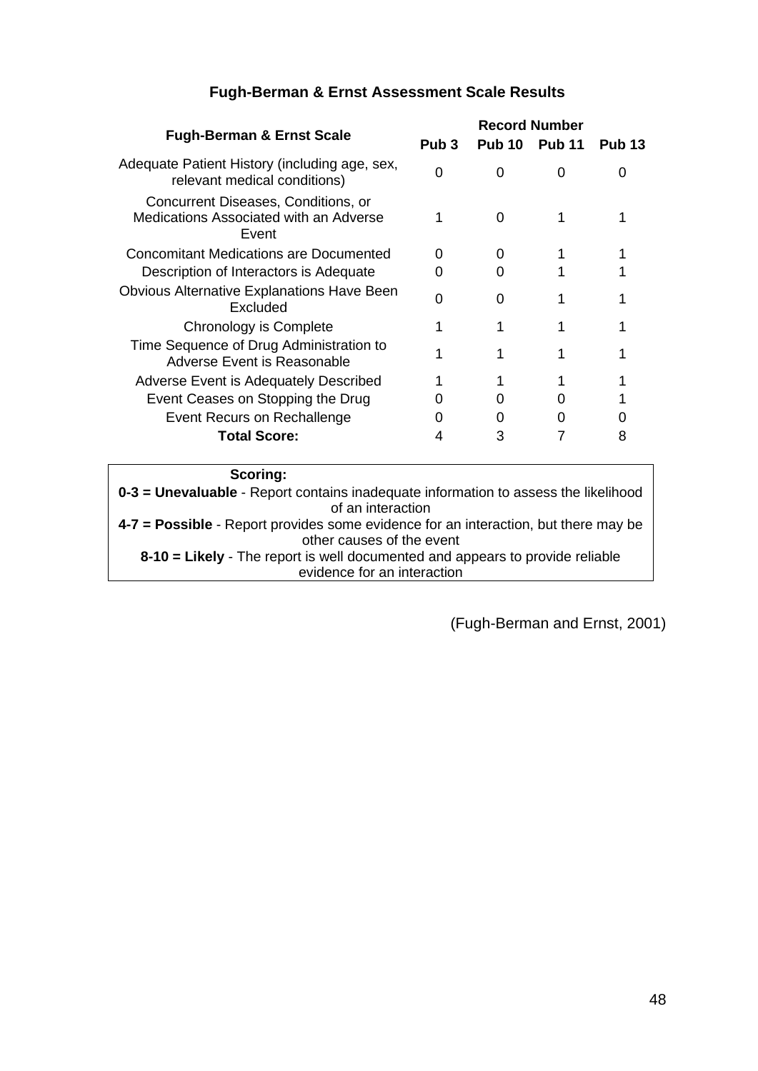## Fugh-Berman & Ernst Assessment Scale Results

| Fugh-Berman & Ernst Scale | Record Number | | | |
|---|---|---|---|---|
| | **Pub 3** | **Pub 10** | **Pub 11** | **Pub 13** |
| Adequate Patient History (including age, sex, relevant medical conditions) | 0 | 0 | 0 | 0 |
| Concurrent Diseases, Conditions, or Medications Associated with an Adverse Event | 1 | 0 | 1 | 1 |
| Concomitant Medications are Documented | 0 | 0 | 1 | 1 |
| Description of Interactors is Adequate | 0 | 0 | 1 | 1 |
| Obvious Alternative Explanations Have Been Excluded | 0 | 0 | 1 | 1 |
| Chronology is Complete | 1 | 1 | 1 | 1 |
| Time Sequence of Drug Administration to Adverse Event is Reasonable | 1 | 1 | 1 | 1 |
| Adverse Event is Adequately Described | 1 | 1 | 1 | 1 |
| Event Ceases on Stopping the Drug | 0 | 0 | 0 | 1 |
| Event Recurs on Rechallenge | 0 | 0 | 0 | 0 |
| **Total Score:** | 4 | 3 | 7 | 8 |

**Scoring:**

**0-3 = Unevaluable** - Report contains inadequate information to assess the likelihood of an interaction

**4-7 = Possible** - Report provides some evidence for an interaction, but there may be other causes of the event

**8-10 = Likely** - The report is well documented and appears to provide reliable evidence for an interaction

(Fugh-Berman and Ernst, 2001)